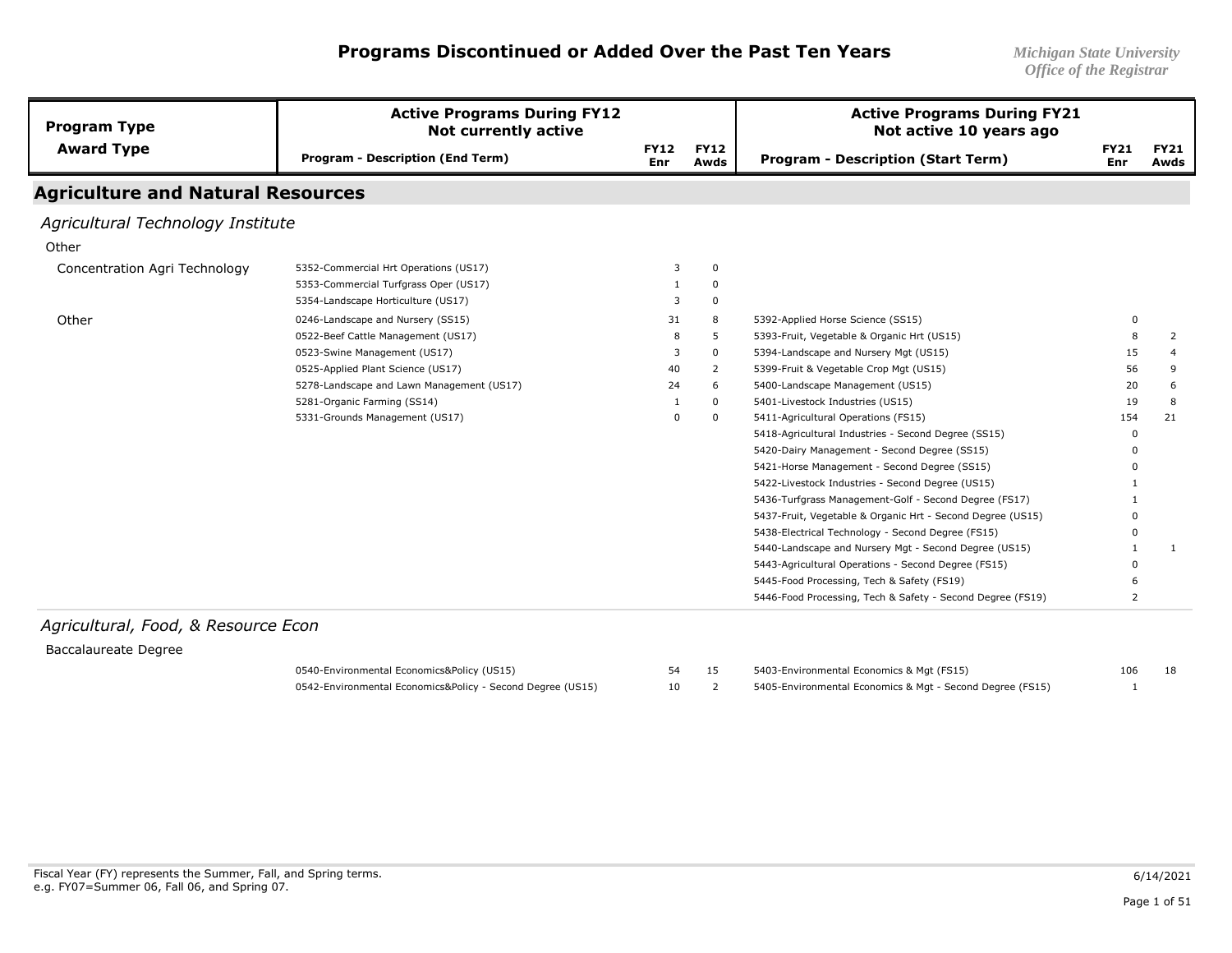# Programs Discontinued or Added Over the Past Ten Years

*Michigan State University*
*Office of the Registrar*

| Program Type / Award Type | Active Programs During FY12 Not currently active: Program - Description (End Term) | FY12 Enr | FY12 Awds | Active Programs During FY21 Not active 10 years ago: Program - Description (Start Term) | FY21 Enr | FY21 Awds |
|---|---|---|---|---|---|---|

## Agriculture and Natural Resources

### *Agricultural Technology Institute*

Other

| Award Type | Program - Description (End Term) | FY12 Enr | FY12 Awds | Program - Description (Start Term) | FY21 Enr | FY21 Awds |
|---|---|---|---|---|---|---|
| Concentration Agri Technology | 5352-Commercial Hrt Operations (US17) | 3 | 0 | | | |
| | 5353-Commercial Turfgrass Oper (US17) | 1 | 0 | | | |
| | 5354-Landscape Horticulture (US17) | 3 | 0 | | | |
| Other | 0246-Landscape and Nursery (SS15) | 31 | 8 | 5392-Applied Horse Science (SS15) | 0 | |
| | 0522-Beef Cattle Management (US17) | 8 | 5 | 5393-Fruit, Vegetable & Organic Hrt (US15) | 8 | 2 |
| | 0523-Swine Management (US17) | 3 | 0 | 5394-Landscape and Nursery Mgt (US15) | 15 | 4 |
| | 0525-Applied Plant Science (US17) | 40 | 2 | 5399-Fruit & Vegetable Crop Mgt (US15) | 56 | 9 |
| | 5278-Landscape and Lawn Management (US17) | 24 | 6 | 5400-Landscape Management (US15) | 20 | 6 |
| | 5281-Organic Farming (SS14) | 1 | 0 | 5401-Livestock Industries (US15) | 19 | 8 |
| | 5331-Grounds Management (US17) | 0 | 0 | 5411-Agricultural Operations (FS15) | 154 | 21 |
| | | | | 5418-Agricultural Industries - Second Degree (SS15) | 0 | |
| | | | | 5420-Dairy Management - Second Degree (SS15) | 0 | |
| | | | | 5421-Horse Management - Second Degree (SS15) | 0 | |
| | | | | 5422-Livestock Industries - Second Degree (US15) | 1 | |
| | | | | 5436-Turfgrass Management-Golf - Second Degree (FS17) | 1 | |
| | | | | 5437-Fruit, Vegetable & Organic Hrt - Second Degree (US15) | 0 | |
| | | | | 5438-Electrical Technology - Second Degree (FS15) | 0 | |
| | | | | 5440-Landscape and Nursery Mgt - Second Degree (US15) | 1 | 1 |
| | | | | 5443-Agricultural Operations - Second Degree (FS15) | 0 | |
| | | | | 5445-Food Processing, Tech & Safety (FS19) | 6 | |
| | | | | 5446-Food Processing, Tech & Safety - Second Degree (FS19) | 2 | |

### *Agricultural, Food, & Resource Econ*

Baccalaureate Degree

| Award Type | Program - Description (End Term) | FY12 Enr | FY12 Awds | Program - Description (Start Term) | FY21 Enr | FY21 Awds |
|---|---|---|---|---|---|---|
| | 0540-Environmental Economics&Policy (US15) | 54 | 15 | 5403-Environmental Economics & Mgt (FS15) | 106 | 18 |
| | 0542-Environmental Economics&Policy - Second Degree (US15) | 10 | 2 | 5405-Environmental Economics & Mgt - Second Degree (FS15) | 1 | |

Fiscal Year (FY) represents the Summer, Fall, and Spring terms.
e.g. FY07=Summer 06, Fall 06, and Spring 07.

6/14/2021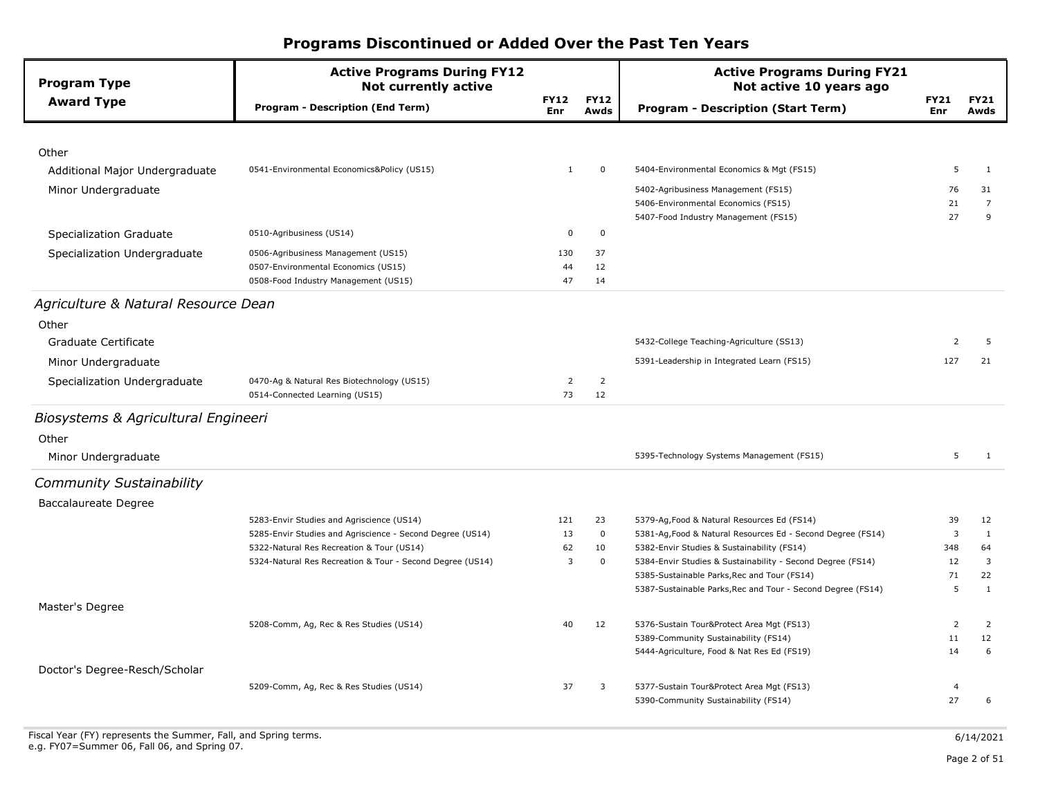# Programs Discontinued or Added Over the Past Ten Years

| Program Type / Award Type | Active Programs During FY12 Not currently active — Program - Description (End Term) | FY12 Enr | FY12 Awds | Active Programs During FY21 Not active 10 years ago — Program - Description (Start Term) | FY21 Enr | FY21 Awds |
|---|---|---|---|---|---|---|
| **Other** | | | | | | |
| Additional Major Undergraduate | 0541-Environmental Economics&Policy (US15) | 1 | 0 | 5404-Environmental Economics & Mgt (FS15) | 5 | 1 |
| Minor Undergraduate | | | | 5402-Agribusiness Management (FS15) | 76 | 31 |
| | | | | 5406-Environmental Economics (FS15) | 21 | 7 |
| | | | | 5407-Food Industry Management (FS15) | 27 | 9 |
| Specialization Graduate | 0510-Agribusiness (US14) | 0 | 0 | | | |
| Specialization Undergraduate | 0506-Agribusiness Management (US15) | 130 | 37 | | | |
| | 0507-Environmental Economics (US15) | 44 | 12 | | | |
| | 0508-Food Industry Management (US15) | 47 | 14 | | | |
| ***Agriculture & Natural Resource Dean*** | | | | | | |
| **Other** | | | | | | |
| Graduate Certificate | | | | 5432-College Teaching-Agriculture (SS13) | 2 | 5 |
| Minor Undergraduate | | | | 5391-Leadership in Integrated Learn (FS15) | 127 | 21 |
| Specialization Undergraduate | 0470-Ag & Natural Res Biotechnology (US15) | 2 | 2 | | | |
| | 0514-Connected Learning (US15) | 73 | 12 | | | |
| ***Biosystems & Agricultural Engineeri*** | | | | | | |
| **Other** | | | | | | |
| Minor Undergraduate | | | | 5395-Technology Systems Management (FS15) | 5 | 1 |
| ***Community Sustainability*** | | | | | | |
| **Baccalaureate Degree** | | | | | | |
| | 5283-Envir Studies and Agriscience (US14) | 121 | 23 | 5379-Ag,Food & Natural Resources Ed (FS14) | 39 | 12 |
| | 5285-Envir Studies and Agriscience - Second Degree (US14) | 13 | 0 | 5381-Ag,Food & Natural Resources Ed - Second Degree (FS14) | 3 | 1 |
| | 5322-Natural Res Recreation & Tour (US14) | 62 | 10 | 5382-Envir Studies & Sustainability (FS14) | 348 | 64 |
| | 5324-Natural Res Recreation & Tour - Second Degree (US14) | 3 | 0 | 5384-Envir Studies & Sustainability - Second Degree (FS14) | 12 | 3 |
| | | | | 5385-Sustainable Parks,Rec and Tour (FS14) | 71 | 22 |
| | | | | 5387-Sustainable Parks,Rec and Tour - Second Degree (FS14) | 5 | 1 |
| **Master's Degree** | | | | | | |
| | 5208-Comm, Ag, Rec & Res Studies (US14) | 40 | 12 | 5376-Sustain Tour&Protect Area Mgt (FS13) | 2 | 2 |
| | | | | 5389-Community Sustainability (FS14) | 11 | 12 |
| | | | | 5444-Agriculture, Food & Nat Res Ed (FS19) | 14 | 6 |
| **Doctor's Degree-Resch/Scholar** | | | | | | |
| | 5209-Comm, Ag, Rec & Res Studies (US14) | 37 | 3 | 5377-Sustain Tour&Protect Area Mgt (FS13) | 4 | |
| | | | | 5390-Community Sustainability (FS14) | 27 | 6 |

Fiscal Year (FY) represents the Summer, Fall, and Spring terms.
e.g. FY07=Summer 06, Fall 06, and Spring 07.

6/14/2021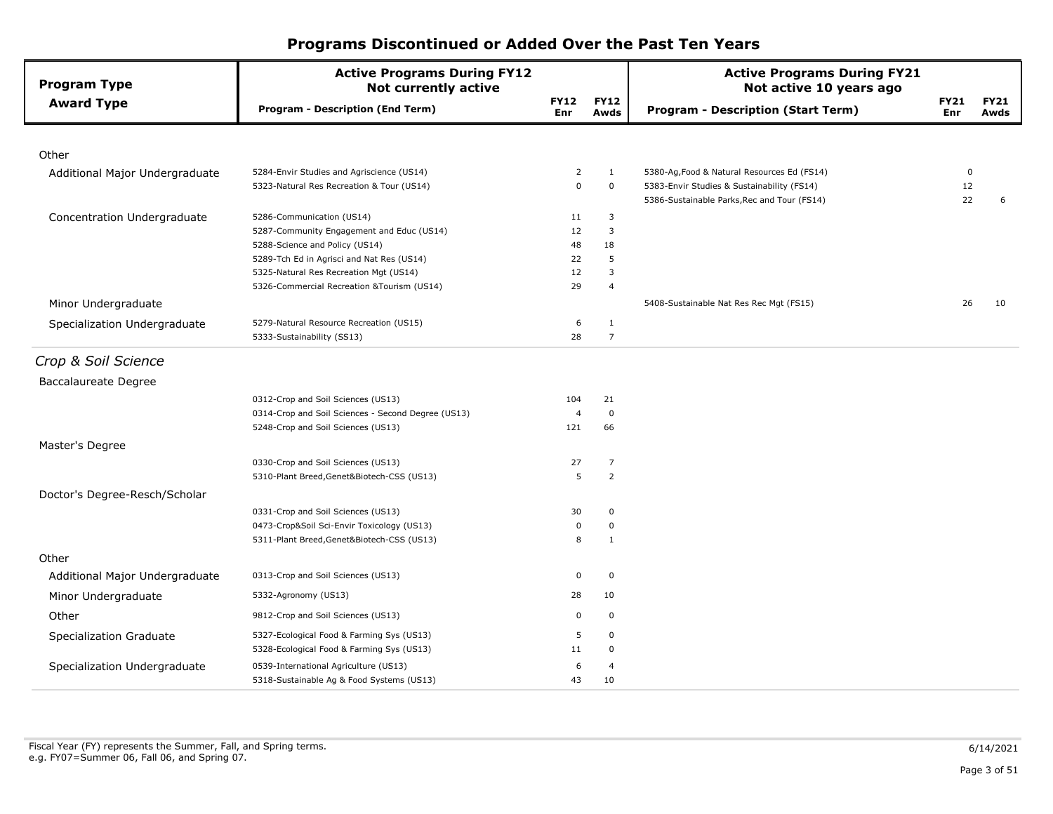# Programs Discontinued or Added Over the Past Ten Years

| Program Type / Award Type | Active Programs During FY12 Not currently active: Program - Description (End Term) | FY12 Enr | FY12 Awds | Active Programs During FY21 Not active 10 years ago: Program - Description (Start Term) | FY21 Enr | FY21 Awds |
|---|---|---|---|---|---|---|
| Other | | | | | | |
| Additional Major Undergraduate | 5284-Envir Studies and Agriscience (US14) | 2 | 1 | 5380-Ag,Food & Natural Resources Ed (FS14) | 0 | |
| | 5323-Natural Res Recreation & Tour (US14) | 0 | 0 | 5383-Envir Studies & Sustainability (FS14) | 12 | |
| | | | | 5386-Sustainable Parks,Rec and Tour (FS14) | 22 | 6 |
| Concentration Undergraduate | 5286-Communication (US14) | 11 | 3 | | | |
| | 5287-Community Engagement and Educ (US14) | 12 | 3 | | | |
| | 5288-Science and Policy (US14) | 48 | 18 | | | |
| | 5289-Tch Ed in Agrisci and Nat Res (US14) | 22 | 5 | | | |
| | 5325-Natural Res Recreation Mgt (US14) | 12 | 3 | | | |
| | 5326-Commercial Recreation &Tourism (US14) | 29 | 4 | | | |
| Minor Undergraduate | | | | 5408-Sustainable Nat Res Rec Mgt (FS15) | 26 | 10 |
| Specialization Undergraduate | 5279-Natural Resource Recreation (US15) | 6 | 1 | | | |
| | 5333-Sustainability (SS13) | 28 | 7 | | | |

## *Crop & Soil Science*

| Program Type / Award Type | Active Programs During FY12 Not currently active: Program - Description (End Term) | FY12 Enr | FY12 Awds | Active Programs During FY21 Not active 10 years ago: Program - Description (Start Term) | FY21 Enr | FY21 Awds |
|---|---|---|---|---|---|---|
| Baccalaureate Degree | | | | | | |
| | 0312-Crop and Soil Sciences (US13) | 104 | 21 | | | |
| | 0314-Crop and Soil Sciences - Second Degree (US13) | 4 | 0 | | | |
| | 5248-Crop and Soil Sciences (US13) | 121 | 66 | | | |
| Master's Degree | | | | | | |
| | 0330-Crop and Soil Sciences (US13) | 27 | 7 | | | |
| | 5310-Plant Breed,Genet&Biotech-CSS (US13) | 5 | 2 | | | |
| Doctor's Degree-Resch/Scholar | | | | | | |
| | 0331-Crop and Soil Sciences (US13) | 30 | 0 | | | |
| | 0473-Crop&Soil Sci-Envir Toxicology (US13) | 0 | 0 | | | |
| | 5311-Plant Breed,Genet&Biotech-CSS (US13) | 8 | 1 | | | |
| Other | | | | | | |
| Additional Major Undergraduate | 0313-Crop and Soil Sciences (US13) | 0 | 0 | | | |
| Minor Undergraduate | 5332-Agronomy (US13) | 28 | 10 | | | |
| Other | 9812-Crop and Soil Sciences (US13) | 0 | 0 | | | |
| Specialization Graduate | 5327-Ecological Food & Farming Sys (US13) | 5 | 0 | | | |
| | 5328-Ecological Food & Farming Sys (US13) | 11 | 0 | | | |
| Specialization Undergraduate | 0539-International Agriculture (US13) | 6 | 4 | | | |
| | 5318-Sustainable Ag & Food Systems (US13) | 43 | 10 | | | |

Fiscal Year (FY) represents the Summer, Fall, and Spring terms.
e.g. FY07=Summer 06, Fall 06, and Spring 07.

6/14/2021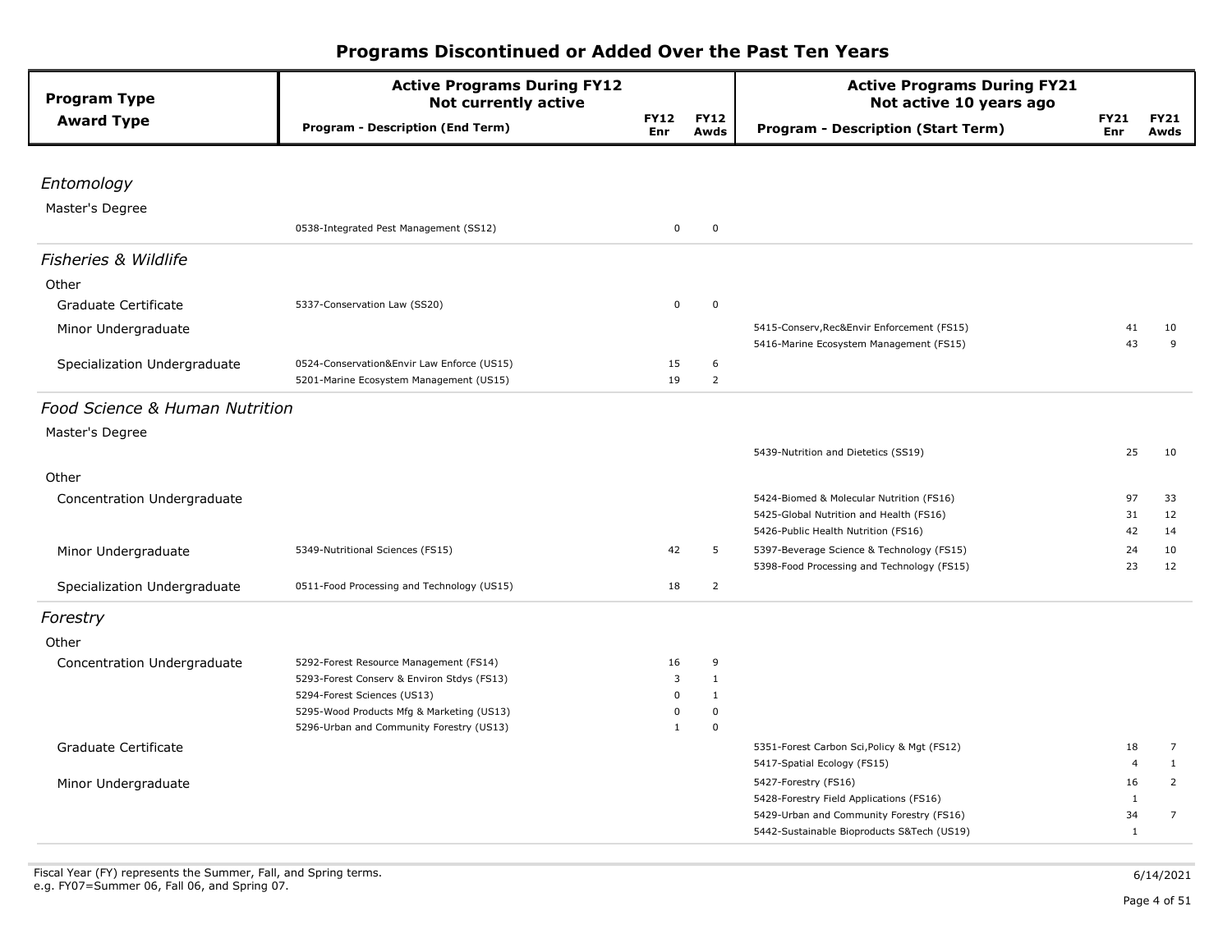# Programs Discontinued or Added Over the Past Ten Years

| Program Type / Award Type | Active Programs During FY12 Not currently active — Program - Description (End Term) | FY12 Enr | FY12 Awds | Active Programs During FY21 Not active 10 years ago — Program - Description (Start Term) | FY21 Enr | FY21 Awds |
|---|---|---|---|---|---|---|
| ***Entomology*** | | | | | | |
| Master's Degree | | | | | | |
| | 0538-Integrated Pest Management (SS12) | 0 | 0 | | | |
| ***Fisheries & Wildlife*** | | | | | | |
| Other | | | | | | |
| Graduate Certificate | 5337-Conservation Law (SS20) | 0 | 0 | | | |
| Minor Undergraduate | | | | 5415-Conserv,Rec&Envir Enforcement (FS15) | 41 | 10 |
| | | | | 5416-Marine Ecosystem Management (FS15) | 43 | 9 |
| Specialization Undergraduate | 0524-Conservation&Envir Law Enforce (US15) | 15 | 6 | | | |
| | 5201-Marine Ecosystem Management (US15) | 19 | 2 | | | |
| ***Food Science & Human Nutrition*** | | | | | | |
| Master's Degree | | | | | | |
| | | | | 5439-Nutrition and Dietetics (SS19) | 25 | 10 |
| Other | | | | | | |
| Concentration Undergraduate | | | | 5424-Biomed & Molecular Nutrition (FS16) | 97 | 33 |
| | | | | 5425-Global Nutrition and Health (FS16) | 31 | 12 |
| | | | | 5426-Public Health Nutrition (FS16) | 42 | 14 |
| Minor Undergraduate | 5349-Nutritional Sciences (FS15) | 42 | 5 | 5397-Beverage Science & Technology (FS15) | 24 | 10 |
| | | | | 5398-Food Processing and Technology (FS15) | 23 | 12 |
| Specialization Undergraduate | 0511-Food Processing and Technology (US15) | 18 | 2 | | | |
| ***Forestry*** | | | | | | |
| Other | | | | | | |
| Concentration Undergraduate | 5292-Forest Resource Management (FS14) | 16 | 9 | | | |
| | 5293-Forest Conserv & Environ Stdys (FS13) | 3 | 1 | | | |
| | 5294-Forest Sciences (US13) | 0 | 1 | | | |
| | 5295-Wood Products Mfg & Marketing (US13) | 0 | 0 | | | |
| | 5296-Urban and Community Forestry (US13) | 1 | 0 | | | |
| Graduate Certificate | | | | 5351-Forest Carbon Sci,Policy & Mgt (FS12) | 18 | 7 |
| | | | | 5417-Spatial Ecology (FS15) | 4 | 1 |
| Minor Undergraduate | | | | 5427-Forestry (FS16) | 16 | 2 |
| | | | | 5428-Forestry Field Applications (FS16) | 1 | |
| | | | | 5429-Urban and Community Forestry (FS16) | 34 | 7 |
| | | | | 5442-Sustainable Bioproducts S&Tech (US19) | 1 | |

Fiscal Year (FY) represents the Summer, Fall, and Spring terms.
e.g. FY07=Summer 06, Fall 06, and Spring 07.

6/14/2021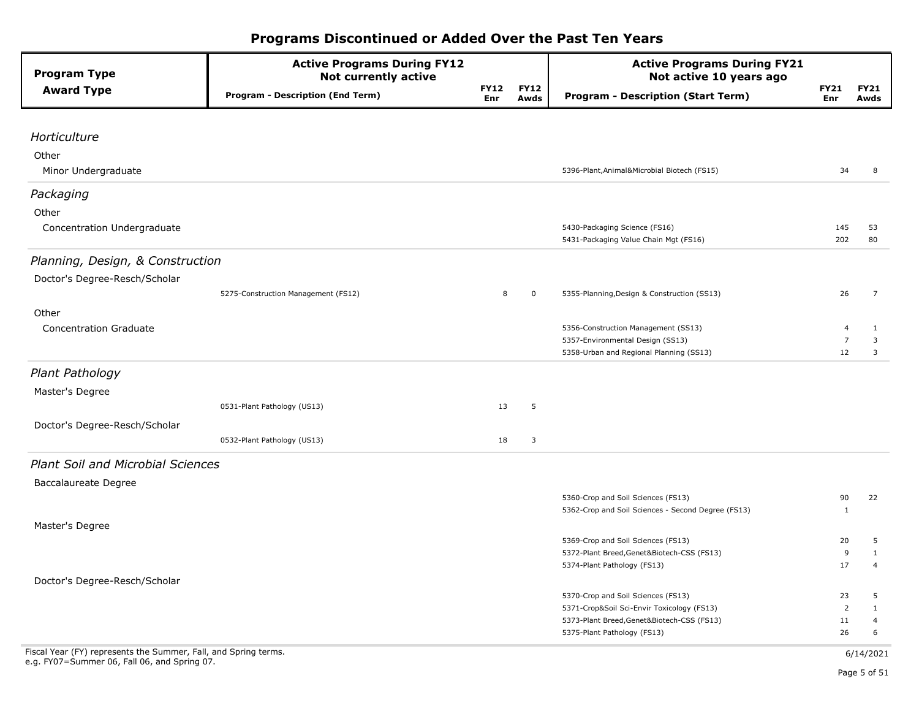# Programs Discontinued or Added Over the Past Ten Years

| Program Type / Award Type | Active Programs During FY12 Not currently active: Program - Description (End Term) | FY12 Enr | FY12 Awds | Active Programs During FY21 Not active 10 years ago: Program - Description (Start Term) | FY21 Enr | FY21 Awds |
|---|---|---|---|---|---|---|
| ***Horticulture*** | | | | | | |
| Other | | | | | | |
| Minor Undergraduate | | | | 5396-Plant,Animal&Microbial Biotech (FS15) | 34 | 8 |
| ***Packaging*** | | | | | | |
| Other | | | | | | |
| Concentration Undergraduate | | | | 5430-Packaging Science (FS16) | 145 | 53 |
| | | | | 5431-Packaging Value Chain Mgt (FS16) | 202 | 80 |
| ***Planning, Design, & Construction*** | | | | | | |
| Doctor's Degree-Resch/Scholar | | | | | | |
| | 5275-Construction Management (FS12) | 8 | 0 | 5355-Planning,Design & Construction (SS13) | 26 | 7 |
| Other | | | | | | |
| Concentration Graduate | | | | 5356-Construction Management (SS13) | 4 | 1 |
| | | | | 5357-Environmental Design (SS13) | 7 | 3 |
| | | | | 5358-Urban and Regional Planning (SS13) | 12 | 3 |
| ***Plant Pathology*** | | | | | | |
| Master's Degree | | | | | | |
| | 0531-Plant Pathology (US13) | 13 | 5 | | | |
| Doctor's Degree-Resch/Scholar | | | | | | |
| | 0532-Plant Pathology (US13) | 18 | 3 | | | |
| ***Plant Soil and Microbial Sciences*** | | | | | | |
| Baccalaureate Degree | | | | | | |
| | | | | 5360-Crop and Soil Sciences (FS13) | 90 | 22 |
| | | | | 5362-Crop and Soil Sciences - Second Degree (FS13) | 1 | |
| Master's Degree | | | | | | |
| | | | | 5369-Crop and Soil Sciences (FS13) | 20 | 5 |
| | | | | 5372-Plant Breed,Genet&Biotech-CSS (FS13) | 9 | 1 |
| | | | | 5374-Plant Pathology (FS13) | 17 | 4 |
| Doctor's Degree-Resch/Scholar | | | | | | |
| | | | | 5370-Crop and Soil Sciences (FS13) | 23 | 5 |
| | | | | 5371-Crop&Soil Sci-Envir Toxicology (FS13) | 2 | 1 |
| | | | | 5373-Plant Breed,Genet&Biotech-CSS (FS13) | 11 | 4 |
| | | | | 5375-Plant Pathology (FS13) | 26 | 6 |

Fiscal Year (FY) represents the Summer, Fall, and Spring terms.
e.g. FY07=Summer 06, Fall 06, and Spring 07.

6/14/2021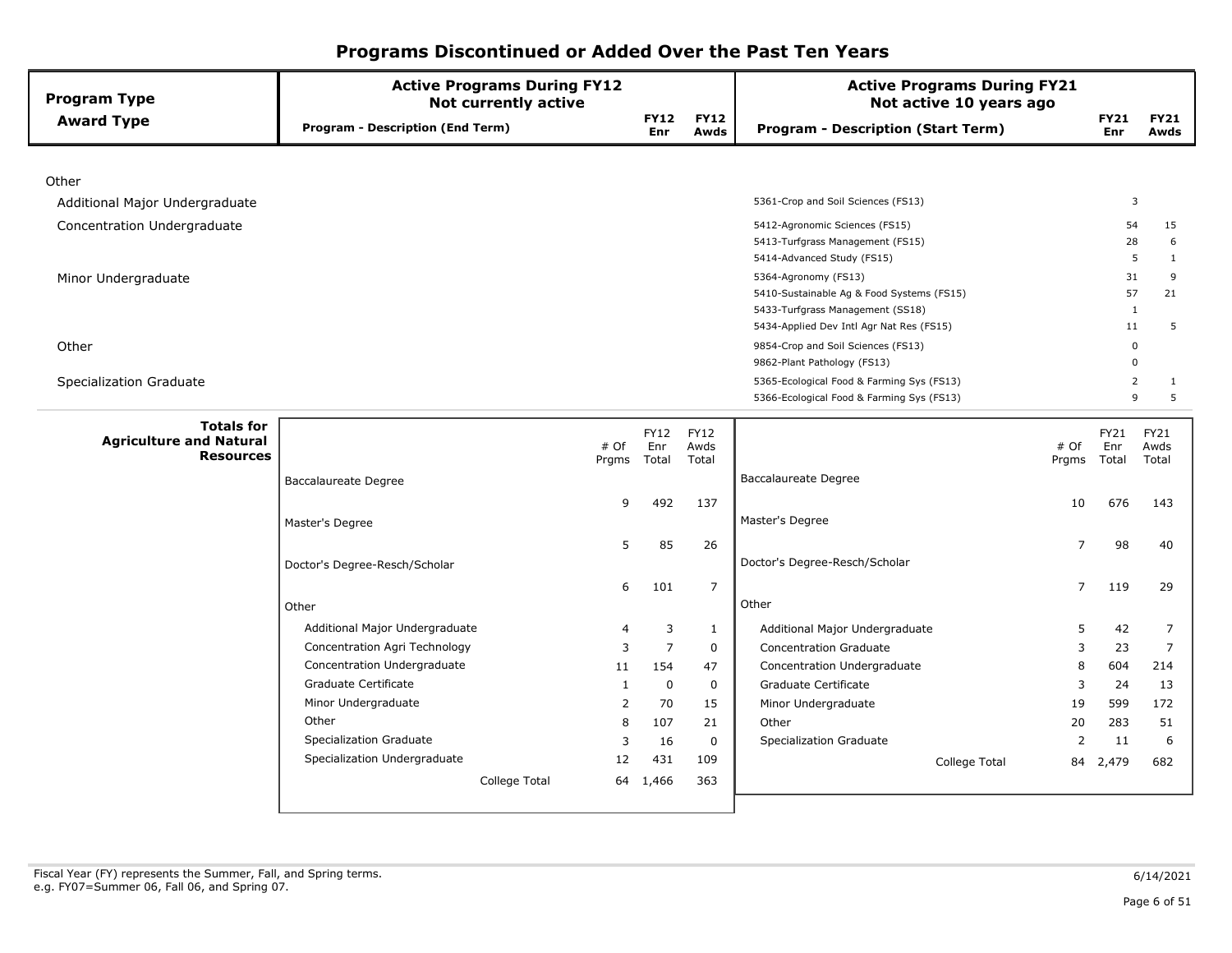# Programs Discontinued or Added Over the Past Ten Years

| Program Type / Award Type | Active Programs During FY12 Not currently active: Program - Description (End Term) | FY12 Enr | FY12 Awds | Active Programs During FY21 Not active 10 years ago: Program - Description (Start Term) | FY21 Enr | FY21 Awds |
|---|---|---|---|---|---|---|
| **Other** | | | | | | |
| Additional Major Undergraduate | | | | 5361-Crop and Soil Sciences (FS13) | 3 | |
| Concentration Undergraduate | | | | 5412-Agronomic Sciences (FS15) | 54 | 15 |
| | | | | 5413-Turfgrass Management (FS15) | 28 | 6 |
| | | | | 5414-Advanced Study (FS15) | 5 | 1 |
| Minor Undergraduate | | | | 5364-Agronomy (FS13) | 31 | 9 |
| | | | | 5410-Sustainable Ag & Food Systems (FS15) | 57 | 21 |
| | | | | 5433-Turfgrass Management (SS18) | 1 | |
| | | | | 5434-Applied Dev Intl Agr Nat Res (FS15) | 11 | 5 |
| Other | | | | 9854-Crop and Soil Sciences (FS13) | 0 | |
| | | | | 9862-Plant Pathology (FS13) | 0 | |
| Specialization Graduate | | | | 5365-Ecological Food & Farming Sys (FS13) | 2 | 1 |
| | | | | 5366-Ecological Food & Farming Sys (FS13) | 9 | 5 |

## Totals for Agriculture and Natural Resources

| FY12 | # Of Prgms | FY12 Enr Total | FY12 Awds Total | FY21 | # Of Prgms | FY21 Enr Total | FY21 Awds Total |
|---|---|---|---|---|---|---|---|
| Baccalaureate Degree | 9 | 492 | 137 | Baccalaureate Degree | 10 | 676 | 143 |
| Master's Degree | 5 | 85 | 26 | Master's Degree | 7 | 98 | 40 |
| Doctor's Degree-Resch/Scholar | 6 | 101 | 7 | Doctor's Degree-Resch/Scholar | 7 | 119 | 29 |
| **Other** | | | | **Other** | | | |
| Additional Major Undergraduate | 4 | 3 | 1 | Additional Major Undergraduate | 5 | 42 | 7 |
| Concentration Agri Technology | 3 | 7 | 0 | Concentration Graduate | 3 | 23 | 7 |
| Concentration Undergraduate | 11 | 154 | 47 | Concentration Undergraduate | 8 | 604 | 214 |
| Graduate Certificate | 1 | 0 | 0 | Graduate Certificate | 3 | 24 | 13 |
| Minor Undergraduate | 2 | 70 | 15 | Minor Undergraduate | 19 | 599 | 172 |
| Other | 8 | 107 | 21 | Other | 20 | 283 | 51 |
| Specialization Graduate | 3 | 16 | 0 | Specialization Graduate | 2 | 11 | 6 |
| Specialization Undergraduate | 12 | 431 | 109 | | | | |
| College Total | 64 | 1,466 | 363 | College Total | 84 | 2,479 | 682 |

Fiscal Year (FY) represents the Summer, Fall, and Spring terms.
e.g. FY07=Summer 06, Fall 06, and Spring 07.

6/14/2021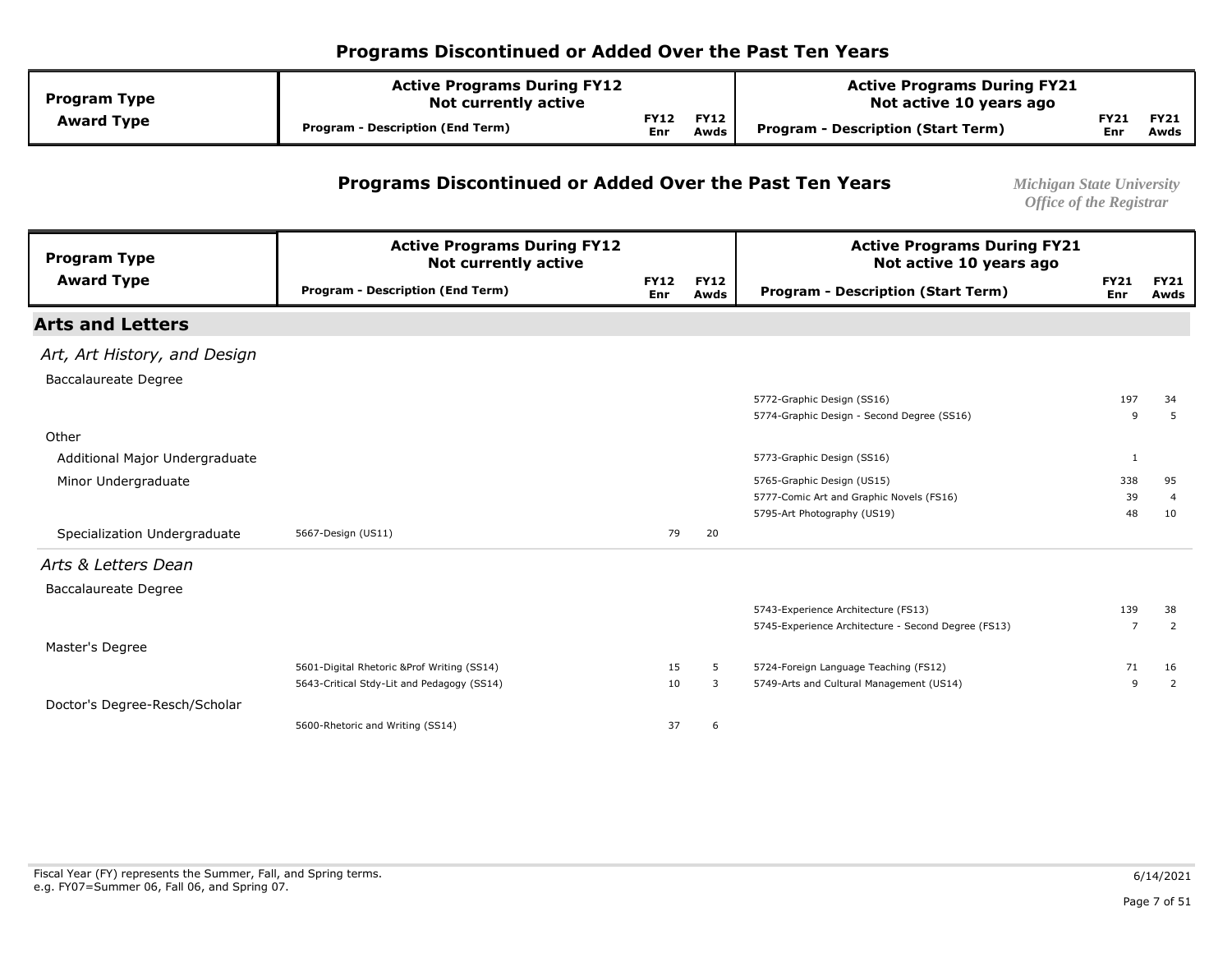# Programs Discontinued or Added Over the Past Ten Years

| Program Type / Award Type | Active Programs During FY12 Not currently active: Program - Description (End Term) | FY12 Enr | FY12 Awds | Active Programs During FY21 Not active 10 years ago: Program - Description (Start Term) | FY21 Enr | FY21 Awds |
|---|---|---|---|---|---|---|
| **Arts and Letters** | | | | | | |
| *Art, Art History, and Design* | | | | | | |
| Baccalaureate Degree | | | | 5772-Graphic Design (SS16) | 197 | 34 |
| | | | | 5774-Graphic Design - Second Degree (SS16) | 9 | 5 |
| Other | | | | | | |
| Additional Major Undergraduate | | | | 5773-Graphic Design (SS16) | 1 | |
| Minor Undergraduate | | | | 5765-Graphic Design (US15) | 338 | 95 |
| | | | | 5777-Comic Art and Graphic Novels (FS16) | 39 | 4 |
| | | | | 5795-Art Photography (US19) | 48 | 10 |
| Specialization Undergraduate | 5667-Design (US11) | 79 | 20 | | | |
| *Arts & Letters Dean* | | | | | | |
| Baccalaureate Degree | | | | 5743-Experience Architecture (FS13) | 139 | 38 |
| | | | | 5745-Experience Architecture - Second Degree (FS13) | 7 | 2 |
| Master's Degree | 5601-Digital Rhetoric &Prof Writing (SS14) | 15 | 5 | 5724-Foreign Language Teaching (FS12) | 71 | 16 |
| | 5643-Critical Stdy-Lit and Pedagogy (SS14) | 10 | 3 | 5749-Arts and Cultural Management (US14) | 9 | 2 |
| Doctor's Degree-Resch/Scholar | 5600-Rhetoric and Writing (SS14) | 37 | 6 | | | |

Fiscal Year (FY) represents the Summer, Fall, and Spring terms.
e.g. FY07=Summer 06, Fall 06, and Spring 07.

6/14/2021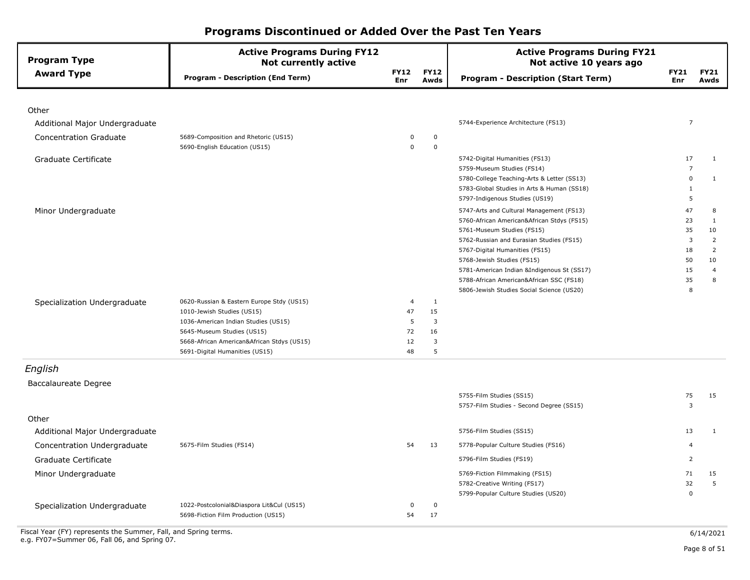# Programs Discontinued or Added Over the Past Ten Years

| Program Type / Award Type | Active Programs During FY12 Not currently active: Program - Description (End Term) | FY12 Enr | FY12 Awds | Active Programs During FY21 Not active 10 years ago: Program - Description (Start Term) | FY21 Enr | FY21 Awds |
|---|---|---|---|---|---|---|
| **Other** | | | | | | |
| Additional Major Undergraduate | | | | 5744-Experience Architecture (FS13) | 7 | |
| Concentration Graduate | 5689-Composition and Rhetoric (US15) | 0 | 0 | | | |
| | 5690-English Education (US15) | 0 | 0 | | | |
| Graduate Certificate | | | | 5742-Digital Humanities (FS13) | 17 | 1 |
| | | | | 5759-Museum Studies (FS14) | 7 | |
| | | | | 5780-College Teaching-Arts & Letter (SS13) | 0 | 1 |
| | | | | 5783-Global Studies in Arts & Human (SS18) | 1 | |
| | | | | 5797-Indigenous Studies (US19) | 5 | |
| Minor Undergraduate | | | | 5747-Arts and Cultural Management (FS13) | 47 | 8 |
| | | | | 5760-African American&African Stdys (FS15) | 23 | 1 |
| | | | | 5761-Museum Studies (FS15) | 35 | 10 |
| | | | | 5762-Russian and Eurasian Studies (FS15) | 3 | 2 |
| | | | | 5767-Digital Humanities (FS15) | 18 | 2 |
| | | | | 5768-Jewish Studies (FS15) | 50 | 10 |
| | | | | 5781-American Indian &Indigenous St (SS17) | 15 | 4 |
| | | | | 5788-African American&African SSC (FS18) | 35 | 8 |
| | | | | 5806-Jewish Studies Social Science (US20) | 8 | |
| Specialization Undergraduate | 0620-Russian & Eastern Europe Stdy (US15) | 4 | 1 | | | |
| | 1010-Jewish Studies (US15) | 47 | 15 | | | |
| | 1036-American Indian Studies (US15) | 5 | 3 | | | |
| | 5645-Museum Studies (US15) | 72 | 16 | | | |
| | 5668-African American&African Stdys (US15) | 12 | 3 | | | |
| | 5691-Digital Humanities (US15) | 48 | 5 | | | |
| ***English*** | | | | | | |
| Baccalaureate Degree | | | | | | |
| | | | | 5755-Film Studies (SS15) | 75 | 15 |
| | | | | 5757-Film Studies - Second Degree (SS15) | 3 | |
| **Other** | | | | | | |
| Additional Major Undergraduate | | | | 5756-Film Studies (SS15) | 13 | 1 |
| Concentration Undergraduate | 5675-Film Studies (FS14) | 54 | 13 | 5778-Popular Culture Studies (FS16) | 4 | |
| Graduate Certificate | | | | 5796-Film Studies (FS19) | 2 | |
| Minor Undergraduate | | | | 5769-Fiction Filmmaking (FS15) | 71 | 15 |
| | | | | 5782-Creative Writing (FS17) | 32 | 5 |
| | | | | 5799-Popular Culture Studies (US20) | 0 | |
| Specialization Undergraduate | 1022-Postcolonial&Diaspora Lit&Cul (US15) | 0 | 0 | | | |
| | 5698-Fiction Film Production (US15) | 54 | 17 | | | |

Fiscal Year (FY) represents the Summer, Fall, and Spring terms.
e.g. FY07=Summer 06, Fall 06, and Spring 07.

6/14/2021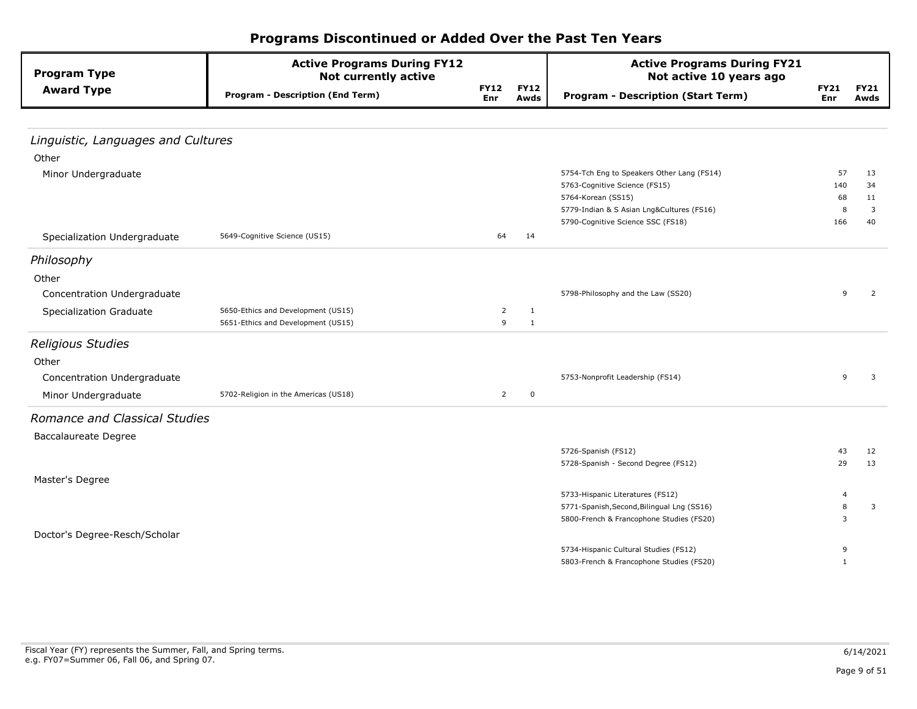# Programs Discontinued or Added Over the Past Ten Years

| Program Type / Award Type | Active Programs During FY12 Not currently active: Program - Description (End Term) | FY12 Enr | FY12 Awds | Active Programs During FY21 Not active 10 years ago: Program - Description (Start Term) | FY21 Enr | FY21 Awds |
|---|---|---|---|---|---|---|
| ***Linguistic, Languages and Cultures*** | | | | | | |
| Other | | | | | | |
| Minor Undergraduate | | | | 5754-Tch Eng to Speakers Other Lang (FS14) | 57 | 13 |
| | | | | 5763-Cognitive Science (FS15) | 140 | 34 |
| | | | | 5764-Korean (SS15) | 68 | 11 |
| | | | | 5779-Indian & S Asian Lng&Cultures (FS16) | 8 | 3 |
| | | | | 5790-Cognitive Science SSC (FS18) | 166 | 40 |
| Specialization Undergraduate | 5649-Cognitive Science (US15) | 64 | 14 | | | |
| ***Philosophy*** | | | | | | |
| Other | | | | | | |
| Concentration Undergraduate | | | | 5798-Philosophy and the Law (SS20) | 9 | 2 |
| Specialization Graduate | 5650-Ethics and Development (US15) | 2 | 1 | | | |
| | 5651-Ethics and Development (US15) | 9 | 1 | | | |
| ***Religious Studies*** | | | | | | |
| Other | | | | | | |
| Concentration Undergraduate | | | | 5753-Nonprofit Leadership (FS14) | 9 | 3 |
| Minor Undergraduate | 5702-Religion in the Americas (US18) | 2 | 0 | | | |
| ***Romance and Classical Studies*** | | | | | | |
| Baccalaureate Degree | | | | | | |
| | | | | 5726-Spanish (FS12) | 43 | 12 |
| | | | | 5728-Spanish - Second Degree (FS12) | 29 | 13 |
| Master's Degree | | | | | | |
| | | | | 5733-Hispanic Literatures (FS12) | 4 | |
| | | | | 5771-Spanish,Second,Bilingual Lng (SS16) | 8 | 3 |
| | | | | 5800-French & Francophone Studies (FS20) | 3 | |
| Doctor's Degree-Resch/Scholar | | | | | | |
| | | | | 5734-Hispanic Cultural Studies (FS12) | 9 | |
| | | | | 5803-French & Francophone Studies (FS20) | 1 | |

Fiscal Year (FY) represents the Summer, Fall, and Spring terms.
e.g. FY07=Summer 06, Fall 06, and Spring 07.

6/14/2021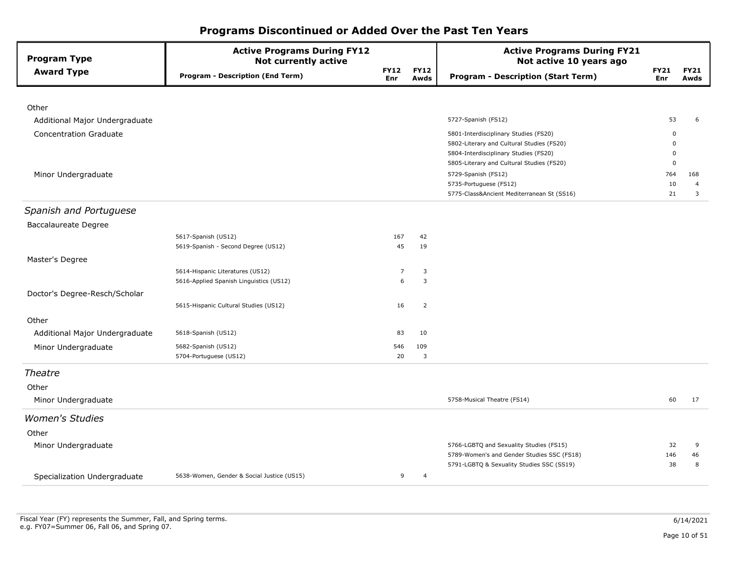# Programs Discontinued or Added Over the Past Ten Years

| Program Type / Award Type | Active Programs During FY12 Not currently active: Program - Description (End Term) | FY12 Enr | FY12 Awds | Active Programs During FY21 Not active 10 years ago: Program - Description (Start Term) | FY21 Enr | FY21 Awds |
|---|---|---|---|---|---|---|
| Other | | | | | | |
| Additional Major Undergraduate | | | | 5727-Spanish (FS12) | 53 | 6 |
| Concentration Graduate | | | | 5801-Interdisciplinary Studies (FS20) | 0 | |
| | | | | 5802-Literary and Cultural Studies (FS20) | 0 | |
| | | | | 5804-Interdisciplinary Studies (FS20) | 0 | |
| | | | | 5805-Literary and Cultural Studies (FS20) | 0 | |
| Minor Undergraduate | | | | 5729-Spanish (FS12) | 764 | 168 |
| | | | | 5735-Portuguese (FS12) | 10 | 4 |
| | | | | 5775-Class&Ancient Mediterranean St (SS16) | 21 | 3 |
| *Spanish and Portuguese* | | | | | | |
| Baccalaureate Degree | | | | | | |
| | 5617-Spanish (US12) | 167 | 42 | | | |
| | 5619-Spanish - Second Degree (US12) | 45 | 19 | | | |
| Master's Degree | | | | | | |
| | 5614-Hispanic Literatures (US12) | 7 | 3 | | | |
| | 5616-Applied Spanish Linguistics (US12) | 6 | 3 | | | |
| Doctor's Degree-Resch/Scholar | | | | | | |
| | 5615-Hispanic Cultural Studies (US12) | 16 | 2 | | | |
| Other | | | | | | |
| Additional Major Undergraduate | 5618-Spanish (US12) | 83 | 10 | | | |
| Minor Undergraduate | 5682-Spanish (US12) | 546 | 109 | | | |
| | 5704-Portuguese (US12) | 20 | 3 | | | |
| *Theatre* | | | | | | |
| Other | | | | | | |
| Minor Undergraduate | | | | 5758-Musical Theatre (FS14) | 60 | 17 |
| *Women's Studies* | | | | | | |
| Other | | | | | | |
| Minor Undergraduate | | | | 5766-LGBTQ and Sexuality Studies (FS15) | 32 | 9 |
| | | | | 5789-Women's and Gender Studies SSC (FS18) | 146 | 46 |
| | | | | 5791-LGBTQ & Sexuality Studies SSC (SS19) | 38 | 8 |
| Specialization Undergraduate | 5638-Women, Gender & Social Justice (US15) | 9 | 4 | | | |

Fiscal Year (FY) represents the Summer, Fall, and Spring terms.
e.g. FY07=Summer 06, Fall 06, and Spring 07.

6/14/2021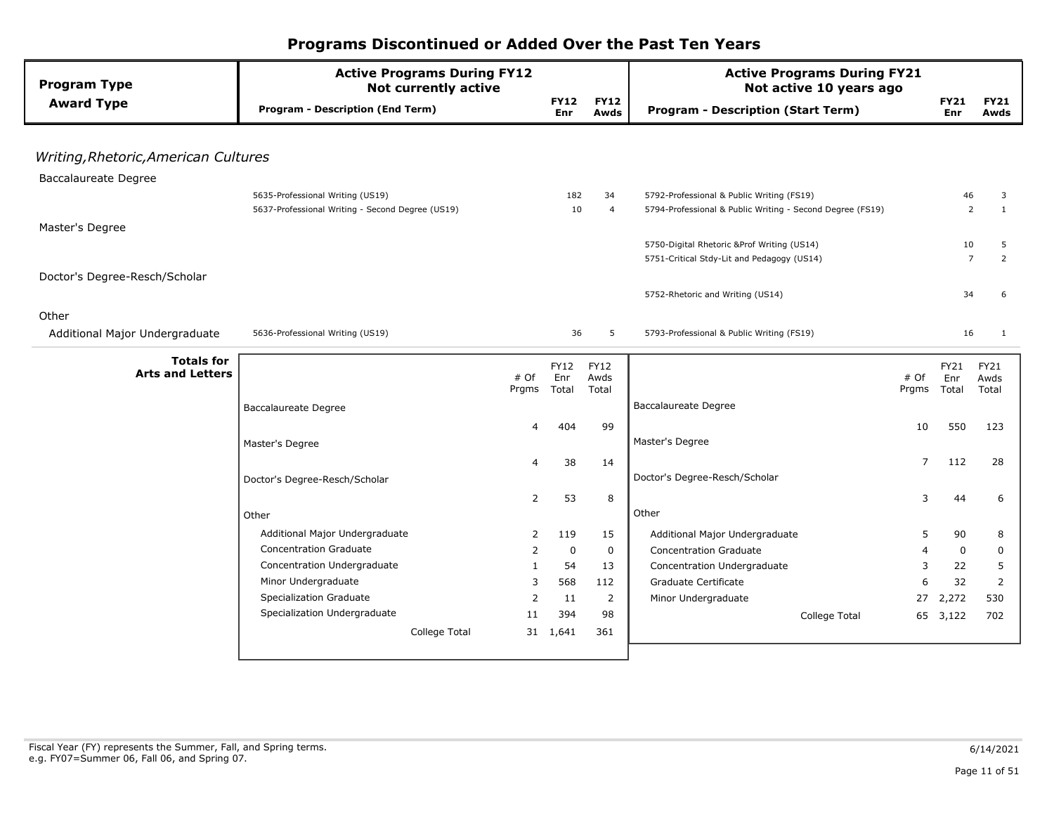# Programs Discontinued or Added Over the Past Ten Years

| Program Type / Award Type | Active Programs During FY12 Not currently active: Program - Description (End Term) | FY12 Enr | FY12 Awds | Active Programs During FY21 Not active 10 years ago: Program - Description (Start Term) | FY21 Enr | FY21 Awds |
|---|---|---|---|---|---|---|
| ***Writing,Rhetoric,American Cultures*** | | | | | | |
| Baccalaureate Degree | | | | | | |
| | 5635-Professional Writing (US19) | 182 | 34 | 5792-Professional & Public Writing (FS19) | 46 | 3 |
| | 5637-Professional Writing - Second Degree (US19) | 10 | 4 | 5794-Professional & Public Writing - Second Degree (FS19) | 2 | 1 |
| Master's Degree | | | | | | |
| | | | | 5750-Digital Rhetoric &Prof Writing (US14) | 10 | 5 |
| | | | | 5751-Critical Stdy-Lit and Pedagogy (US14) | 7 | 2 |
| Doctor's Degree-Resch/Scholar | | | | | | |
| | | | | 5752-Rhetoric and Writing (US14) | 34 | 6 |
| Other | | | | | | |
| Additional Major Undergraduate | 5636-Professional Writing (US19) | 36 | 5 | 5793-Professional & Public Writing (FS19) | 16 | 1 |

**Totals for Arts and Letters**

| FY12 | # Of Prgms | FY12 Enr Total | FY12 Awds Total |
|---|---|---|---|
| Baccalaureate Degree | 4 | 404 | 99 |
| Master's Degree | 4 | 38 | 14 |
| Doctor's Degree-Resch/Scholar | 2 | 53 | 8 |
| Other | | | |
| Additional Major Undergraduate | 2 | 119 | 15 |
| Concentration Graduate | 2 | 0 | 0 |
| Concentration Undergraduate | 1 | 54 | 13 |
| Minor Undergraduate | 3 | 568 | 112 |
| Specialization Graduate | 2 | 11 | 2 |
| Specialization Undergraduate | 11 | 394 | 98 |
| College Total | 31 | 1,641 | 361 |

| FY21 | # Of Prgms | FY21 Enr Total | FY21 Awds Total |
|---|---|---|---|
| Baccalaureate Degree | 10 | 550 | 123 |
| Master's Degree | 7 | 112 | 28 |
| Doctor's Degree-Resch/Scholar | 3 | 44 | 6 |
| Other | | | |
| Additional Major Undergraduate | 5 | 90 | 8 |
| Concentration Graduate | 4 | 0 | 0 |
| Concentration Undergraduate | 3 | 22 | 5 |
| Graduate Certificate | 6 | 32 | 2 |
| Minor Undergraduate | 27 | 2,272 | 530 |
| College Total | 65 | 3,122 | 702 |

Fiscal Year (FY) represents the Summer, Fall, and Spring terms.
e.g. FY07=Summer 06, Fall 06, and Spring 07.

6/14/2021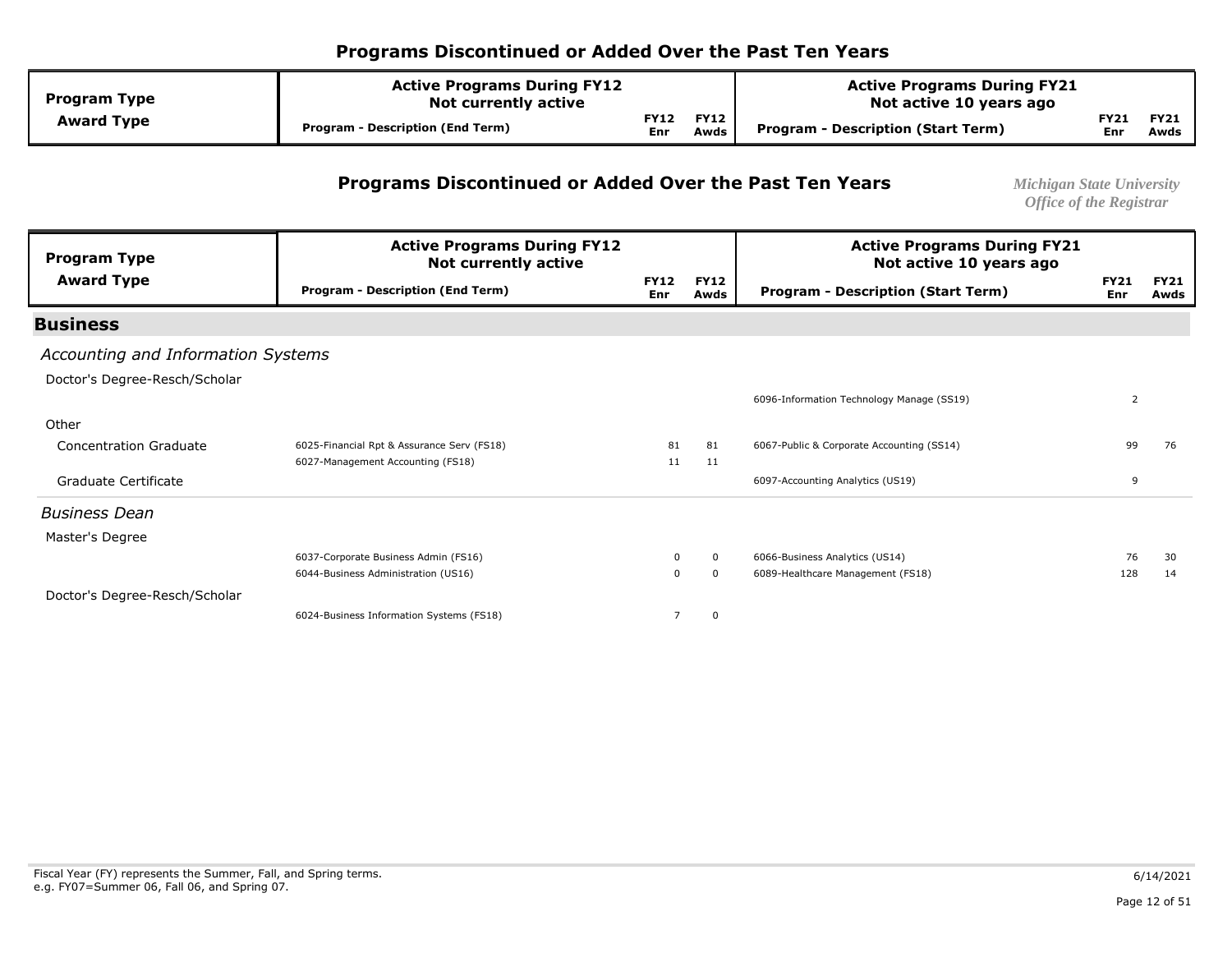## Programs Discontinued or Added Over the Past Ten Years

*Michigan State University*
*Office of the Registrar*

| Program Type / Award Type | Active Programs During FY12 Not currently active: Program - Description (End Term) | FY12 Enr | FY12 Awds | Active Programs During FY21 Not active 10 years ago: Program - Description (Start Term) | FY21 Enr | FY21 Awds |
|---|---|---|---|---|---|---|
| **Business** | | | | | | |
| *Accounting and Information Systems* | | | | | | |
| Doctor's Degree-Resch/Scholar | | | | 6096-Information Technology Manage (SS19) | 2 | |
| Other | | | | | | |
| Concentration Graduate | 6025-Financial Rpt & Assurance Serv (FS18) | 81 | 81 | 6067-Public & Corporate Accounting (SS14) | 99 | 76 |
| | 6027-Management Accounting (FS18) | 11 | 11 | | | |
| Graduate Certificate | | | | 6097-Accounting Analytics (US19) | 9 | |
| *Business Dean* | | | | | | |
| Master's Degree | 6037-Corporate Business Admin (FS16) | 0 | 0 | 6066-Business Analytics (US14) | 76 | 30 |
| | 6044-Business Administration (US16) | 0 | 0 | 6089-Healthcare Management (FS18) | 128 | 14 |
| Doctor's Degree-Resch/Scholar | 6024-Business Information Systems (FS18) | 7 | 0 | | | |

Fiscal Year (FY) represents the Summer, Fall, and Spring terms.
e.g. FY07=Summer 06, Fall 06, and Spring 07.

6/14/2021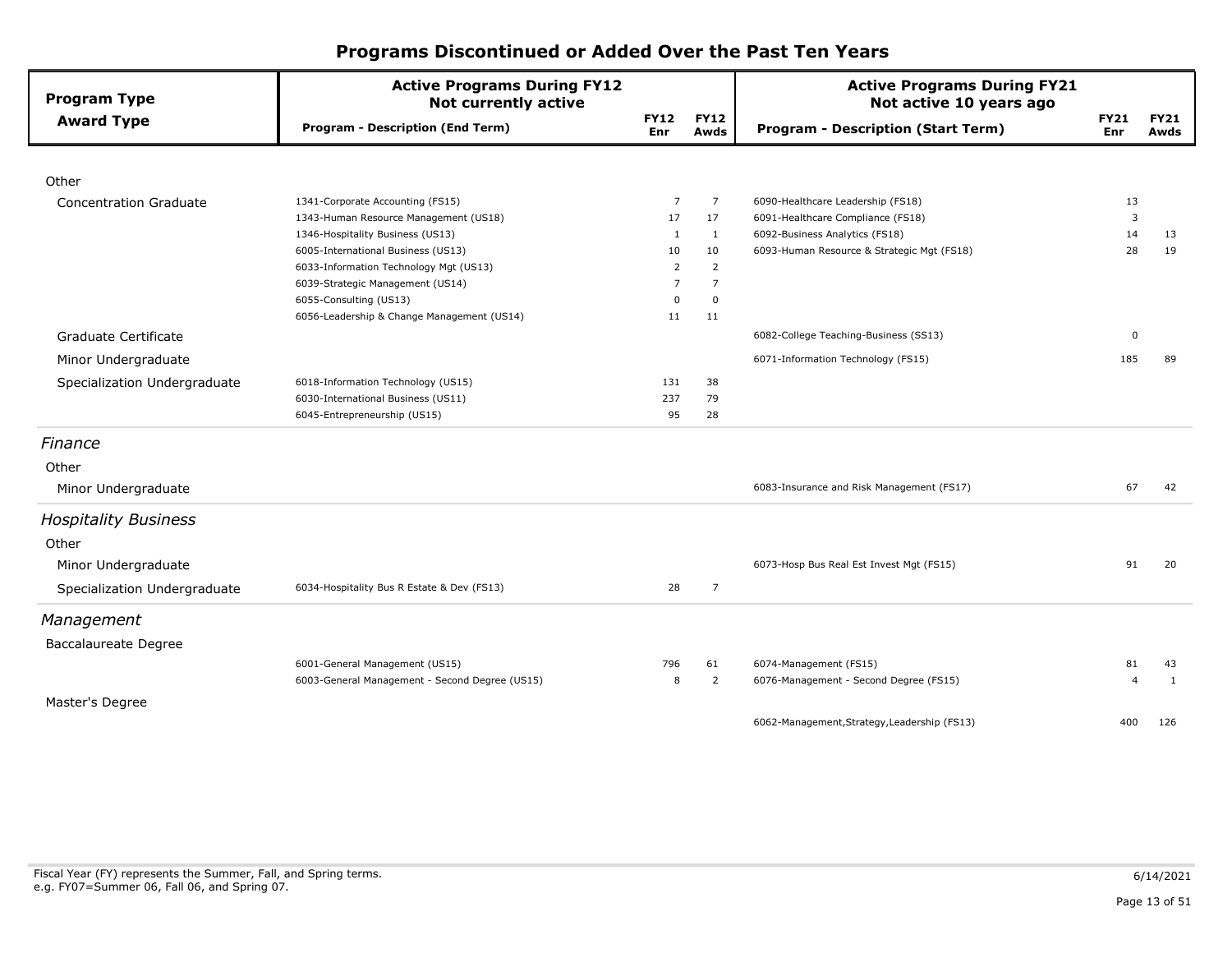# Programs Discontinued or Added Over the Past Ten Years

| Program Type / Award Type | Active Programs During FY12 Not currently active: Program - Description (End Term) | FY12 Enr | FY12 Awds | Active Programs During FY21 Not active 10 years ago: Program - Description (Start Term) | FY21 Enr | FY21 Awds |
|---|---|---|---|---|---|---|
| **Other** | | | | | | |
| Concentration Graduate | 1341-Corporate Accounting (FS15) | 7 | 7 | 6090-Healthcare Leadership (FS18) | 13 | |
| | 1343-Human Resource Management (US18) | 17 | 17 | 6091-Healthcare Compliance (FS18) | 3 | |
| | 1346-Hospitality Business (US13) | 1 | 1 | 6092-Business Analytics (FS18) | 14 | 13 |
| | 6005-International Business (US13) | 10 | 10 | 6093-Human Resource & Strategic Mgt (FS18) | 28 | 19 |
| | 6033-Information Technology Mgt (US13) | 2 | 2 | | | |
| | 6039-Strategic Management (US14) | 7 | 7 | | | |
| | 6055-Consulting (US13) | 0 | 0 | | | |
| | 6056-Leadership & Change Management (US14) | 11 | 11 | | | |
| Graduate Certificate | | | | 6082-College Teaching-Business (SS13) | 0 | |
| Minor Undergraduate | | | | 6071-Information Technology (FS15) | 185 | 89 |
| Specialization Undergraduate | 6018-Information Technology (US15) | 131 | 38 | | | |
| | 6030-International Business (US11) | 237 | 79 | | | |
| | 6045-Entrepreneurship (US15) | 95 | 28 | | | |
| ***Finance*** | | | | | | |
| **Other** | | | | | | |
| Minor Undergraduate | | | | 6083-Insurance and Risk Management (FS17) | 67 | 42 |
| ***Hospitality Business*** | | | | | | |
| **Other** | | | | | | |
| Minor Undergraduate | | | | 6073-Hosp Bus Real Est Invest Mgt (FS15) | 91 | 20 |
| Specialization Undergraduate | 6034-Hospitality Bus R Estate & Dev (FS13) | 28 | 7 | | | |
| ***Management*** | | | | | | |
| **Baccalaureate Degree** | | | | | | |
| | 6001-General Management (US15) | 796 | 61 | 6074-Management (FS15) | 81 | 43 |
| | 6003-General Management - Second Degree (US15) | 8 | 2 | 6076-Management - Second Degree (FS15) | 4 | 1 |
| **Master's Degree** | | | | | | |
| | | | | 6062-Management,Strategy,Leadership (FS13) | 400 | 126 |

Fiscal Year (FY) represents the Summer, Fall, and Spring terms.
e.g. FY07=Summer 06, Fall 06, and Spring 07.

6/14/2021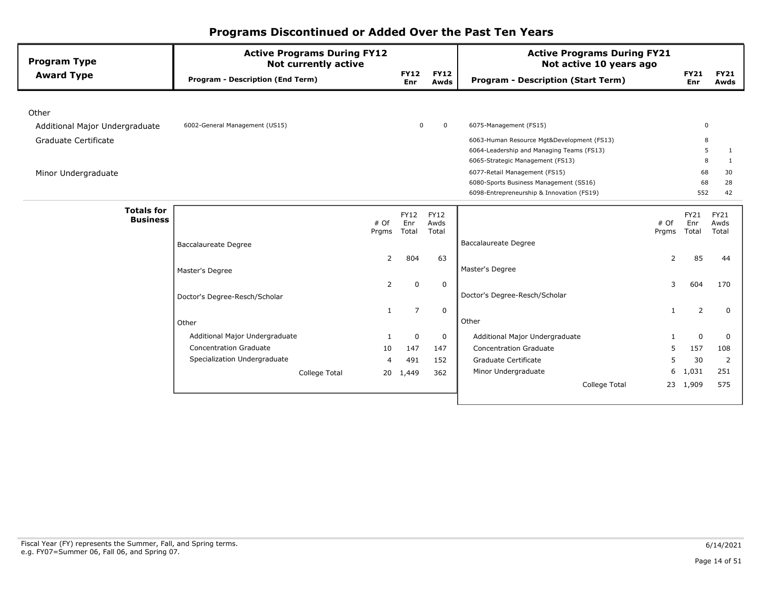# Programs Discontinued or Added Over the Past Ten Years

| Program Type / Award Type | Active Programs During FY12 Not currently active: Program - Description (End Term) | FY12 Enr | FY12 Awds | Active Programs During FY21 Not active 10 years ago: Program - Description (Start Term) | FY21 Enr | FY21 Awds |
|---|---|---|---|---|---|---|
| Other | | | | | | |
| Additional Major Undergraduate | 6002-General Management (US15) | 0 | 0 | 6075-Management (FS15) | 0 | |
| Graduate Certificate | | | | 6063-Human Resource Mgt&Development (FS13) | 8 | |
| | | | | 6064-Leadership and Managing Teams (FS13) | 5 | 1 |
| | | | | 6065-Strategic Management (FS13) | 8 | 1 |
| Minor Undergraduate | | | | 6077-Retail Management (FS15) | 68 | 30 |
| | | | | 6080-Sports Business Management (SS16) | 68 | 28 |
| | | | | 6098-Entrepreneurship & Innovation (FS19) | 552 | 42 |

**Totals for Business**

| FY12 | # Of Prgms | FY12 Enr Total | FY12 Awds Total | FY21 | # Of Prgms | FY21 Enr Total | FY21 Awds Total |
|---|---|---|---|---|---|---|---|
| Baccalaureate Degree | 2 | 804 | 63 | Baccalaureate Degree | 2 | 85 | 44 |
| Master's Degree | 2 | 0 | 0 | Master's Degree | 3 | 604 | 170 |
| Doctor's Degree-Resch/Scholar | 1 | 7 | 0 | Doctor's Degree-Resch/Scholar | 1 | 2 | 0 |
| Other | | | | Other | | | |
| Additional Major Undergraduate | 1 | 0 | 0 | Additional Major Undergraduate | 1 | 0 | 0 |
| Concentration Graduate | 10 | 147 | 147 | Concentration Graduate | 5 | 157 | 108 |
| Specialization Undergraduate | 4 | 491 | 152 | Graduate Certificate | 5 | 30 | 2 |
| | | | | Minor Undergraduate | 6 | 1,031 | 251 |
| College Total | 20 | 1,449 | 362 | College Total | 23 | 1,909 | 575 |

Fiscal Year (FY) represents the Summer, Fall, and Spring terms.
e.g. FY07=Summer 06, Fall 06, and Spring 07.

6/14/2021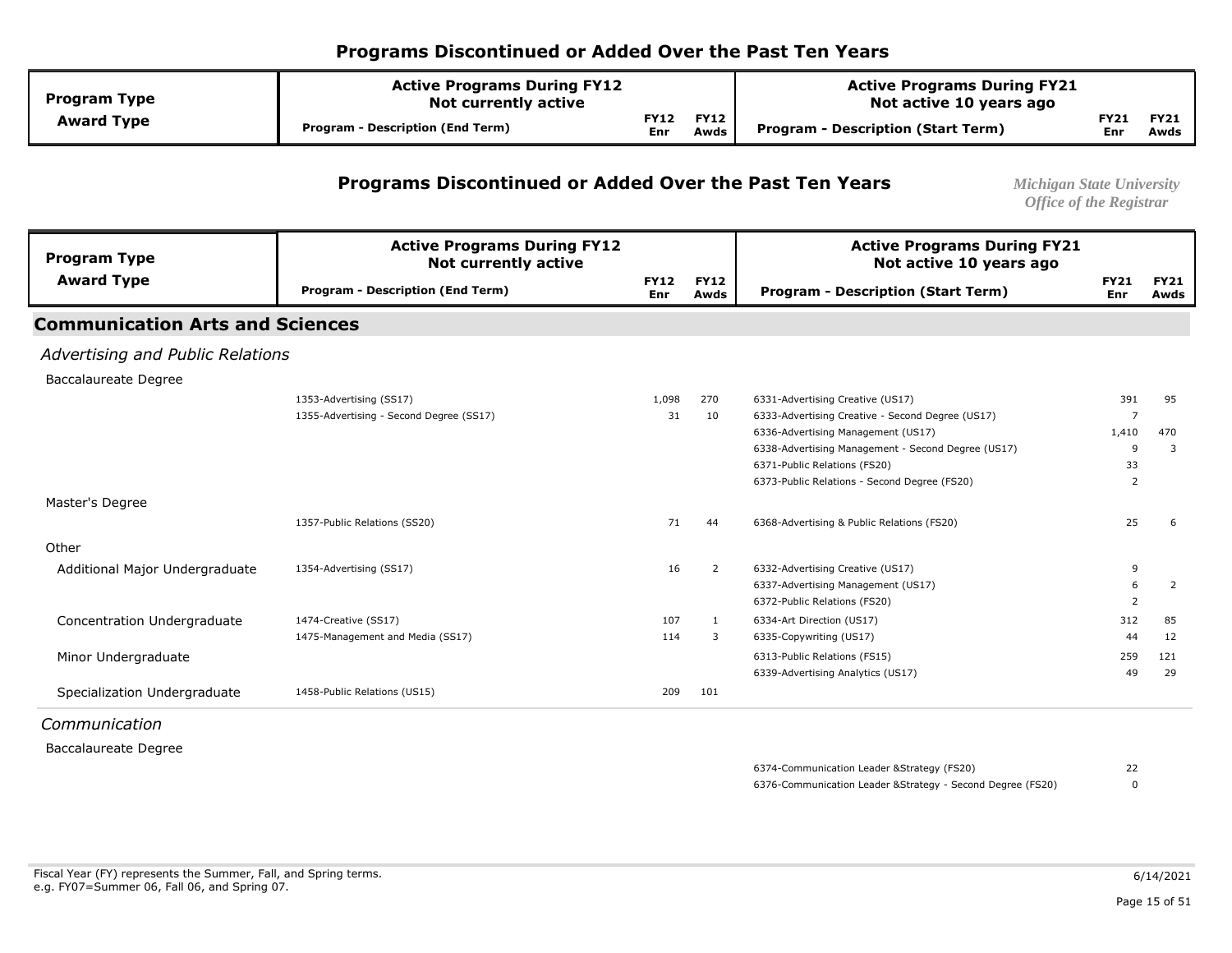# Programs Discontinued or Added Over the Past Ten Years

*Michigan State University*
*Office of the Registrar*

| Program Type / Award Type | Active Programs During FY12 Not currently active: Program - Description (End Term) | FY12 Enr | FY12 Awds | Active Programs During FY21 Not active 10 years ago: Program - Description (Start Term) | FY21 Enr | FY21 Awds |
|---|---|---|---|---|---|---|
| **Communication Arts and Sciences** | | | | | | |
| *Advertising and Public Relations* | | | | | | |
| Baccalaureate Degree | | | | | | |
| | 1353-Advertising (SS17) | 1,098 | 270 | 6331-Advertising Creative (US17) | 391 | 95 |
| | 1355-Advertising - Second Degree (SS17) | 31 | 10 | 6333-Advertising Creative - Second Degree (US17) | 7 | |
| | | | | 6336-Advertising Management (US17) | 1,410 | 470 |
| | | | | 6338-Advertising Management - Second Degree (US17) | 9 | 3 |
| | | | | 6371-Public Relations (FS20) | 33 | |
| | | | | 6373-Public Relations - Second Degree (FS20) | 2 | |
| Master's Degree | | | | | | |
| | 1357-Public Relations (SS20) | 71 | 44 | 6368-Advertising & Public Relations (FS20) | 25 | 6 |
| Other | | | | | | |
| Additional Major Undergraduate | 1354-Advertising (SS17) | 16 | 2 | 6332-Advertising Creative (US17) | 9 | |
| | | | | 6337-Advertising Management (US17) | 6 | 2 |
| | | | | 6372-Public Relations (FS20) | 2 | |
| Concentration Undergraduate | 1474-Creative (SS17) | 107 | 1 | 6334-Art Direction (US17) | 312 | 85 |
| | 1475-Management and Media (SS17) | 114 | 3 | 6335-Copywriting (US17) | 44 | 12 |
| Minor Undergraduate | | | | 6313-Public Relations (FS15) | 259 | 121 |
| | | | | 6339-Advertising Analytics (US17) | 49 | 29 |
| Specialization Undergraduate | 1458-Public Relations (US15) | 209 | 101 | | | |
| *Communication* | | | | | | |
| Baccalaureate Degree | | | | | | |
| | | | | 6374-Communication Leader &Strategy (FS20) | 22 | |
| | | | | 6376-Communication Leader &Strategy - Second Degree (FS20) | 0 | |

Fiscal Year (FY) represents the Summer, Fall, and Spring terms.
e.g. FY07=Summer 06, Fall 06, and Spring 07.

6/14/2021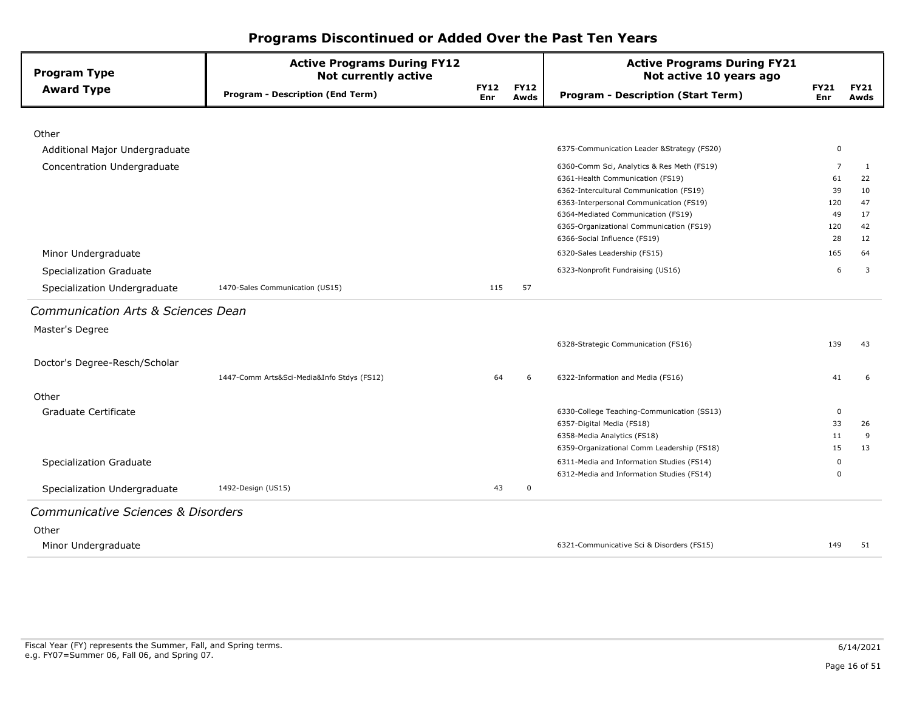# Programs Discontinued or Added Over the Past Ten Years

| Program Type / Award Type | Active Programs During FY12 Not currently active: Program - Description (End Term) | FY12 Enr | FY12 Awds | Active Programs During FY21 Not active 10 years ago: Program - Description (Start Term) | FY21 Enr | FY21 Awds |
|---|---|---|---|---|---|---|
| **Other** | | | | | | |
| Additional Major Undergraduate | | | | 6375-Communication Leader &Strategy (FS20) | 0 | |
| Concentration Undergraduate | | | | 6360-Comm Sci, Analytics & Res Meth (FS19) | 7 | 1 |
| | | | | 6361-Health Communication (FS19) | 61 | 22 |
| | | | | 6362-Intercultural Communication (FS19) | 39 | 10 |
| | | | | 6363-Interpersonal Communication (FS19) | 120 | 47 |
| | | | | 6364-Mediated Communication (FS19) | 49 | 17 |
| | | | | 6365-Organizational Communication (FS19) | 120 | 42 |
| | | | | 6366-Social Influence (FS19) | 28 | 12 |
| Minor Undergraduate | | | | 6320-Sales Leadership (FS15) | 165 | 64 |
| Specialization Graduate | | | | 6323-Nonprofit Fundraising (US16) | 6 | 3 |
| Specialization Undergraduate | 1470-Sales Communication (US15) | 115 | 57 | | | |
| ***Communication Arts & Sciences Dean*** | | | | | | |
| **Master's Degree** | | | | | | |
| | | | | 6328-Strategic Communication (FS16) | 139 | 43 |
| **Doctor's Degree-Resch/Scholar** | | | | | | |
| | 1447-Comm Arts&Sci-Media&Info Stdys (FS12) | 64 | 6 | 6322-Information and Media (FS16) | 41 | 6 |
| **Other** | | | | | | |
| Graduate Certificate | | | | 6330-College Teaching-Communication (SS13) | 0 | |
| | | | | 6357-Digital Media (FS18) | 33 | 26 |
| | | | | 6358-Media Analytics (FS18) | 11 | 9 |
| | | | | 6359-Organizational Comm Leadership (FS18) | 15 | 13 |
| Specialization Graduate | | | | 6311-Media and Information Studies (FS14) | 0 | |
| | | | | 6312-Media and Information Studies (FS14) | 0 | |
| Specialization Undergraduate | 1492-Design (US15) | 43 | 0 | | | |
| ***Communicative Sciences & Disorders*** | | | | | | |
| **Other** | | | | | | |
| Minor Undergraduate | | | | 6321-Communicative Sci & Disorders (FS15) | 149 | 51 |

Fiscal Year (FY) represents the Summer, Fall, and Spring terms.
e.g. FY07=Summer 06, Fall 06, and Spring 07.

6/14/2021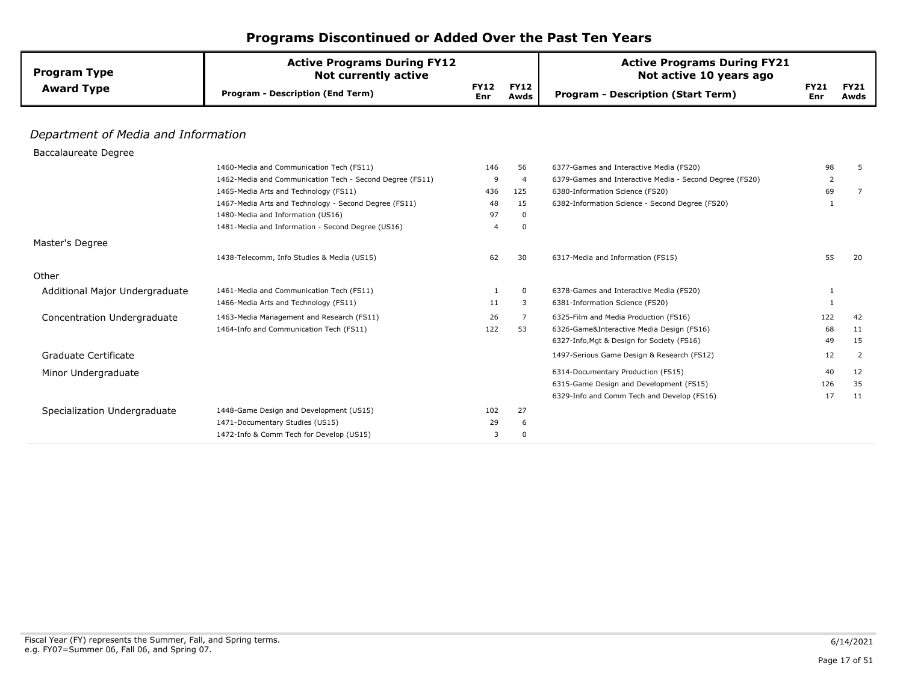# Programs Discontinued or Added Over the Past Ten Years

## *Department of Media and Information*

| Program Type / Award Type | Active Programs During FY12 Not currently active: Program - Description (End Term) | FY12 Enr | FY12 Awds | Active Programs During FY21 Not active 10 years ago: Program - Description (Start Term) | FY21 Enr | FY21 Awds |
|---|---|---|---|---|---|---|
| **Baccalaureate Degree** | | | | | | |
| | 1460-Media and Communication Tech (FS11) | 146 | 56 | 6377-Games and Interactive Media (FS20) | 98 | 5 |
| | 1462-Media and Communication Tech - Second Degree (FS11) | 9 | 4 | 6379-Games and Interactive Media - Second Degree (FS20) | 2 | |
| | 1465-Media Arts and Technology (FS11) | 436 | 125 | 6380-Information Science (FS20) | 69 | 7 |
| | 1467-Media Arts and Technology - Second Degree (FS11) | 48 | 15 | 6382-Information Science - Second Degree (FS20) | 1 | |
| | 1480-Media and Information (US16) | 97 | 0 | | | |
| | 1481-Media and Information - Second Degree (US16) | 4 | 0 | | | |
| **Master's Degree** | | | | | | |
| | 1438-Telecomm, Info Studies & Media (US15) | 62 | 30 | 6317-Media and Information (FS15) | 55 | 20 |
| **Other** | | | | | | |
| Additional Major Undergraduate | 1461-Media and Communication Tech (FS11) | 1 | 0 | 6378-Games and Interactive Media (FS20) | 1 | |
| | 1466-Media Arts and Technology (FS11) | 11 | 3 | 6381-Information Science (FS20) | 1 | |
| Concentration Undergraduate | 1463-Media Management and Research (FS11) | 26 | 7 | 6325-Film and Media Production (FS16) | 122 | 42 |
| | 1464-Info and Communication Tech (FS11) | 122 | 53 | 6326-Game&Interactive Media Design (FS16) | 68 | 11 |
| | | | | 6327-Info,Mgt & Design for Society (FS16) | 49 | 15 |
| Graduate Certificate | | | | 1497-Serious Game Design & Research (FS12) | 12 | 2 |
| Minor Undergraduate | | | | 6314-Documentary Production (FS15) | 40 | 12 |
| | | | | 6315-Game Design and Development (FS15) | 126 | 35 |
| | | | | 6329-Info and Comm Tech and Develop (FS16) | 17 | 11 |
| Specialization Undergraduate | 1448-Game Design and Development (US15) | 102 | 27 | | | |
| | 1471-Documentary Studies (US15) | 29 | 6 | | | |
| | 1472-Info & Comm Tech for Develop (US15) | 3 | 0 | | | |

Fiscal Year (FY) represents the Summer, Fall, and Spring terms.
e.g. FY07=Summer 06, Fall 06, and Spring 07.

6/14/2021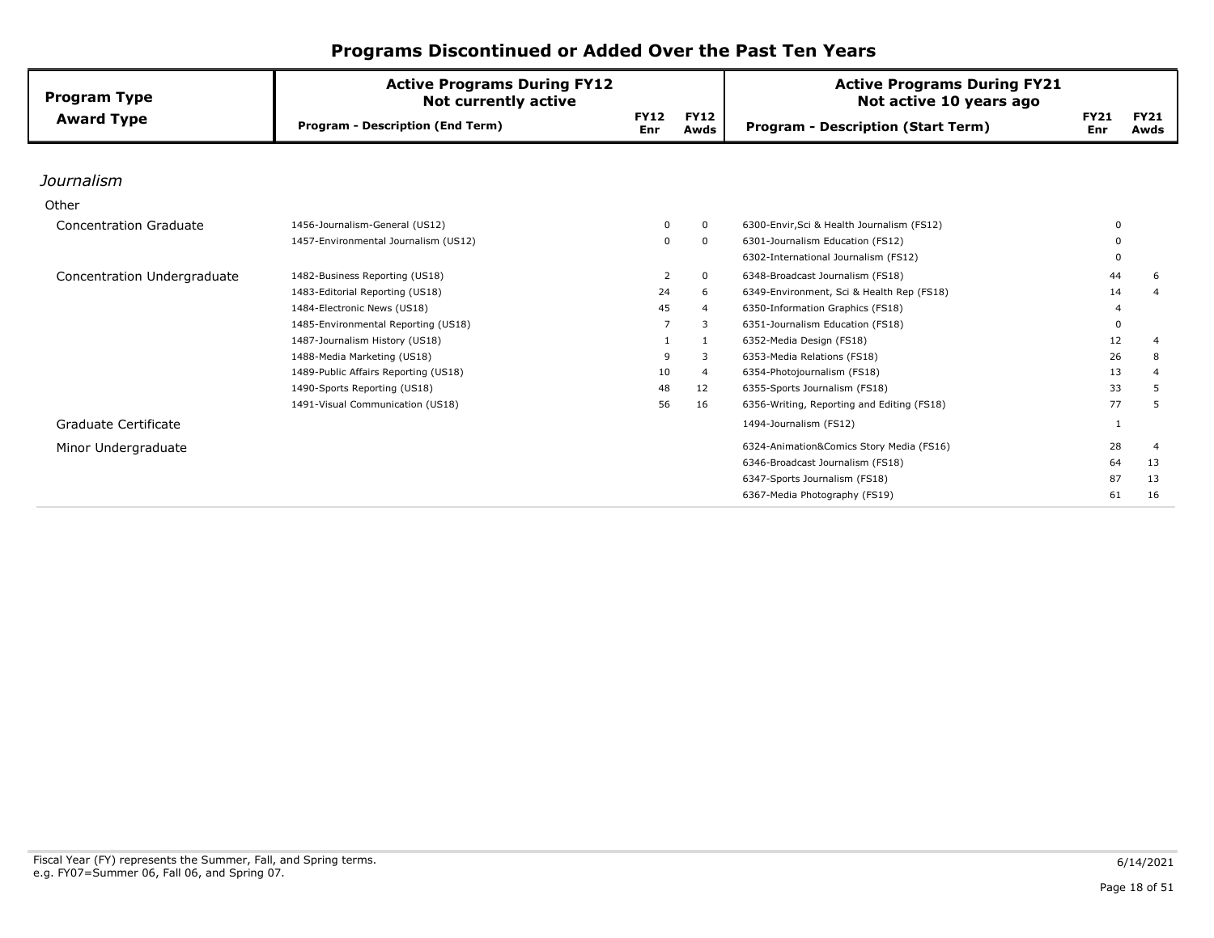# Programs Discontinued or Added Over the Past Ten Years

| Program Type / Award Type | Active Programs During FY12 Not currently active — Program - Description (End Term) | FY12 Enr | FY12 Awds | Active Programs During FY21 Not active 10 years ago — Program - Description (Start Term) | FY21 Enr | FY21 Awds |
|---|---|---|---|---|---|---|
| *Journalism* | | | | | | |
| Other | | | | | | |
| Concentration Graduate | 1456-Journalism-General (US12) | 0 | 0 | 6300-Envir,Sci & Health Journalism (FS12) | 0 | |
| | 1457-Environmental Journalism (US12) | 0 | 0 | 6301-Journalism Education (FS12) | 0 | |
| | | | | 6302-International Journalism (FS12) | 0 | |
| Concentration Undergraduate | 1482-Business Reporting (US18) | 2 | 0 | 6348-Broadcast Journalism (FS18) | 44 | 6 |
| | 1483-Editorial Reporting (US18) | 24 | 6 | 6349-Environment, Sci & Health Rep (FS18) | 14 | 4 |
| | 1484-Electronic News (US18) | 45 | 4 | 6350-Information Graphics (FS18) | 4 | |
| | 1485-Environmental Reporting (US18) | 7 | 3 | 6351-Journalism Education (FS18) | 0 | |
| | 1487-Journalism History (US18) | 1 | 1 | 6352-Media Design (FS18) | 12 | 4 |
| | 1488-Media Marketing (US18) | 9 | 3 | 6353-Media Relations (FS18) | 26 | 8 |
| | 1489-Public Affairs Reporting (US18) | 10 | 4 | 6354-Photojournalism (FS18) | 13 | 4 |
| | 1490-Sports Reporting (US18) | 48 | 12 | 6355-Sports Journalism (FS18) | 33 | 5 |
| | 1491-Visual Communication (US18) | 56 | 16 | 6356-Writing, Reporting and Editing (FS18) | 77 | 5 |
| Graduate Certificate | | | | 1494-Journalism (FS12) | 1 | |
| Minor Undergraduate | | | | 6324-Animation&Comics Story Media (FS16) | 28 | 4 |
| | | | | 6346-Broadcast Journalism (FS18) | 64 | 13 |
| | | | | 6347-Sports Journalism (FS18) | 87 | 13 |
| | | | | 6367-Media Photography (FS19) | 61 | 16 |

Fiscal Year (FY) represents the Summer, Fall, and Spring terms.
e.g. FY07=Summer 06, Fall 06, and Spring 07.

6/14/2021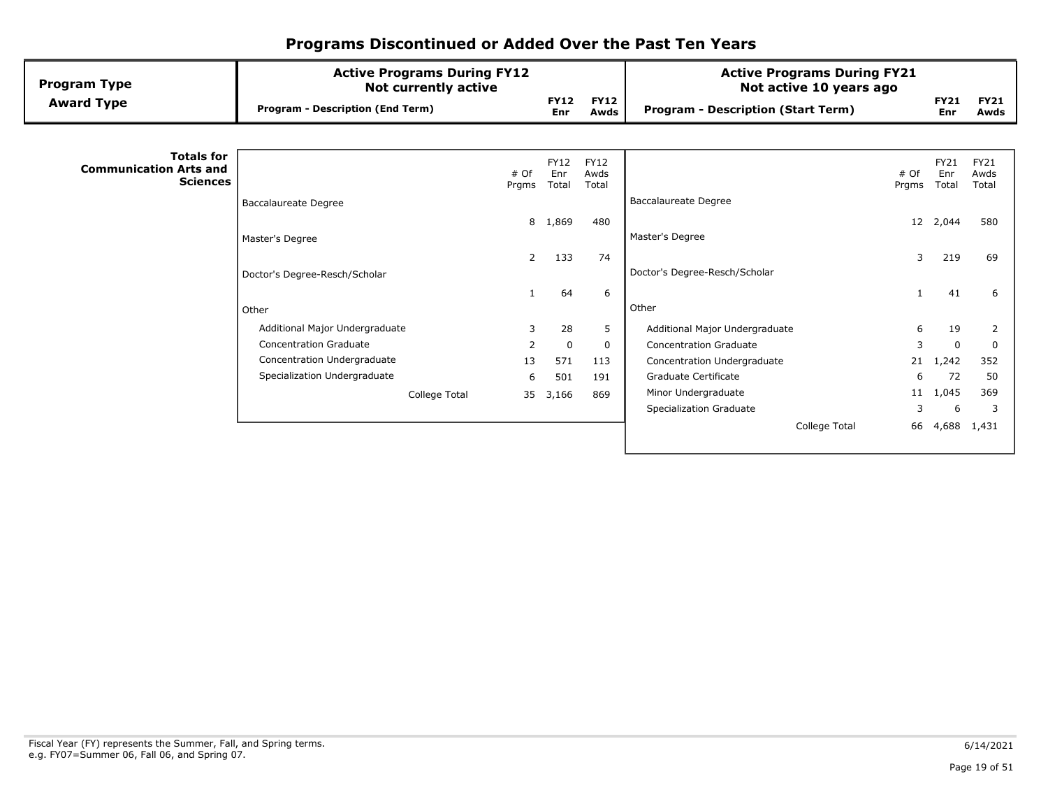# Programs Discontinued or Added Over the Past Ten Years

| Program Type / Award Type | Active Programs During FY12 Not currently active — Program - Description (End Term) | FY12 Enr | FY12 Awds | Active Programs During FY21 Not active 10 years ago — Program - Description (Start Term) | FY21 Enr | FY21 Awds |
|---|---|---|---|---|---|---|

**Totals for Communication Arts and Sciences**

| Active Programs During FY12 Not currently active | # Of Prgms | FY12 Enr Total | FY12 Awds Total |
|---|---|---|---|
| Baccalaureate Degree | 8 | 1,869 | 480 |
| Master's Degree | 2 | 133 | 74 |
| Doctor's Degree-Resch/Scholar | 1 | 64 | 6 |
| Other | | | |
| Additional Major Undergraduate | 3 | 28 | 5 |
| Concentration Graduate | 2 | 0 | 0 |
| Concentration Undergraduate | 13 | 571 | 113 |
| Specialization Undergraduate | 6 | 501 | 191 |
| College Total | 35 | 3,166 | 869 |

| Active Programs During FY21 Not active 10 years ago | # Of Prgms | FY21 Enr Total | FY21 Awds Total |
|---|---|---|---|
| Baccalaureate Degree | 12 | 2,044 | 580 |
| Master's Degree | 3 | 219 | 69 |
| Doctor's Degree-Resch/Scholar | 1 | 41 | 6 |
| Other | | | |
| Additional Major Undergraduate | 6 | 19 | 2 |
| Concentration Graduate | 3 | 0 | 0 |
| Concentration Undergraduate | 21 | 1,242 | 352 |
| Graduate Certificate | 6 | 72 | 50 |
| Minor Undergraduate | 11 | 1,045 | 369 |
| Specialization Graduate | 3 | 6 | 3 |
| College Total | 66 | 4,688 | 1,431 |

Fiscal Year (FY) represents the Summer, Fall, and Spring terms.
e.g. FY07=Summer 06, Fall 06, and Spring 07.

6/14/2021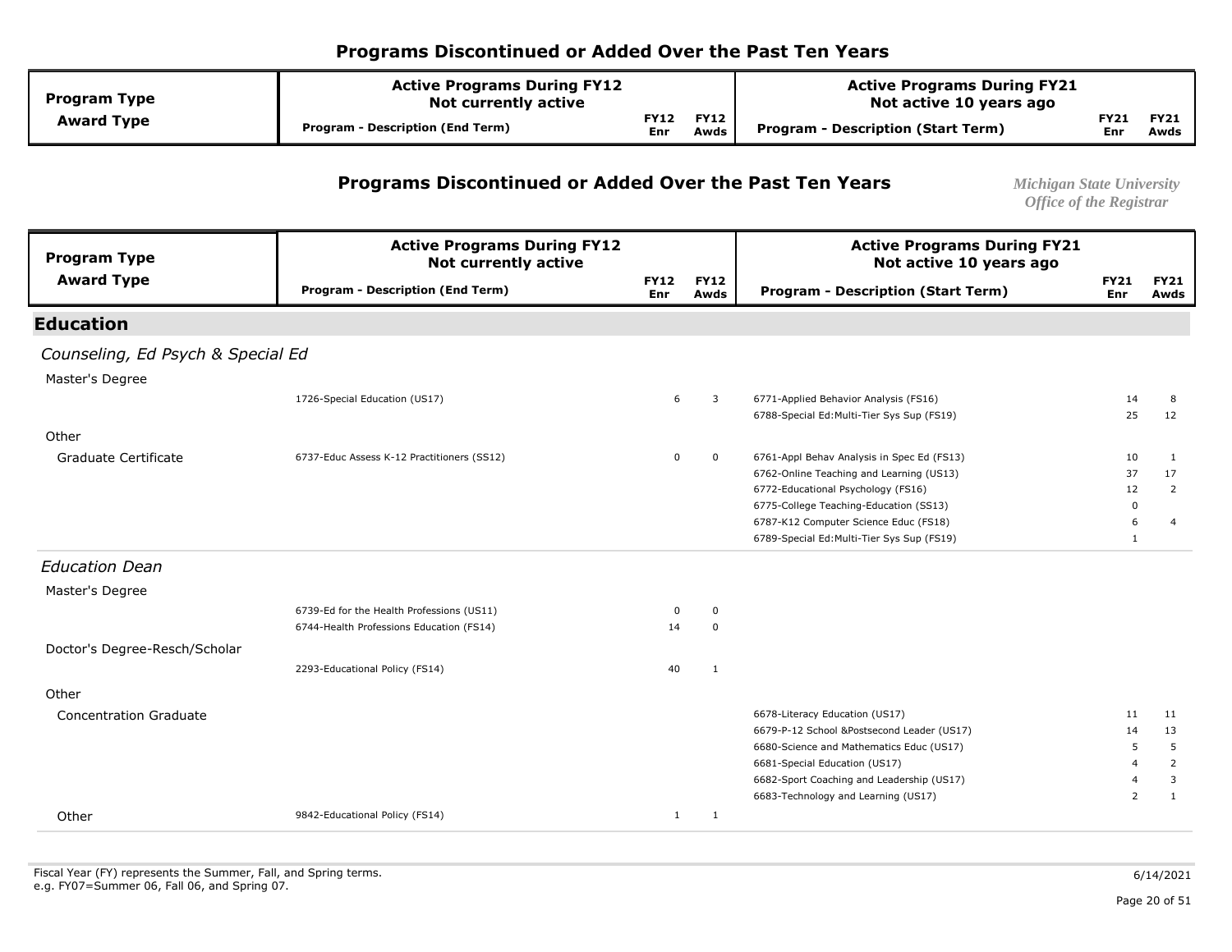# Programs Discontinued or Added Over the Past Ten Years

*Michigan State University*
*Office of the Registrar*

| Program Type / Award Type | Active Programs During FY12 Not currently active — Program - Description (End Term) | FY12 Enr | FY12 Awds | Active Programs During FY21 Not active 10 years ago — Program - Description (Start Term) | FY21 Enr | FY21 Awds |
|---|---|---|---|---|---|---|
| **Education** | | | | | | |
| *Counseling, Ed Psych & Special Ed* | | | | | | |
| Master's Degree | | | | | | |
| | 1726-Special Education (US17) | 6 | 3 | 6771-Applied Behavior Analysis (FS16) | 14 | 8 |
| | | | | 6788-Special Ed:Multi-Tier Sys Sup (FS19) | 25 | 12 |
| Other | | | | | | |
| Graduate Certificate | 6737-Educ Assess K-12 Practitioners (SS12) | 0 | 0 | 6761-Appl Behav Analysis in Spec Ed (FS13) | 10 | 1 |
| | | | | 6762-Online Teaching and Learning (US13) | 37 | 17 |
| | | | | 6772-Educational Psychology (FS16) | 12 | 2 |
| | | | | 6775-College Teaching-Education (SS13) | 0 | |
| | | | | 6787-K12 Computer Science Educ (FS18) | 6 | 4 |
| | | | | 6789-Special Ed:Multi-Tier Sys Sup (FS19) | 1 | |
| *Education Dean* | | | | | | |
| Master's Degree | | | | | | |
| | 6739-Ed for the Health Professions (US11) | 0 | 0 | | | |
| | 6744-Health Professions Education (FS14) | 14 | 0 | | | |
| Doctor's Degree-Resch/Scholar | | | | | | |
| | 2293-Educational Policy (FS14) | 40 | 1 | | | |
| Other | | | | | | |
| Concentration Graduate | | | | 6678-Literacy Education (US17) | 11 | 11 |
| | | | | 6679-P-12 School &Postsecond Leader (US17) | 14 | 13 |
| | | | | 6680-Science and Mathematics Educ (US17) | 5 | 5 |
| | | | | 6681-Special Education (US17) | 4 | 2 |
| | | | | 6682-Sport Coaching and Leadership (US17) | 4 | 3 |
| | | | | 6683-Technology and Learning (US17) | 2 | 1 |
| Other | 9842-Educational Policy (FS14) | 1 | 1 | | | |

Fiscal Year (FY) represents the Summer, Fall, and Spring terms.
e.g. FY07=Summer 06, Fall 06, and Spring 07.

6/14/2021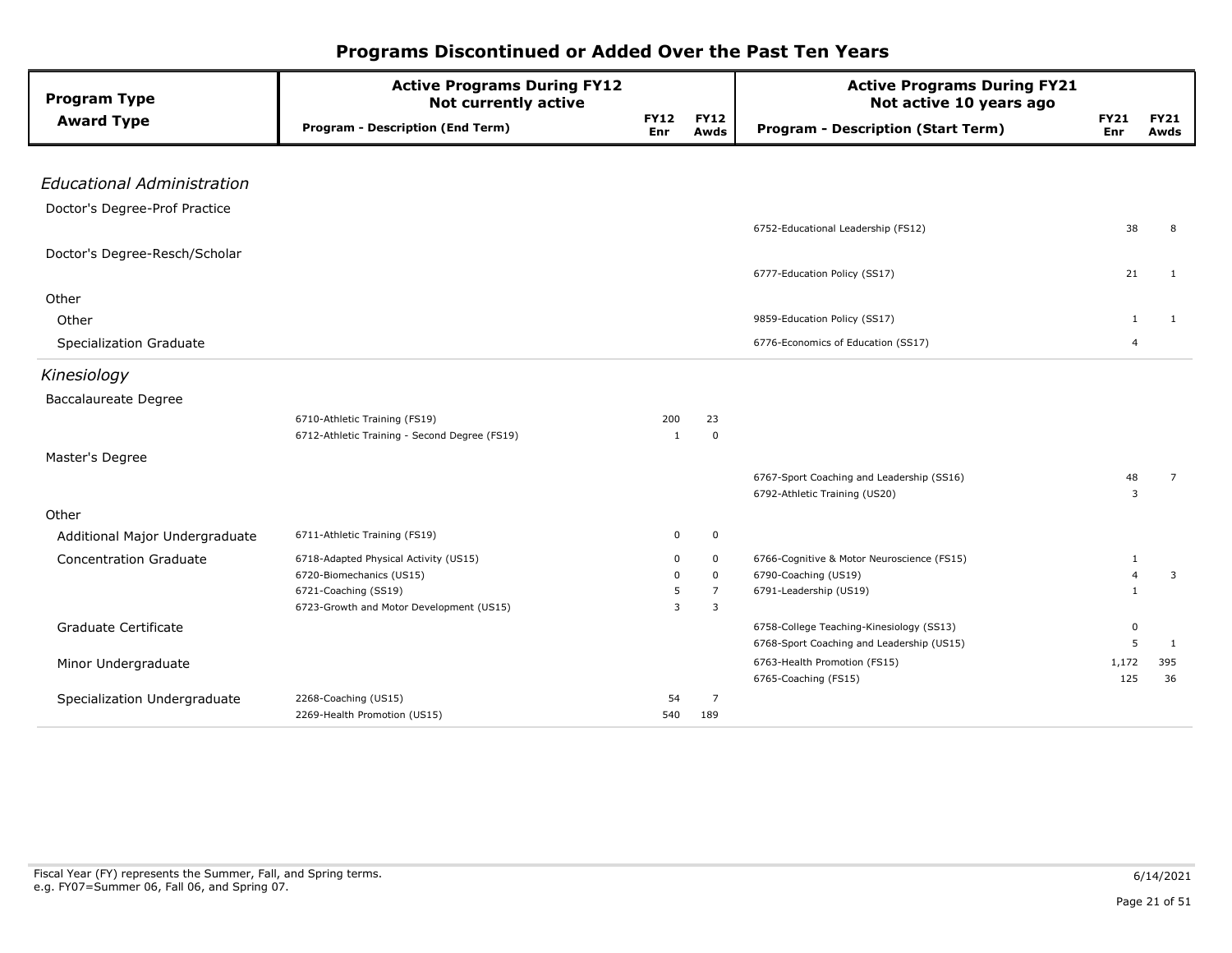# Programs Discontinued or Added Over the Past Ten Years

| Program Type / Award Type | Active Programs During FY12 Not currently active — Program - Description (End Term) | FY12 Enr | FY12 Awds | Active Programs During FY21 Not active 10 years ago — Program - Description (Start Term) | FY21 Enr | FY21 Awds |
|---|---|---|---|---|---|---|
| ***Educational Administration*** | | | | | | |
| Doctor's Degree-Prof Practice | | | | 6752-Educational Leadership (FS12) | 38 | 8 |
| Doctor's Degree-Resch/Scholar | | | | 6777-Education Policy (SS17) | 21 | 1 |
| Other | | | | | | |
| Other | | | | 9859-Education Policy (SS17) | 1 | 1 |
| Specialization Graduate | | | | 6776-Economics of Education (SS17) | 4 | |
| ***Kinesiology*** | | | | | | |
| Baccalaureate Degree | 6710-Athletic Training (FS19) | 200 | 23 | | | |
| | 6712-Athletic Training - Second Degree (FS19) | 1 | 0 | | | |
| Master's Degree | | | | 6767-Sport Coaching and Leadership (SS16) | 48 | 7 |
| | | | | 6792-Athletic Training (US20) | 3 | |
| Other | | | | | | |
| Additional Major Undergraduate | 6711-Athletic Training (FS19) | 0 | 0 | | | |
| Concentration Graduate | 6718-Adapted Physical Activity (US15) | 0 | 0 | 6766-Cognitive & Motor Neuroscience (FS15) | 1 | |
| | 6720-Biomechanics (US15) | 0 | 0 | 6790-Coaching (US19) | 4 | 3 |
| | 6721-Coaching (SS19) | 5 | 7 | 6791-Leadership (US19) | 1 | |
| | 6723-Growth and Motor Development (US15) | 3 | 3 | | | |
| Graduate Certificate | | | | 6758-College Teaching-Kinesiology (SS13) | 0 | |
| | | | | 6768-Sport Coaching and Leadership (US15) | 5 | 1 |
| Minor Undergraduate | | | | 6763-Health Promotion (FS15) | 1,172 | 395 |
| | | | | 6765-Coaching (FS15) | 125 | 36 |
| Specialization Undergraduate | 2268-Coaching (US15) | 54 | 7 | | | |
| | 2269-Health Promotion (US15) | 540 | 189 | | | |

Fiscal Year (FY) represents the Summer, Fall, and Spring terms.
e.g. FY07=Summer 06, Fall 06, and Spring 07.

6/14/2021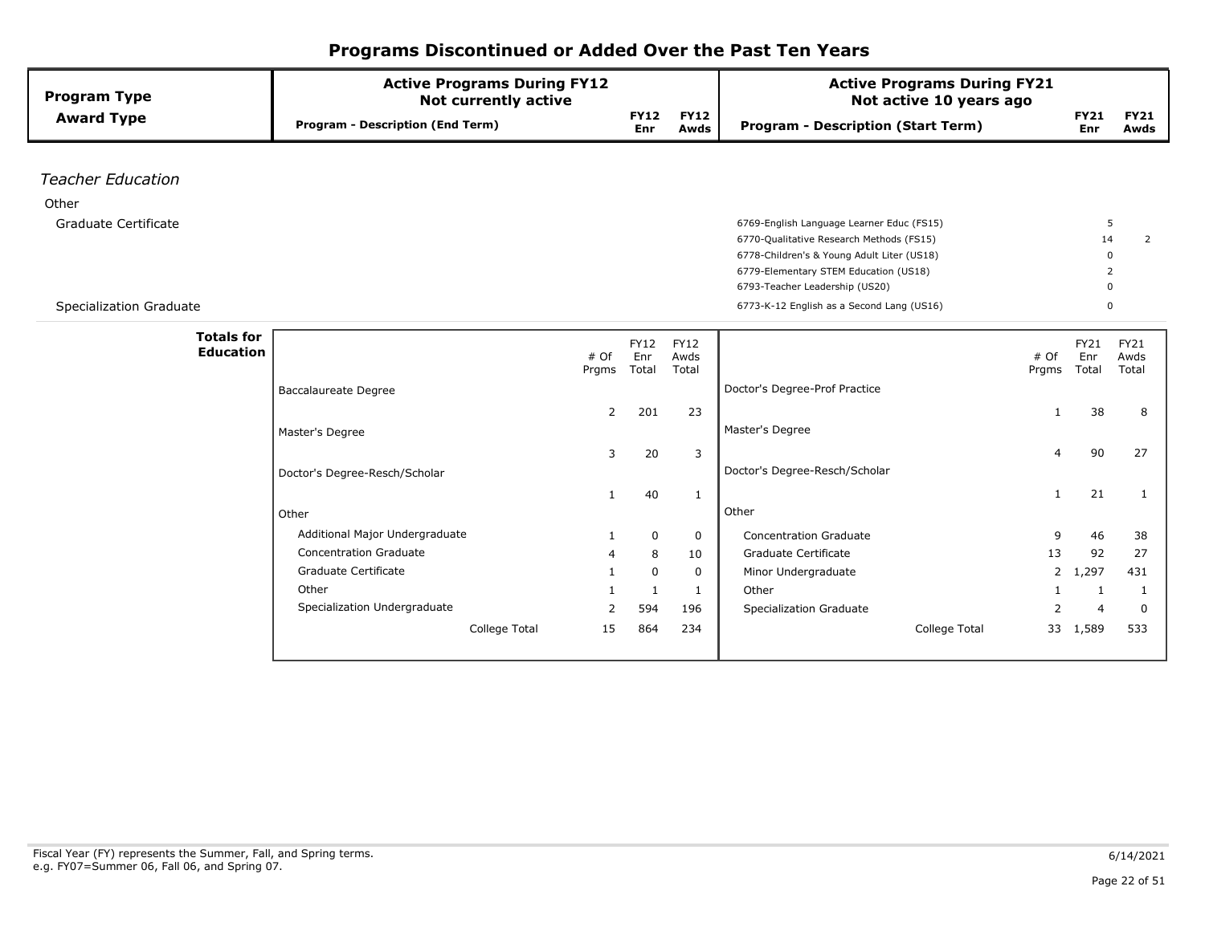# Programs Discontinued or Added Over the Past Ten Years

| Program Type / Award Type | Active Programs During FY12 Not currently active — Program - Description (End Term) | FY12 Enr | FY12 Awds | Active Programs During FY21 Not active 10 years ago — Program - Description (Start Term) | FY21 Enr | FY21 Awds |
|---|---|---|---|---|---|---|
| *Teacher Education* | | | | | | |
| Other | | | | | | |
| Graduate Certificate | | | | 6769-English Language Learner Educ (FS15) | 5 | |
| | | | | 6770-Qualitative Research Methods (FS15) | 14 | 2 |
| | | | | 6778-Children's & Young Adult Liter (US18) | 0 | |
| | | | | 6779-Elementary STEM Education (US18) | 2 | |
| | | | | 6793-Teacher Leadership (US20) | 0 | |
| Specialization Graduate | | | | 6773-K-12 English as a Second Lang (US16) | 0 | |

**Totals for Education**

| FY12 Award Type | # Of Prgms | FY12 Enr Total | FY12 Awds Total | FY21 Award Type | # Of Prgms | FY21 Enr Total | FY21 Awds Total |
|---|---|---|---|---|---|---|---|
| Baccalaureate Degree | 2 | 201 | 23 | Doctor's Degree-Prof Practice | 1 | 38 | 8 |
| Master's Degree | 3 | 20 | 3 | Master's Degree | 4 | 90 | 27 |
| Doctor's Degree-Resch/Scholar | 1 | 40 | 1 | Doctor's Degree-Resch/Scholar | 1 | 21 | 1 |
| Other | | | | Other | | | |
| Additional Major Undergraduate | 1 | 0 | 0 | Concentration Graduate | 9 | 46 | 38 |
| Concentration Graduate | 4 | 8 | 10 | Graduate Certificate | 13 | 92 | 27 |
| Graduate Certificate | 1 | 0 | 0 | Minor Undergraduate | 2 | 1,297 | 431 |
| Other | 1 | 1 | 1 | Other | 1 | 1 | 1 |
| Specialization Undergraduate | 2 | 594 | 196 | Specialization Graduate | 2 | 4 | 0 |
| College Total | 15 | 864 | 234 | College Total | 33 | 1,589 | 533 |

Fiscal Year (FY) represents the Summer, Fall, and Spring terms.
e.g. FY07=Summer 06, Fall 06, and Spring 07.

6/14/2021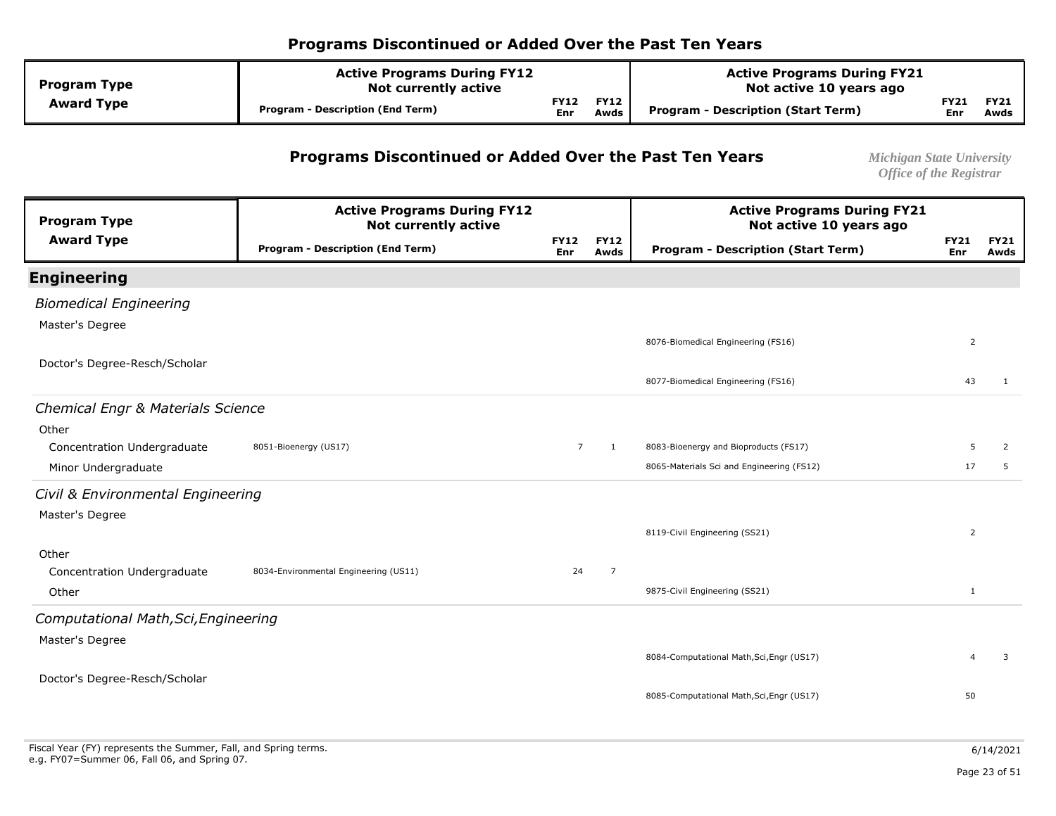# Programs Discontinued or Added Over the Past Ten Years

*Michigan State University*
*Office of the Registrar*

| Program Type / Award Type | Active Programs During FY12 Not currently active — Program - Description (End Term) | FY12 Enr | FY12 Awds | Active Programs During FY21 Not active 10 years ago — Program - Description (Start Term) | FY21 Enr | FY21 Awds |
|---|---|---|---|---|---|---|
| **Engineering** | | | | | | |
| *Biomedical Engineering* | | | | | | |
| Master's Degree | | | | 8076-Biomedical Engineering (FS16) | 2 | |
| Doctor's Degree-Resch/Scholar | | | | 8077-Biomedical Engineering (FS16) | 43 | 1 |
| *Chemical Engr & Materials Science* | | | | | | |
| Other | | | | | | |
| Concentration Undergraduate | 8051-Bioenergy (US17) | 7 | 1 | 8083-Bioenergy and Bioproducts (FS17) | 5 | 2 |
| Minor Undergraduate | | | | 8065-Materials Sci and Engineering (FS12) | 17 | 5 |
| *Civil & Environmental Engineering* | | | | | | |
| Master's Degree | | | | 8119-Civil Engineering (SS21) | 2 | |
| Other | | | | | | |
| Concentration Undergraduate | 8034-Environmental Engineering (US11) | 24 | 7 | | | |
| Other | | | | 9875-Civil Engineering (SS21) | 1 | |
| *Computational Math,Sci,Engineering* | | | | | | |
| Master's Degree | | | | 8084-Computational Math,Sci,Engr (US17) | 4 | 3 |
| Doctor's Degree-Resch/Scholar | | | | 8085-Computational Math,Sci,Engr (US17) | 50 | |

Fiscal Year (FY) represents the Summer, Fall, and Spring terms.
e.g. FY07=Summer 06, Fall 06, and Spring 07.

6/14/2021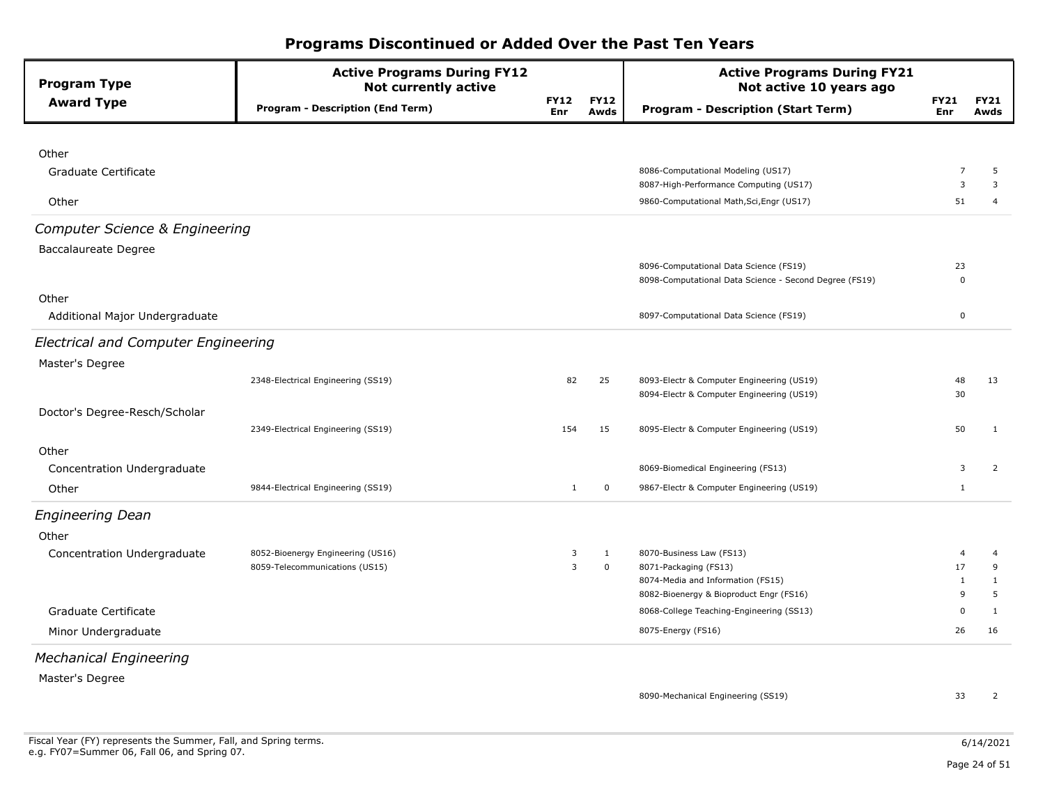# Programs Discontinued or Added Over the Past Ten Years

| Program Type / Award Type | Active Programs During FY12 Not currently active: Program - Description (End Term) | FY12 Enr | FY12 Awds | Active Programs During FY21 Not active 10 years ago: Program - Description (Start Term) | FY21 Enr | FY21 Awds |
|---|---|---|---|---|---|---|
| Other | | | | | | |
| Graduate Certificate | | | | 8086-Computational Modeling (US17) | 7 | 5 |
| | | | | 8087-High-Performance Computing (US17) | 3 | 3 |
| Other | | | | 9860-Computational Math,Sci,Engr (US17) | 51 | 4 |
| ***Computer Science & Engineering*** | | | | | | |
| Baccalaureate Degree | | | | | | |
| | | | | 8096-Computational Data Science (FS19) | 23 | |
| | | | | 8098-Computational Data Science - Second Degree (FS19) | 0 | |
| Other | | | | | | |
| Additional Major Undergraduate | | | | 8097-Computational Data Science (FS19) | 0 | |
| ***Electrical and Computer Engineering*** | | | | | | |
| Master's Degree | | | | | | |
| | 2348-Electrical Engineering (SS19) | 82 | 25 | 8093-Electr & Computer Engineering (US19) | 48 | 13 |
| | | | | 8094-Electr & Computer Engineering (US19) | 30 | |
| Doctor's Degree-Resch/Scholar | | | | | | |
| | 2349-Electrical Engineering (SS19) | 154 | 15 | 8095-Electr & Computer Engineering (US19) | 50 | 1 |
| Other | | | | | | |
| Concentration Undergraduate | | | | 8069-Biomedical Engineering (FS13) | 3 | 2 |
| Other | 9844-Electrical Engineering (SS19) | 1 | 0 | 9867-Electr & Computer Engineering (US19) | 1 | |
| ***Engineering Dean*** | | | | | | |
| Other | | | | | | |
| Concentration Undergraduate | 8052-Bioenergy Engineering (US16) | 3 | 1 | 8070-Business Law (FS13) | 4 | 4 |
| | 8059-Telecommunications (US15) | 3 | 0 | 8071-Packaging (FS13) | 17 | 9 |
| | | | | 8074-Media and Information (FS15) | 1 | 1 |
| | | | | 8082-Bioenergy & Bioproduct Engr (FS16) | 9 | 5 |
| Graduate Certificate | | | | 8068-College Teaching-Engineering (SS13) | 0 | 1 |
| Minor Undergraduate | | | | 8075-Energy (FS16) | 26 | 16 |
| ***Mechanical Engineering*** | | | | | | |
| Master's Degree | | | | | | |
| | | | | 8090-Mechanical Engineering (SS19) | 33 | 2 |

Fiscal Year (FY) represents the Summer, Fall, and Spring terms.
e.g. FY07=Summer 06, Fall 06, and Spring 07.

6/14/2021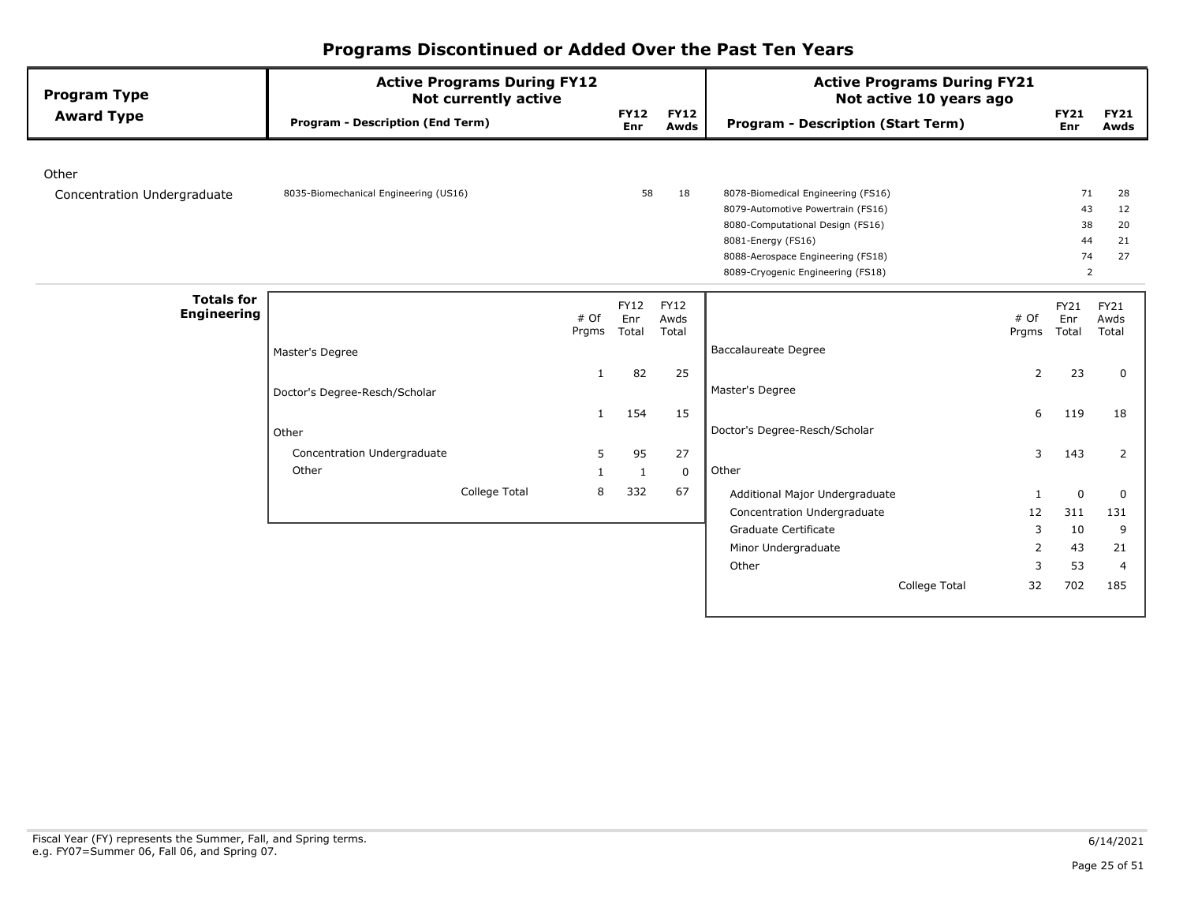# Programs Discontinued or Added Over the Past Ten Years

| Program Type / Award Type | Active Programs During FY12 Not currently active: Program - Description (End Term) | FY12 Enr | FY12 Awds | Active Programs During FY21 Not active 10 years ago: Program - Description (Start Term) | FY21 Enr | FY21 Awds |
|---|---|---|---|---|---|---|
| **Other** | | | | | | |
| Concentration Undergraduate | 8035-Biomechanical Engineering (US16) | 58 | 18 | 8078-Biomedical Engineering (FS16) | 71 | 28 |
| | | | | 8079-Automotive Powertrain (FS16) | 43 | 12 |
| | | | | 8080-Computational Design (FS16) | 38 | 20 |
| | | | | 8081-Energy (FS16) | 44 | 21 |
| | | | | 8088-Aerospace Engineering (FS18) | 74 | 27 |
| | | | | 8089-Cryogenic Engineering (FS18) | 2 | |

**Totals for Engineering**

| FY12 | # Of Prgms | FY12 Enr Total | FY12 Awds Total |
|---|---|---|---|
| Master's Degree | 1 | 82 | 25 |
| Doctor's Degree-Resch/Scholar | 1 | 154 | 15 |
| Other | | | |
| Concentration Undergraduate | 5 | 95 | 27 |
| Other | 1 | 1 | 0 |
| College Total | 8 | 332 | 67 |

| FY21 | # Of Prgms | FY21 Enr Total | FY21 Awds Total |
|---|---|---|---|
| Baccalaureate Degree | 2 | 23 | 0 |
| Master's Degree | 6 | 119 | 18 |
| Doctor's Degree-Resch/Scholar | 3 | 143 | 2 |
| Other | | | |
| Additional Major Undergraduate | 1 | 0 | 0 |
| Concentration Undergraduate | 12 | 311 | 131 |
| Graduate Certificate | 3 | 10 | 9 |
| Minor Undergraduate | 2 | 43 | 21 |
| Other | 3 | 53 | 4 |
| College Total | 32 | 702 | 185 |

Fiscal Year (FY) represents the Summer, Fall, and Spring terms.
e.g. FY07=Summer 06, Fall 06, and Spring 07.

6/14/2021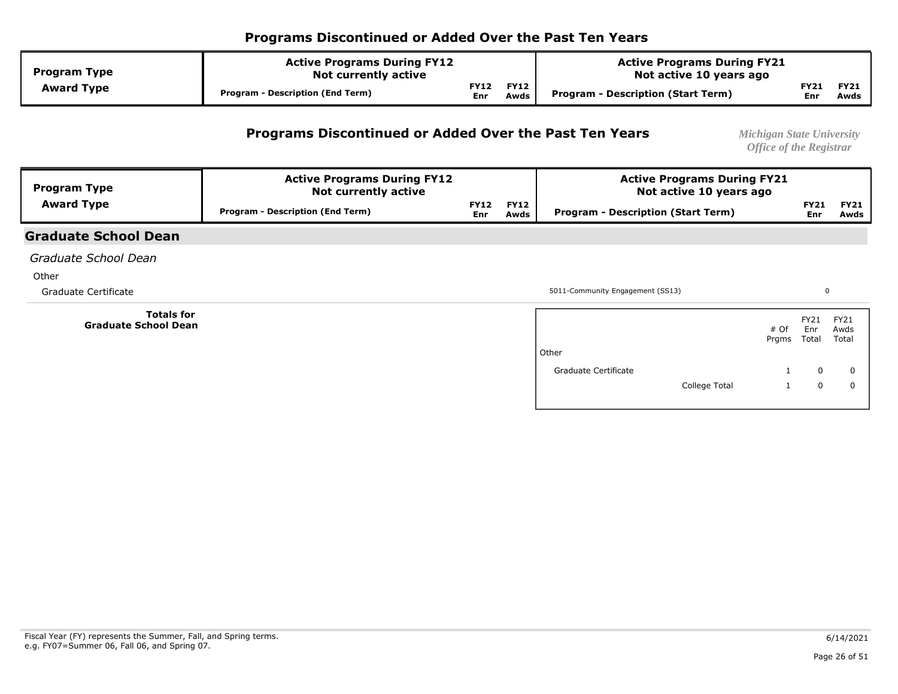## Programs Discontinued or Added Over the Past Ten Years

| Program Type / Award Type | Active Programs During FY12 Not currently active — Program - Description (End Term) | FY12 Enr | FY12 Awds | Active Programs During FY21 Not active 10 years ago — Program - Description (Start Term) | FY21 Enr | FY21 Awds |
|---|---|---|---|---|---|---|

## Programs Discontinued or Added Over the Past Ten Years

*Michigan State University*
*Office of the Registrar*

| Program Type / Award Type | Active Programs During FY12 Not currently active — Program - Description (End Term) | FY12 Enr | FY12 Awds | Active Programs During FY21 Not active 10 years ago — Program - Description (Start Term) | FY21 Enr | FY21 Awds |
|---|---|---|---|---|---|---|
| **Graduate School Dean** | | | | | | |
| *Graduate School Dean* | | | | | | |
| Other | | | | | | |
| Graduate Certificate | | | | 5011-Community Engagement (SS13) | 0 | |

**Totals for Graduate School Dean**

| | | # Of Prgms | FY21 Enr Total | FY21 Awds Total |
|---|---|---|---|---|
| Other | | | | |
| Graduate Certificate | | 1 | 0 | 0 |
| | College Total | 1 | 0 | 0 |

Fiscal Year (FY) represents the Summer, Fall, and Spring terms.
e.g. FY07=Summer 06, Fall 06, and Spring 07.

6/14/2021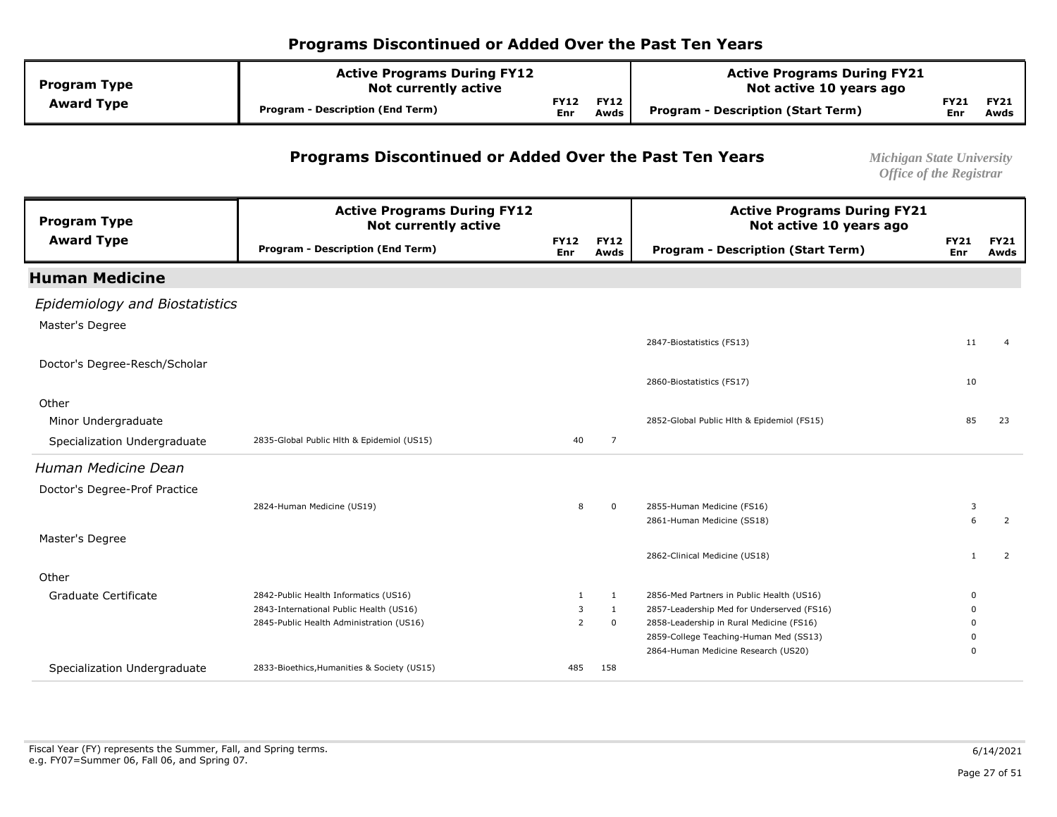## Programs Discontinued or Added Over the Past Ten Years

*Michigan State University*
*Office of the Registrar*

| Program Type / Award Type | Active Programs During FY12 Not currently active: Program - Description (End Term) | FY12 Enr | FY12 Awds | Active Programs During FY21 Not active 10 years ago: Program - Description (Start Term) | FY21 Enr | FY21 Awds |
|---|---|---|---|---|---|---|
| **Human Medicine** | | | | | | |
| *Epidemiology and Biostatistics* | | | | | | |
| Master's Degree | | | | 2847-Biostatistics (FS13) | 11 | 4 |
| Doctor's Degree-Resch/Scholar | | | | 2860-Biostatistics (FS17) | 10 | |
| Other | | | | | | |
| Minor Undergraduate | | | | 2852-Global Public Hlth & Epidemiol (FS15) | 85 | 23 |
| Specialization Undergraduate | 2835-Global Public Hlth & Epidemiol (US15) | 40 | 7 | | | |
| *Human Medicine Dean* | | | | | | |
| Doctor's Degree-Prof Practice | 2824-Human Medicine (US19) | 8 | 0 | 2855-Human Medicine (FS16) | 3 | |
| | | | | 2861-Human Medicine (SS18) | 6 | 2 |
| Master's Degree | | | | 2862-Clinical Medicine (US18) | 1 | 2 |
| Other | | | | | | |
| Graduate Certificate | 2842-Public Health Informatics (US16) | 1 | 1 | 2856-Med Partners in Public Health (US16) | 0 | |
| | 2843-International Public Health (US16) | 3 | 1 | 2857-Leadership Med for Underserved (FS16) | 0 | |
| | 2845-Public Health Administration (US16) | 2 | 0 | 2858-Leadership in Rural Medicine (FS16) | 0 | |
| | | | | 2859-College Teaching-Human Med (SS13) | 0 | |
| | | | | 2864-Human Medicine Research (US20) | 0 | |
| Specialization Undergraduate | 2833-Bioethics,Humanities & Society (US15) | 485 | 158 | | | |

Fiscal Year (FY) represents the Summer, Fall, and Spring terms.
e.g. FY07=Summer 06, Fall 06, and Spring 07.

6/14/2021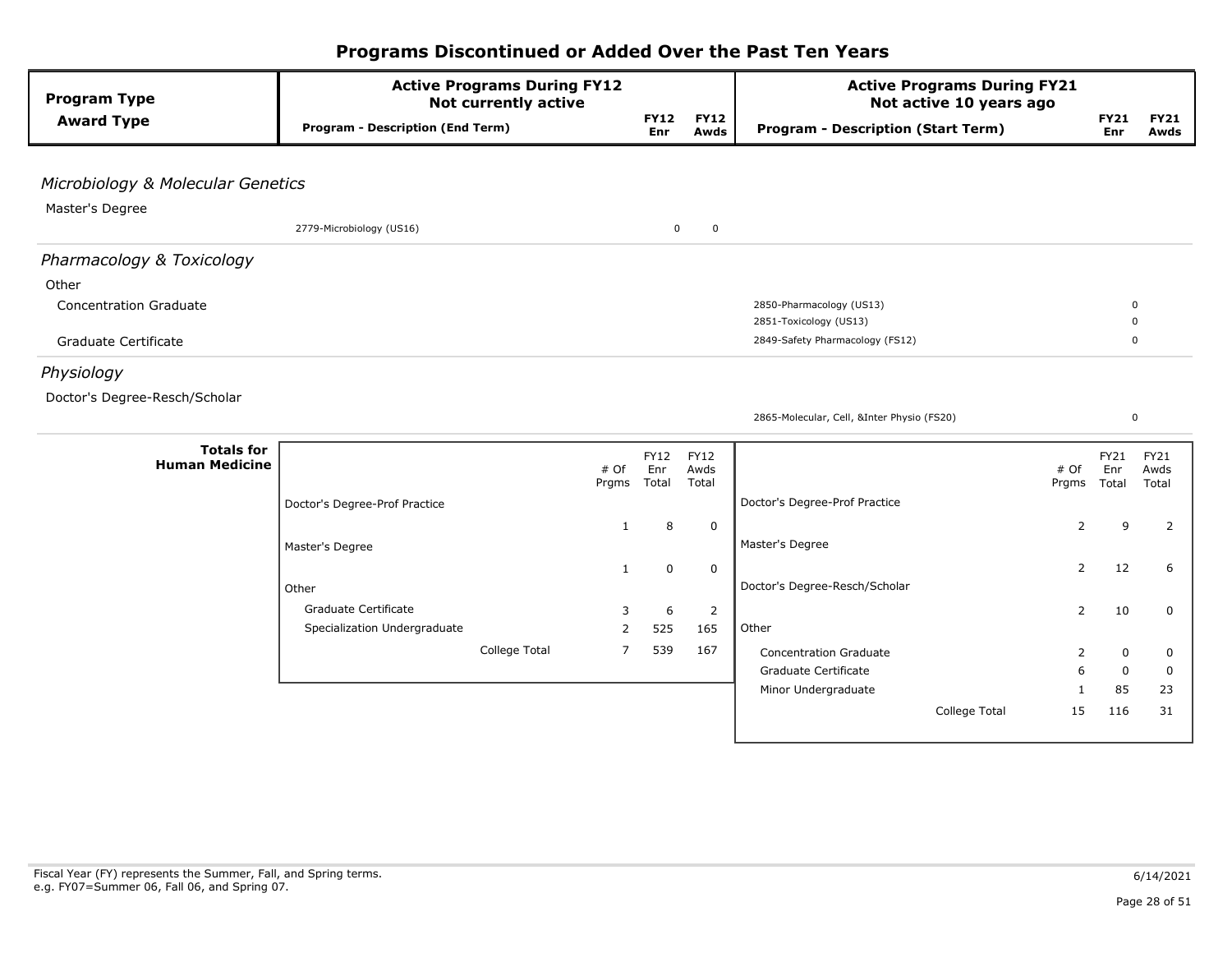# Programs Discontinued or Added Over the Past Ten Years

| Program Type / Award Type | Active Programs During FY12 Not currently active: Program - Description (End Term) | FY12 Enr | FY12 Awds | Active Programs During FY21 Not active 10 years ago: Program - Description (Start Term) | FY21 Enr | FY21 Awds |
|---|---|---|---|---|---|---|
| ***Microbiology & Molecular Genetics*** | | | | | | |
| Master's Degree | | | | | | |
| | 2779-Microbiology (US16) | 0 | 0 | | | |
| ***Pharmacology & Toxicology*** | | | | | | |
| Other | | | | | | |
| Concentration Graduate | | | | 2850-Pharmacology (US13) | 0 | |
| | | | | 2851-Toxicology (US13) | 0 | |
| Graduate Certificate | | | | 2849-Safety Pharmacology (FS12) | 0 | |
| ***Physiology*** | | | | | | |
| Doctor's Degree-Resch/Scholar | | | | | | |
| | | | | 2865-Molecular, Cell, &Inter Physio (FS20) | 0 | |

**Totals for Human Medicine**

| FY12 | # Of Prgms | FY12 Enr Total | FY12 Awds Total |
|---|---|---|---|
| Doctor's Degree-Prof Practice | 1 | 8 | 0 |
| Master's Degree | 1 | 0 | 0 |
| Other | | | |
| Graduate Certificate | 3 | 6 | 2 |
| Specialization Undergraduate | 2 | 525 | 165 |
| College Total | 7 | 539 | 167 |

| FY21 | # Of Prgms | FY21 Enr Total | FY21 Awds Total |
|---|---|---|---|
| Doctor's Degree-Prof Practice | 2 | 9 | 2 |
| Master's Degree | 2 | 12 | 6 |
| Doctor's Degree-Resch/Scholar | 2 | 10 | 0 |
| Other | | | |
| Concentration Graduate | 2 | 0 | 0 |
| Graduate Certificate | 6 | 0 | 0 |
| Minor Undergraduate | 1 | 85 | 23 |
| College Total | 15 | 116 | 31 |

Fiscal Year (FY) represents the Summer, Fall, and Spring terms.
e.g. FY07=Summer 06, Fall 06, and Spring 07.

6/14/2021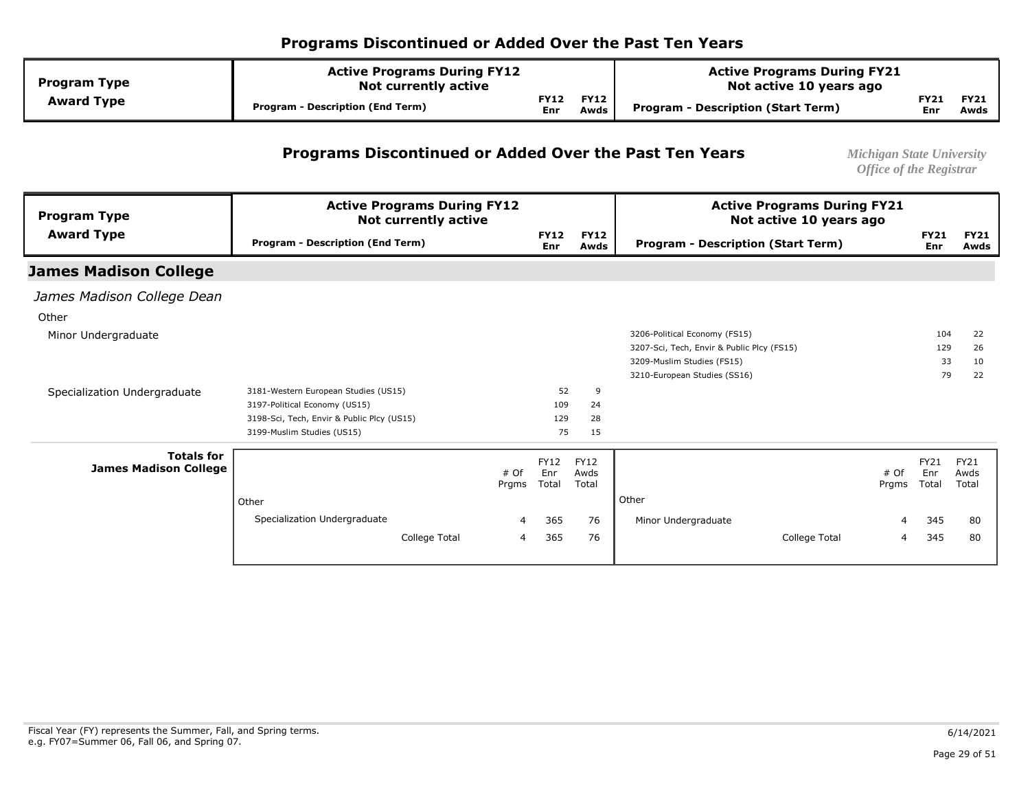# Programs Discontinued or Added Over the Past Ten Years

*Michigan State University*
*Office of the Registrar*

| Program Type / Award Type | Active Programs During FY12 Not currently active — Program - Description (End Term) | FY12 Enr | FY12 Awds | Active Programs During FY21 Not active 10 years ago — Program - Description (Start Term) | FY21 Enr | FY21 Awds |
|---|---|---|---|---|---|---|

## James Madison College

*James Madison College Dean*

Other

| Award Type | Program - Description (End Term) | FY12 Enr | FY12 Awds | Program - Description (Start Term) | FY21 Enr | FY21 Awds |
|---|---|---|---|---|---|---|
| Minor Undergraduate | | | | 3206-Political Economy (FS15) | 104 | 22 |
| | | | | 3207-Sci, Tech, Envir & Public Plcy (FS15) | 129 | 26 |
| | | | | 3209-Muslim Studies (FS15) | 33 | 10 |
| | | | | 3210-European Studies (SS16) | 79 | 22 |
| Specialization Undergraduate | 3181-Western European Studies (US15) | 52 | 9 | | | |
| | 3197-Political Economy (US15) | 109 | 24 | | | |
| | 3198-Sci, Tech, Envir & Public Plcy (US15) | 129 | 28 | | | |
| | 3199-Muslim Studies (US15) | 75 | 15 | | | |

**Totals for James Madison College**

| | # Of Prgms | FY12 Enr Total | FY12 Awds Total | | # Of Prgms | FY21 Enr Total | FY21 Awds Total |
|---|---|---|---|---|---|---|---|
| Other | | | | Other | | | |
| Specialization Undergraduate | 4 | 365 | 76 | Minor Undergraduate | 4 | 345 | 80 |
| College Total | 4 | 365 | 76 | College Total | 4 | 345 | 80 |

Fiscal Year (FY) represents the Summer, Fall, and Spring terms.
e.g. FY07=Summer 06, Fall 06, and Spring 07.

6/14/2021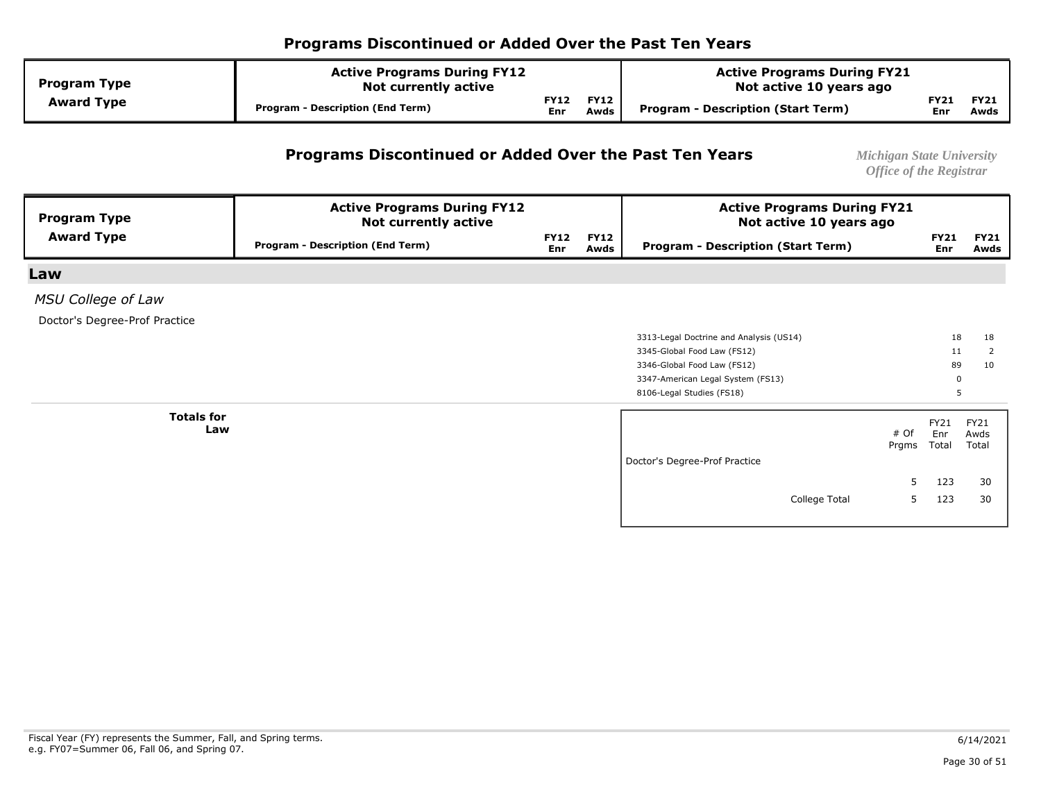# Programs Discontinued or Added Over the Past Ten Years

| Program Type / Award Type | Active Programs During FY12 Not currently active — Program - Description (End Term) | FY12 Enr | FY12 Awds | Active Programs During FY21 Not active 10 years ago — Program - Description (Start Term) | FY21 Enr | FY21 Awds |
|---|---|---|---|---|---|---|

# Programs Discontinued or Added Over the Past Ten Years

*Michigan State University*
*Office of the Registrar*

| Program Type / Award Type | Active Programs During FY12 Not currently active — Program - Description (End Term) | FY12 Enr | FY12 Awds | Active Programs During FY21 Not active 10 years ago — Program - Description (Start Term) | FY21 Enr | FY21 Awds |
|---|---|---|---|---|---|---|
| **Law** | | | | | | |
| *MSU College of Law* | | | | | | |
| Doctor's Degree-Prof Practice | | | | | | |
| | | | | 3313-Legal Doctrine and Analysis (US14) | 18 | 18 |
| | | | | 3345-Global Food Law (FS12) | 11 | 2 |
| | | | | 3346-Global Food Law (FS12) | 89 | 10 |
| | | | | 3347-American Legal System (FS13) | 0 | |
| | | | | 8106-Legal Studies (FS18) | 5 | |

**Totals for Law**

| | # Of Prgms | FY21 Enr Total | FY21 Awds Total |
|---|---|---|---|
| Doctor's Degree-Prof Practice | 5 | 123 | 30 |
| College Total | 5 | 123 | 30 |

Fiscal Year (FY) represents the Summer, Fall, and Spring terms.
e.g. FY07=Summer 06, Fall 06, and Spring 07.

6/14/2021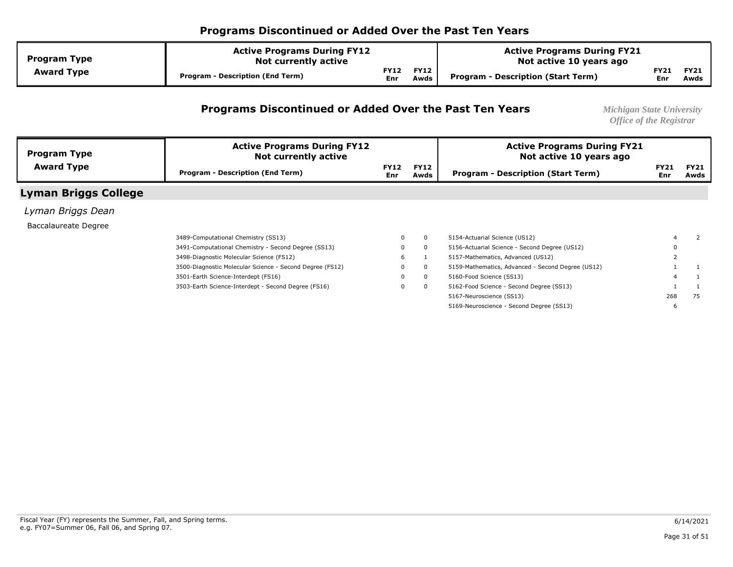## Programs Discontinued or Added Over the Past Ten Years

*Michigan State University*
*Office of the Registrar*

| Program Type / Award Type | Active Programs During FY12 Not currently active: Program - Description (End Term) | FY12 Enr | FY12 Awds | Active Programs During FY21 Not active 10 years ago: Program - Description (Start Term) | FY21 Enr | FY21 Awds |
|---|---|---|---|---|---|---|

## Lyman Briggs College

*Lyman Briggs Dean*

Baccalaureate Degree

| Program Type / Award Type | Program - Description (End Term) | FY12 Enr | FY12 Awds | Program - Description (Start Term) | FY21 Enr | FY21 Awds |
|---|---|---|---|---|---|---|
| | 3489-Computational Chemistry (SS13) | 0 | 0 | 5154-Actuarial Science (US12) | 4 | 2 |
| | 3491-Computational Chemistry - Second Degree (SS13) | 0 | 0 | 5156-Actuarial Science - Second Degree (US12) | 0 | |
| | 3498-Diagnostic Molecular Science (FS12) | 6 | 1 | 5157-Mathematics, Advanced (US12) | 2 | |
| | 3500-Diagnostic Molecular Science - Second Degree (FS12) | 0 | 0 | 5159-Mathematics, Advanced - Second Degree (US12) | 1 | 1 |
| | 3501-Earth Science-Interdept (FS16) | 0 | 0 | 5160-Food Science (SS13) | 4 | 1 |
| | 3503-Earth Science-Interdept - Second Degree (FS16) | 0 | 0 | 5162-Food Science - Second Degree (SS13) | 1 | 1 |
| | | | | 5167-Neuroscience (SS13) | 268 | 75 |
| | | | | 5169-Neuroscience - Second Degree (SS13) | 6 | |

Fiscal Year (FY) represents the Summer, Fall, and Spring terms.
e.g. FY07=Summer 06, Fall 06, and Spring 07.

6/14/2021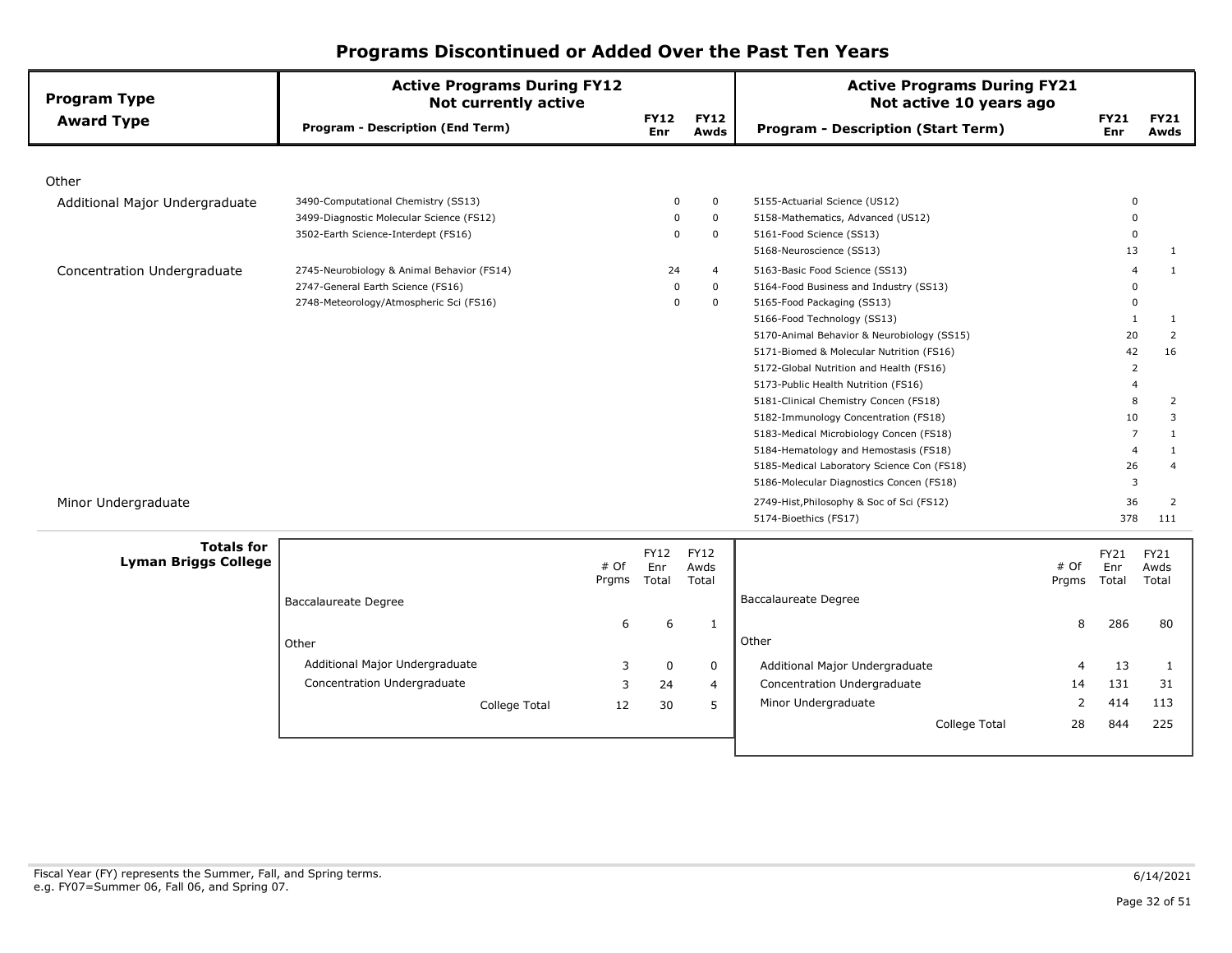# Programs Discontinued or Added Over the Past Ten Years

| Program Type / Award Type | Active Programs During FY12 Not currently active: Program - Description (End Term) | FY12 Enr | FY12 Awds | Active Programs During FY21 Not active 10 years ago: Program - Description (Start Term) | FY21 Enr | FY21 Awds |
|---|---|---|---|---|---|---|
| **Other** | | | | | | |
| Additional Major Undergraduate | 3490-Computational Chemistry (SS13) | 0 | 0 | 5155-Actuarial Science (US12) | 0 | |
| | 3499-Diagnostic Molecular Science (FS12) | 0 | 0 | 5158-Mathematics, Advanced (US12) | 0 | |
| | 3502-Earth Science-Interdept (FS16) | 0 | 0 | 5161-Food Science (SS13) | 0 | |
| | | | | 5168-Neuroscience (SS13) | 13 | 1 |
| Concentration Undergraduate | 2745-Neurobiology & Animal Behavior (FS14) | 24 | 4 | 5163-Basic Food Science (SS13) | 4 | 1 |
| | 2747-General Earth Science (FS16) | 0 | 0 | 5164-Food Business and Industry (SS13) | 0 | |
| | 2748-Meteorology/Atmospheric Sci (FS16) | 0 | 0 | 5165-Food Packaging (SS13) | 0 | |
| | | | | 5166-Food Technology (SS13) | 1 | 1 |
| | | | | 5170-Animal Behavior & Neurobiology (SS15) | 20 | 2 |
| | | | | 5171-Biomed & Molecular Nutrition (FS16) | 42 | 16 |
| | | | | 5172-Global Nutrition and Health (FS16) | 2 | |
| | | | | 5173-Public Health Nutrition (FS16) | 4 | |
| | | | | 5181-Clinical Chemistry Concen (FS18) | 8 | 2 |
| | | | | 5182-Immunology Concentration (FS18) | 10 | 3 |
| | | | | 5183-Medical Microbiology Concen (FS18) | 7 | 1 |
| | | | | 5184-Hematology and Hemostasis (FS18) | 4 | 1 |
| | | | | 5185-Medical Laboratory Science Con (FS18) | 26 | 4 |
| | | | | 5186-Molecular Diagnostics Concen (FS18) | 3 | |
| Minor Undergraduate | | | | 2749-Hist,Philosophy & Soc of Sci (FS12) | 36 | 2 |
| | | | | 5174-Bioethics (FS17) | 378 | 111 |

**Totals for Lyman Briggs College**

| | # Of Prgms | FY12 Enr Total | FY12 Awds Total | | # Of Prgms | FY21 Enr Total | FY21 Awds Total |
|---|---|---|---|---|---|---|---|
| Baccalaureate Degree | 6 | 6 | 1 | Baccalaureate Degree | 8 | 286 | 80 |
| Other | | | | Other | | | |
| Additional Major Undergraduate | 3 | 0 | 0 | Additional Major Undergraduate | 4 | 13 | 1 |
| Concentration Undergraduate | 3 | 24 | 4 | Concentration Undergraduate | 14 | 131 | 31 |
| | | | | Minor Undergraduate | 2 | 414 | 113 |
| College Total | 12 | 30 | 5 | College Total | 28 | 844 | 225 |

Fiscal Year (FY) represents the Summer, Fall, and Spring terms.
e.g. FY07=Summer 06, Fall 06, and Spring 07.

6/14/2021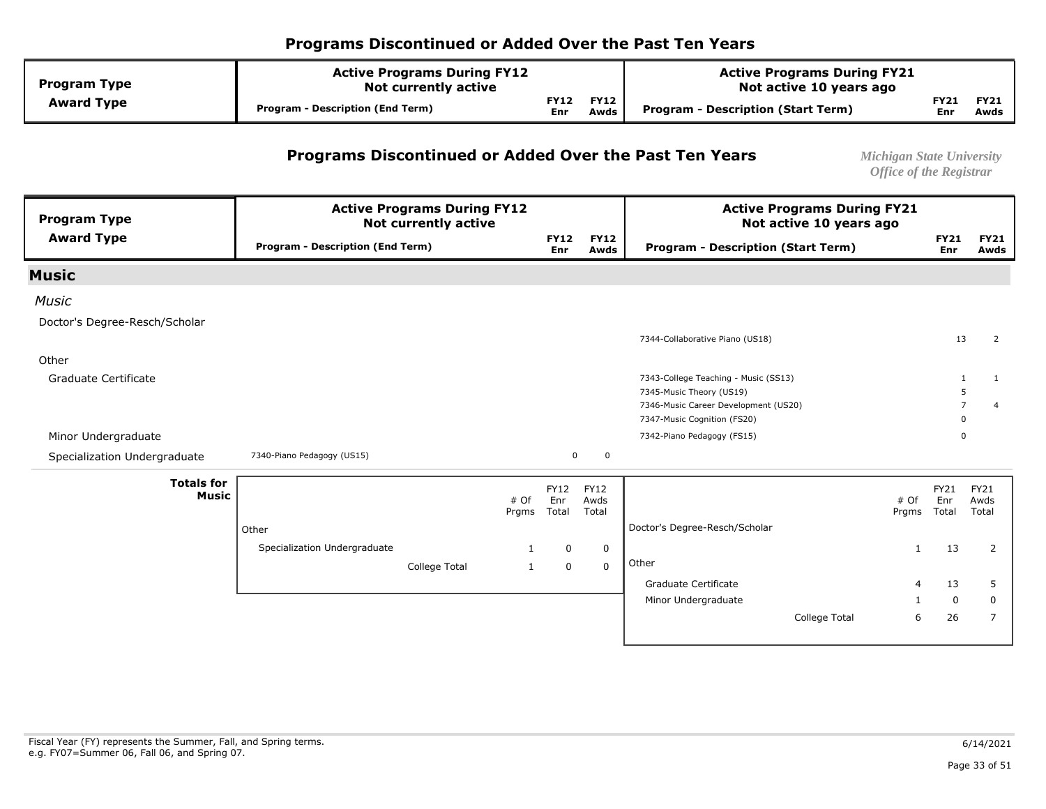## Programs Discontinued or Added Over the Past Ten Years

*Michigan State University*
*Office of the Registrar*

| Program Type / Award Type | Active Programs During FY12 Not currently active — Program - Description (End Term) | FY12 Enr | FY12 Awds | Active Programs During FY21 Not active 10 years ago — Program - Description (Start Term) | FY21 Enr | FY21 Awds |
|---|---|---|---|---|---|---|
| **Music** | | | | | | |
| *Music* | | | | | | |
| Doctor's Degree-Resch/Scholar | | | | 7344-Collaborative Piano (US18) | 13 | 2 |
| Other | | | | | | |
| Graduate Certificate | | | | 7343-College Teaching - Music (SS13) | 1 | 1 |
| | | | | 7345-Music Theory (US19) | 5 | |
| | | | | 7346-Music Career Development (US20) | 7 | 4 |
| | | | | 7347-Music Cognition (FS20) | 0 | |
| Minor Undergraduate | | | | 7342-Piano Pedagogy (FS15) | 0 | |
| Specialization Undergraduate | 7340-Piano Pedagogy (US15) | 0 | 0 | | | |

**Totals for Music**

| | # Of Prgms | FY12 Enr Total | FY12 Awds Total |
|---|---|---|---|
| Other | | | |
| Specialization Undergraduate | 1 | 0 | 0 |
| College Total | 1 | 0 | 0 |

| | # Of Prgms | FY21 Enr Total | FY21 Awds Total |
|---|---|---|---|
| Doctor's Degree-Resch/Scholar | 1 | 13 | 2 |
| Other | | | |
| Graduate Certificate | 4 | 13 | 5 |
| Minor Undergraduate | 1 | 0 | 0 |
| College Total | 6 | 26 | 7 |

Fiscal Year (FY) represents the Summer, Fall, and Spring terms.
e.g. FY07=Summer 06, Fall 06, and Spring 07.

6/14/2021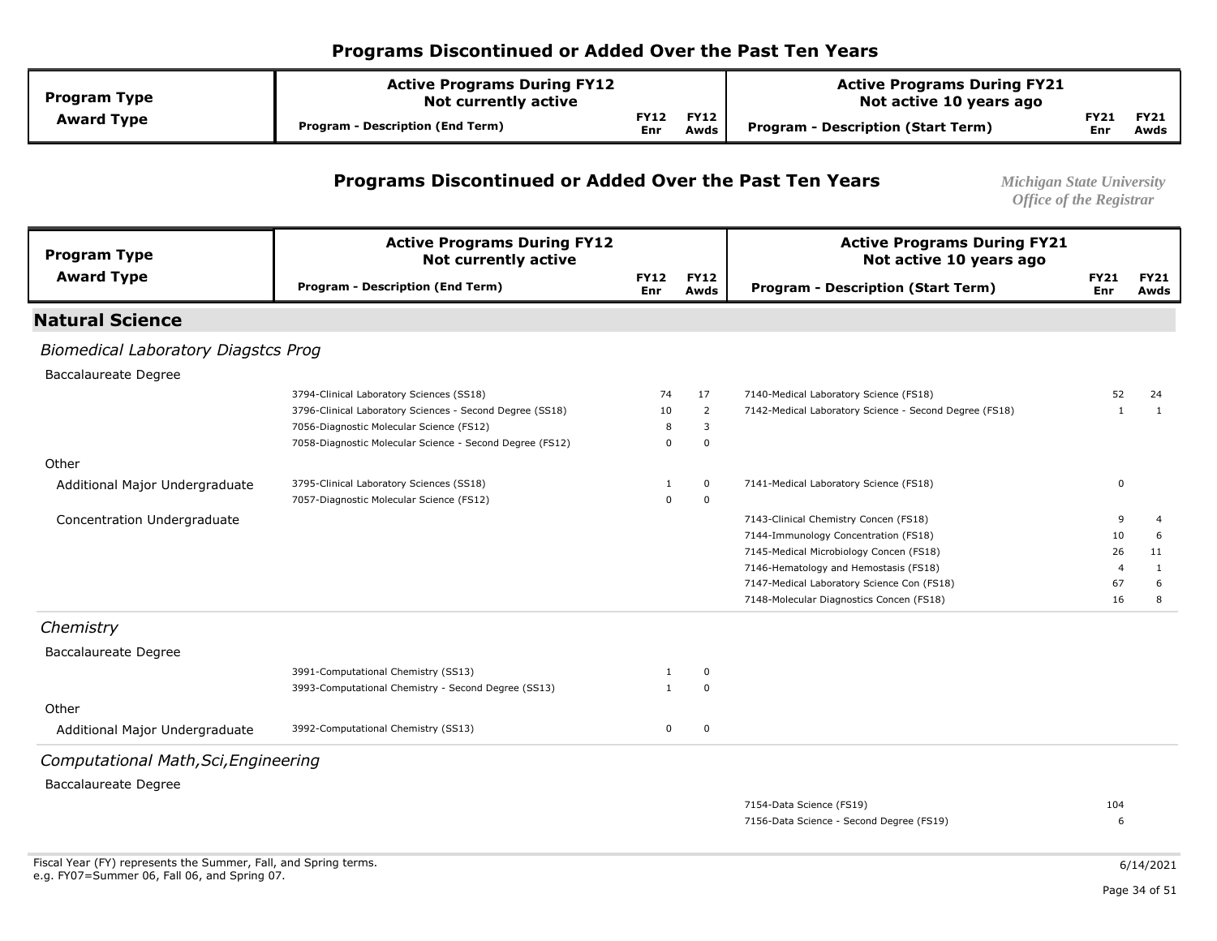## Programs Discontinued or Added Over the Past Ten Years

*Michigan State University*
*Office of the Registrar*

| Program Type / Award Type | Active Programs During FY12 Not currently active: Program - Description (End Term) | FY12 Enr | FY12 Awds | Active Programs During FY21 Not active 10 years ago: Program - Description (Start Term) | FY21 Enr | FY21 Awds |
|---|---|---|---|---|---|---|
| **Natural Science** | | | | | | |
| *Biomedical Laboratory Diagstcs Prog* | | | | | | |
| Baccalaureate Degree | 3794-Clinical Laboratory Sciences (SS18) | 74 | 17 | 7140-Medical Laboratory Science (FS18) | 52 | 24 |
| | 3796-Clinical Laboratory Sciences - Second Degree (SS18) | 10 | 2 | 7142-Medical Laboratory Science - Second Degree (FS18) | 1 | 1 |
| | 7056-Diagnostic Molecular Science (FS12) | 8 | 3 | | | |
| | 7058-Diagnostic Molecular Science - Second Degree (FS12) | 0 | 0 | | | |
| Other | | | | | | |
| Additional Major Undergraduate | 3795-Clinical Laboratory Sciences (SS18) | 1 | 0 | 7141-Medical Laboratory Science (FS18) | 0 | |
| | 7057-Diagnostic Molecular Science (FS12) | 0 | 0 | | | |
| Concentration Undergraduate | | | | 7143-Clinical Chemistry Concen (FS18) | 9 | 4 |
| | | | | 7144-Immunology Concentration (FS18) | 10 | 6 |
| | | | | 7145-Medical Microbiology Concen (FS18) | 26 | 11 |
| | | | | 7146-Hematology and Hemostasis (FS18) | 4 | 1 |
| | | | | 7147-Medical Laboratory Science Con (FS18) | 67 | 6 |
| | | | | 7148-Molecular Diagnostics Concen (FS18) | 16 | 8 |
| *Chemistry* | | | | | | |
| Baccalaureate Degree | 3991-Computational Chemistry (SS13) | 1 | 0 | | | |
| | 3993-Computational Chemistry - Second Degree (SS13) | 1 | 0 | | | |
| Other | | | | | | |
| Additional Major Undergraduate | 3992-Computational Chemistry (SS13) | 0 | 0 | | | |
| *Computational Math,Sci,Engineering* | | | | | | |
| Baccalaureate Degree | | | | 7154-Data Science (FS19) | 104 | |
| | | | | 7156-Data Science - Second Degree (FS19) | 6 | |

Fiscal Year (FY) represents the Summer, Fall, and Spring terms.
e.g. FY07=Summer 06, Fall 06, and Spring 07.

6/14/2021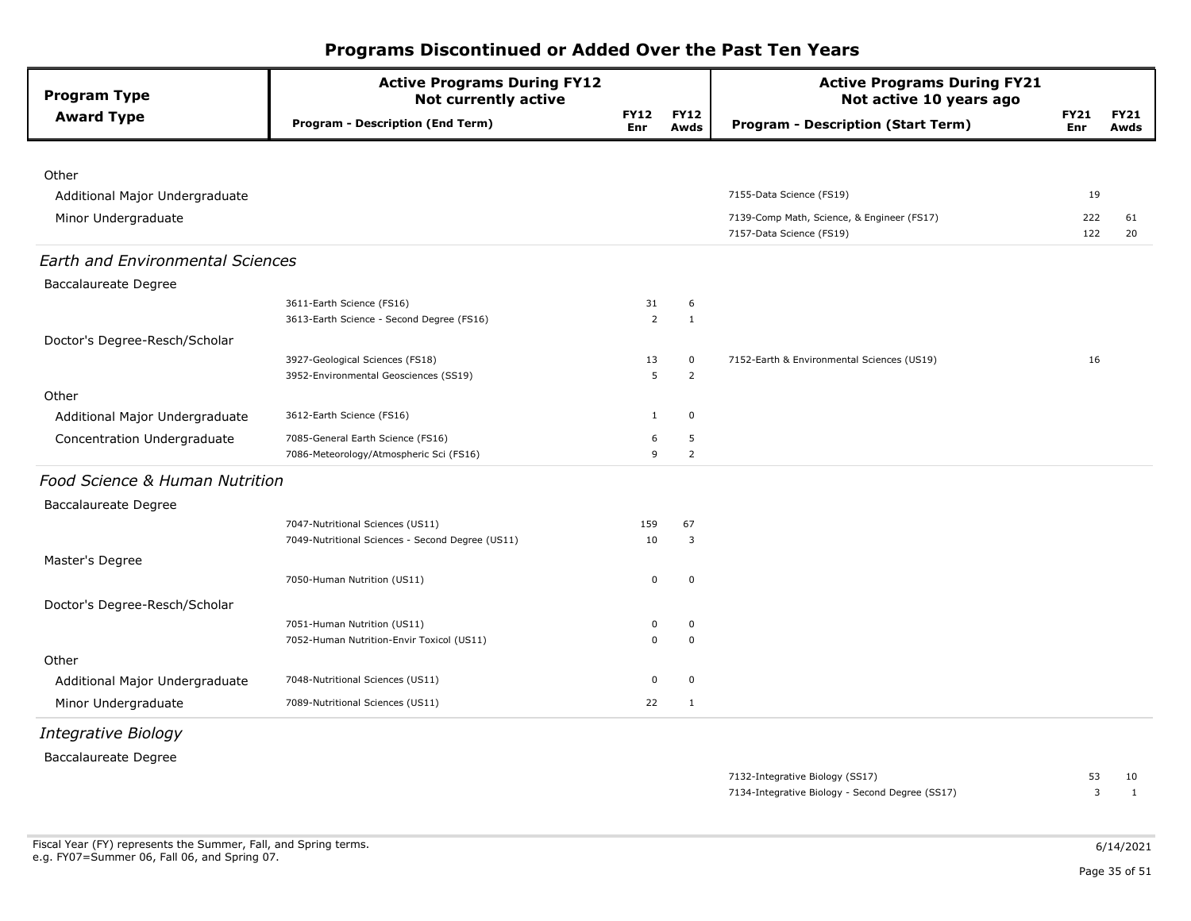# Programs Discontinued or Added Over the Past Ten Years

| Program Type / Award Type | Active Programs During FY12 Not currently active: Program - Description (End Term) | FY12 Enr | FY12 Awds | Active Programs During FY21 Not active 10 years ago: Program - Description (Start Term) | FY21 Enr | FY21 Awds |
|---|---|---|---|---|---|---|
| Other | | | | | | |
| Additional Major Undergraduate | | | | 7155-Data Science (FS19) | 19 | |
| Minor Undergraduate | | | | 7139-Comp Math, Science, & Engineer (FS17) | 222 | 61 |
| | | | | 7157-Data Science (FS19) | 122 | 20 |
| *Earth and Environmental Sciences* | | | | | | |
| Baccalaureate Degree | | | | | | |
| | 3611-Earth Science (FS16) | 31 | 6 | | | |
| | 3613-Earth Science - Second Degree (FS16) | 2 | 1 | | | |
| Doctor's Degree-Resch/Scholar | | | | | | |
| | 3927-Geological Sciences (FS18) | 13 | 0 | 7152-Earth & Environmental Sciences (US19) | 16 | |
| | 3952-Environmental Geosciences (SS19) | 5 | 2 | | | |
| Other | | | | | | |
| Additional Major Undergraduate | 3612-Earth Science (FS16) | 1 | 0 | | | |
| Concentration Undergraduate | 7085-General Earth Science (FS16) | 6 | 5 | | | |
| | 7086-Meteorology/Atmospheric Sci (FS16) | 9 | 2 | | | |
| *Food Science & Human Nutrition* | | | | | | |
| Baccalaureate Degree | | | | | | |
| | 7047-Nutritional Sciences (US11) | 159 | 67 | | | |
| | 7049-Nutritional Sciences - Second Degree (US11) | 10 | 3 | | | |
| Master's Degree | | | | | | |
| | 7050-Human Nutrition (US11) | 0 | 0 | | | |
| Doctor's Degree-Resch/Scholar | | | | | | |
| | 7051-Human Nutrition (US11) | 0 | 0 | | | |
| | 7052-Human Nutrition-Envir Toxicol (US11) | 0 | 0 | | | |
| Other | | | | | | |
| Additional Major Undergraduate | 7048-Nutritional Sciences (US11) | 0 | 0 | | | |
| Minor Undergraduate | 7089-Nutritional Sciences (US11) | 22 | 1 | | | |
| *Integrative Biology* | | | | | | |
| Baccalaureate Degree | | | | | | |
| | | | | 7132-Integrative Biology (SS17) | 53 | 10 |
| | | | | 7134-Integrative Biology - Second Degree (SS17) | 3 | 1 |

Fiscal Year (FY) represents the Summer, Fall, and Spring terms.
e.g. FY07=Summer 06, Fall 06, and Spring 07.

6/14/2021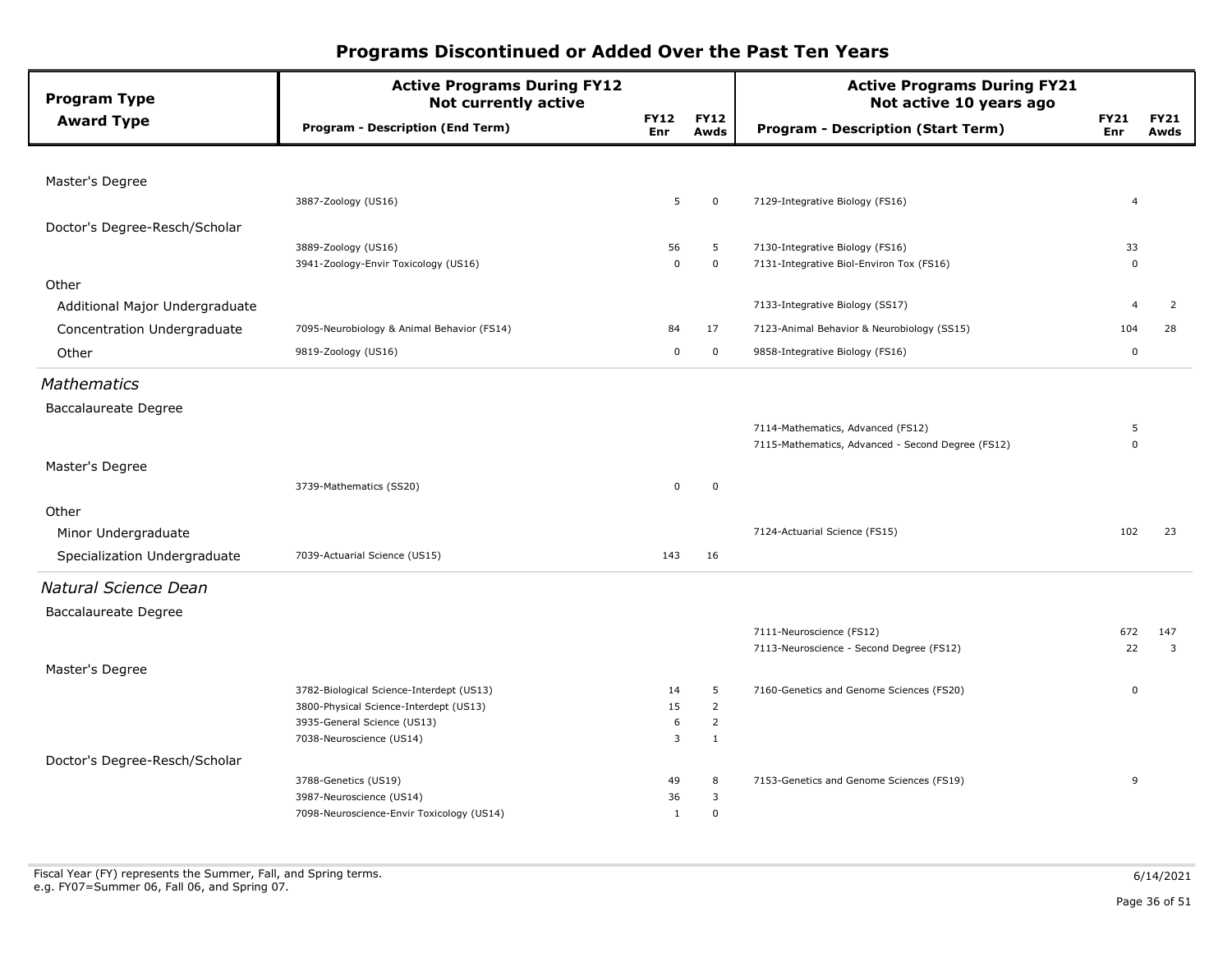# Programs Discontinued or Added Over the Past Ten Years

| Program Type / Award Type | Active Programs During FY12 Not currently active: Program - Description (End Term) | FY12 Enr | FY12 Awds | Active Programs During FY21 Not active 10 years ago: Program - Description (Start Term) | FY21 Enr | FY21 Awds |
|---|---|---|---|---|---|---|
| Master's Degree | | | | | | |
| | 3887-Zoology (US16) | 5 | 0 | 7129-Integrative Biology (FS16) | 4 | |
| Doctor's Degree-Resch/Scholar | | | | | | |
| | 3889-Zoology (US16) | 56 | 5 | 7130-Integrative Biology (FS16) | 33 | |
| | 3941-Zoology-Envir Toxicology (US16) | 0 | 0 | 7131-Integrative Biol-Environ Tox (FS16) | 0 | |
| Other | | | | | | |
| Additional Major Undergraduate | | | | 7133-Integrative Biology (SS17) | 4 | 2 |
| Concentration Undergraduate | 7095-Neurobiology & Animal Behavior (FS14) | 84 | 17 | 7123-Animal Behavior & Neurobiology (SS15) | 104 | 28 |
| Other | 9819-Zoology (US16) | 0 | 0 | 9858-Integrative Biology (FS16) | 0 | |
| *Mathematics* | | | | | | |
| Baccalaureate Degree | | | | | | |
| | | | | 7114-Mathematics, Advanced (FS12) | 5 | |
| | | | | 7115-Mathematics, Advanced - Second Degree (FS12) | 0 | |
| Master's Degree | | | | | | |
| | 3739-Mathematics (SS20) | 0 | 0 | | | |
| Other | | | | | | |
| Minor Undergraduate | | | | 7124-Actuarial Science (FS15) | 102 | 23 |
| Specialization Undergraduate | 7039-Actuarial Science (US15) | 143 | 16 | | | |
| *Natural Science Dean* | | | | | | |
| Baccalaureate Degree | | | | | | |
| | | | | 7111-Neuroscience (FS12) | 672 | 147 |
| | | | | 7113-Neuroscience - Second Degree (FS12) | 22 | 3 |
| Master's Degree | | | | | | |
| | 3782-Biological Science-Interdept (US13) | 14 | 5 | 7160-Genetics and Genome Sciences (FS20) | 0 | |
| | 3800-Physical Science-Interdept (US13) | 15 | 2 | | | |
| | 3935-General Science (US13) | 6 | 2 | | | |
| | 7038-Neuroscience (US14) | 3 | 1 | | | |
| Doctor's Degree-Resch/Scholar | | | | | | |
| | 3788-Genetics (US19) | 49 | 8 | 7153-Genetics and Genome Sciences (FS19) | 9 | |
| | 3987-Neuroscience (US14) | 36 | 3 | | | |
| | 7098-Neuroscience-Envir Toxicology (US14) | 1 | 0 | | | |

Fiscal Year (FY) represents the Summer, Fall, and Spring terms.
e.g. FY07=Summer 06, Fall 06, and Spring 07.

6/14/2021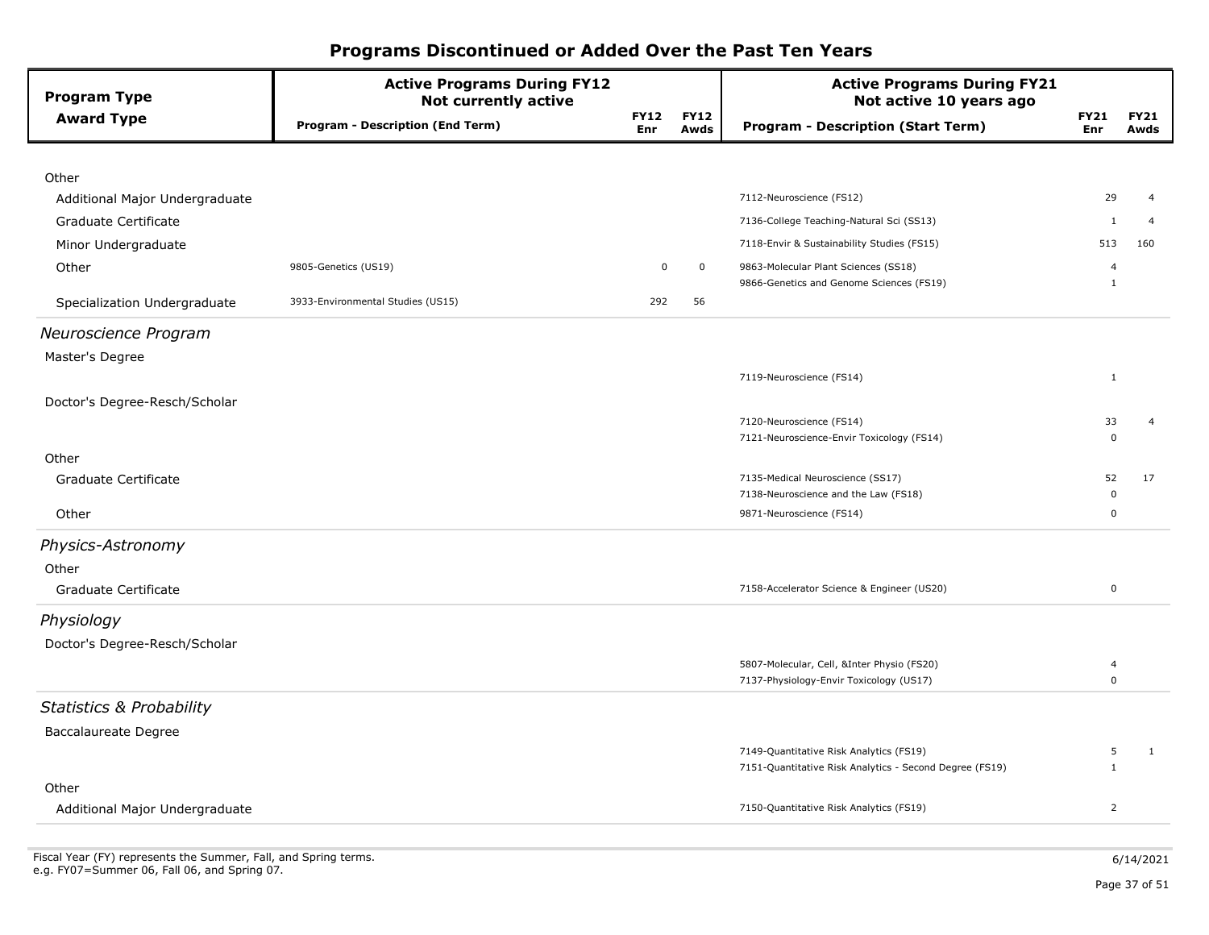# Programs Discontinued or Added Over the Past Ten Years

| Program Type / Award Type | Active Programs During FY12 Not currently active: Program - Description (End Term) | FY12 Enr | FY12 Awds | Active Programs During FY21 Not active 10 years ago: Program - Description (Start Term) | FY21 Enr | FY21 Awds |
|---|---|---|---|---|---|---|
| Other | | | | | | |
| Additional Major Undergraduate | | | | 7112-Neuroscience (FS12) | 29 | 4 |
| Graduate Certificate | | | | 7136-College Teaching-Natural Sci (SS13) | 1 | 4 |
| Minor Undergraduate | | | | 7118-Envir & Sustainability Studies (FS15) | 513 | 160 |
| Other | 9805-Genetics (US19) | 0 | 0 | 9863-Molecular Plant Sciences (SS18) | 4 | |
| | | | | 9866-Genetics and Genome Sciences (FS19) | 1 | |
| Specialization Undergraduate | 3933-Environmental Studies (US15) | 292 | 56 | | | |
| *Neuroscience Program* | | | | | | |
| Master's Degree | | | | | | |
| | | | | 7119-Neuroscience (FS14) | 1 | |
| Doctor's Degree-Resch/Scholar | | | | | | |
| | | | | 7120-Neuroscience (FS14) | 33 | 4 |
| | | | | 7121-Neuroscience-Envir Toxicology (FS14) | 0 | |
| Other | | | | | | |
| Graduate Certificate | | | | 7135-Medical Neuroscience (SS17) | 52 | 17 |
| | | | | 7138-Neuroscience and the Law (FS18) | 0 | |
| Other | | | | 9871-Neuroscience (FS14) | 0 | |
| *Physics-Astronomy* | | | | | | |
| Other | | | | | | |
| Graduate Certificate | | | | 7158-Accelerator Science & Engineer (US20) | 0 | |
| *Physiology* | | | | | | |
| Doctor's Degree-Resch/Scholar | | | | | | |
| | | | | 5807-Molecular, Cell, &Inter Physio (FS20) | 4 | |
| | | | | 7137-Physiology-Envir Toxicology (US17) | 0 | |
| *Statistics & Probability* | | | | | | |
| Baccalaureate Degree | | | | | | |
| | | | | 7149-Quantitative Risk Analytics (FS19) | 5 | 1 |
| | | | | 7151-Quantitative Risk Analytics - Second Degree (FS19) | 1 | |
| Other | | | | | | |
| Additional Major Undergraduate | | | | 7150-Quantitative Risk Analytics (FS19) | 2 | |

Fiscal Year (FY) represents the Summer, Fall, and Spring terms.
e.g. FY07=Summer 06, Fall 06, and Spring 07.

6/14/2021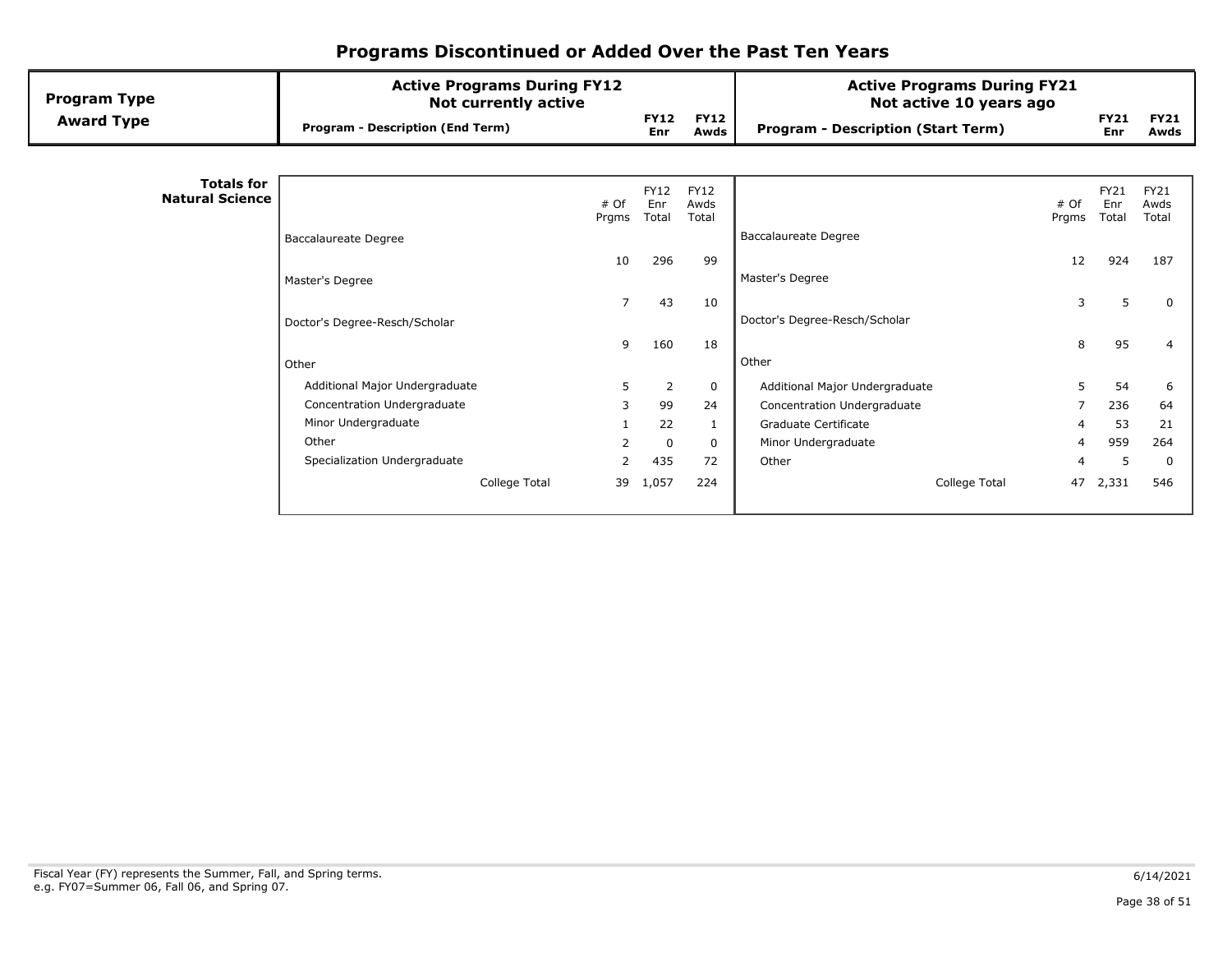# Programs Discontinued or Added Over the Past Ten Years

| Program Type / Award Type | Active Programs During FY12 Not currently active — Program - Description (End Term) | FY12 Enr | FY12 Awds | Active Programs During FY21 Not active 10 years ago — Program - Description (Start Term) | FY21 Enr | FY21 Awds |
|---|---|---|---|---|---|---|

**Totals for Natural Science**

| Active Programs During FY12 (Not currently active) | # Of Prgms | FY12 Enr Total | FY12 Awds Total | Active Programs During FY21 (Not active 10 years ago) | # Of Prgms | FY21 Enr Total | FY21 Awds Total |
|---|---|---|---|---|---|---|---|
| Baccalaureate Degree | 10 | 296 | 99 | Baccalaureate Degree | 12 | 924 | 187 |
| Master's Degree | 7 | 43 | 10 | Master's Degree | 3 | 5 | 0 |
| Doctor's Degree-Resch/Scholar | 9 | 160 | 18 | Doctor's Degree-Resch/Scholar | 8 | 95 | 4 |
| Other | | | | Other | | | |
| Additional Major Undergraduate | 5 | 2 | 0 | Additional Major Undergraduate | 5 | 54 | 6 |
| Concentration Undergraduate | 3 | 99 | 24 | Concentration Undergraduate | 7 | 236 | 64 |
| Minor Undergraduate | 1 | 22 | 1 | Graduate Certificate | 4 | 53 | 21 |
| Other | 2 | 0 | 0 | Minor Undergraduate | 4 | 959 | 264 |
| Specialization Undergraduate | 2 | 435 | 72 | Other | 4 | 5 | 0 |
| College Total | 39 | 1,057 | 224 | College Total | 47 | 2,331 | 546 |

Fiscal Year (FY) represents the Summer, Fall, and Spring terms.
e.g. FY07=Summer 06, Fall 06, and Spring 07.

6/14/2021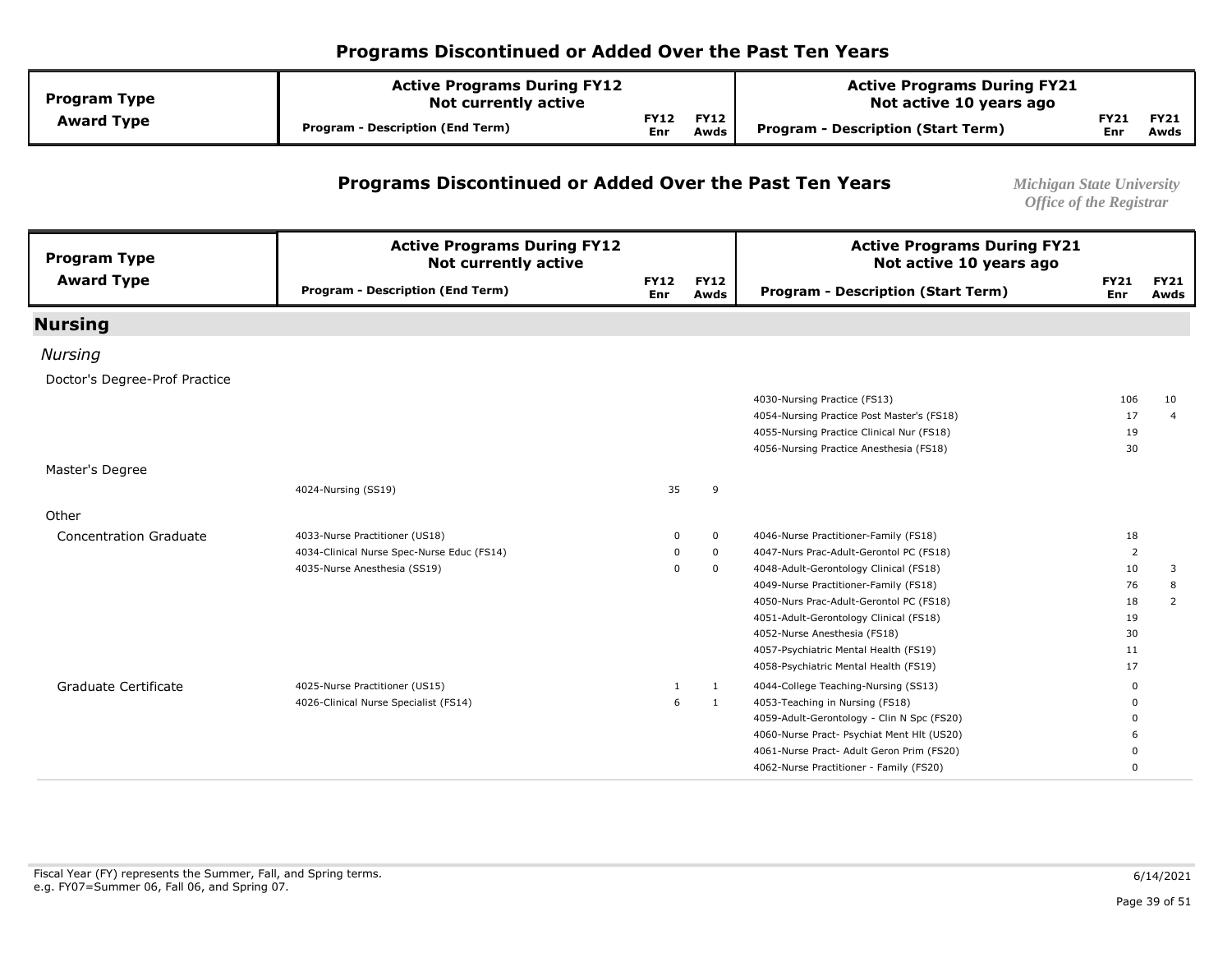## Programs Discontinued or Added Over the Past Ten Years

*Michigan State University*
*Office of the Registrar*

| Program Type / Award Type | Active Programs During FY12 Not currently active — Program - Description (End Term) | FY12 Enr | FY12 Awds | Active Programs During FY21 Not active 10 years ago — Program - Description (Start Term) | FY21 Enr | FY21 Awds |
|---|---|---|---|---|---|---|
| **Nursing** | | | | | | |
| *Nursing* | | | | | | |
| Doctor's Degree-Prof Practice | | | | 4030-Nursing Practice (FS13) | 106 | 10 |
| | | | | 4054-Nursing Practice Post Master's (FS18) | 17 | 4 |
| | | | | 4055-Nursing Practice Clinical Nur (FS18) | 19 | |
| | | | | 4056-Nursing Practice Anesthesia (FS18) | 30 | |
| Master's Degree | 4024-Nursing (SS19) | 35 | 9 | | | |
| Other | | | | | | |
| Concentration Graduate | 4033-Nurse Practitioner (US18) | 0 | 0 | 4046-Nurse Practitioner-Family (FS18) | 18 | |
| | 4034-Clinical Nurse Spec-Nurse Educ (FS14) | 0 | 0 | 4047-Nurs Prac-Adult-Gerontol PC (FS18) | 2 | |
| | 4035-Nurse Anesthesia (SS19) | 0 | 0 | 4048-Adult-Gerontology Clinical (FS18) | 10 | 3 |
| | | | | 4049-Nurse Practitioner-Family (FS18) | 76 | 8 |
| | | | | 4050-Nurs Prac-Adult-Gerontol PC (FS18) | 18 | 2 |
| | | | | 4051-Adult-Gerontology Clinical (FS18) | 19 | |
| | | | | 4052-Nurse Anesthesia (FS18) | 30 | |
| | | | | 4057-Psychiatric Mental Health (FS19) | 11 | |
| | | | | 4058-Psychiatric Mental Health (FS19) | 17 | |
| Graduate Certificate | 4025-Nurse Practitioner (US15) | 1 | 1 | 4044-College Teaching-Nursing (SS13) | 0 | |
| | 4026-Clinical Nurse Specialist (FS14) | 6 | 1 | 4053-Teaching in Nursing (FS18) | 0 | |
| | | | | 4059-Adult-Gerontology - Clin N Spc (FS20) | 0 | |
| | | | | 4060-Nurse Pract- Psychiat Ment Hlt (US20) | 6 | |
| | | | | 4061-Nurse Pract- Adult Geron Prim (FS20) | 0 | |
| | | | | 4062-Nurse Practitioner - Family (FS20) | 0 | |

Fiscal Year (FY) represents the Summer, Fall, and Spring terms.
e.g. FY07=Summer 06, Fall 06, and Spring 07.

6/14/2021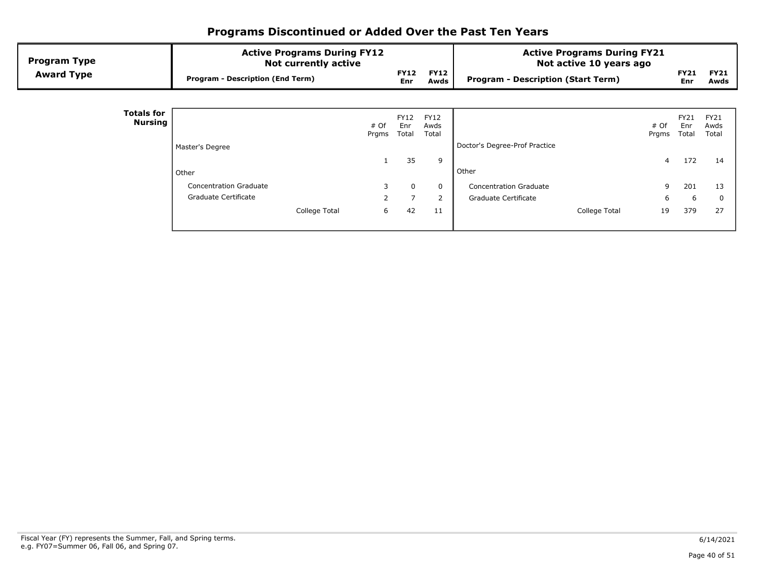# Programs Discontinued or Added Over the Past Ten Years

| Program Type / Award Type | Active Programs During FY12 Not currently active — Program - Description (End Term) | FY12 Enr | FY12 Awds | Active Programs During FY21 Not active 10 years ago — Program - Description (Start Term) | FY21 Enr | FY21 Awds |
|---|---|---|---|---|---|---|

**Totals for Nursing**

| Active Programs During FY12 (Not currently active) | # Of Prgms | FY12 Enr Total | FY12 Awds Total | Active Programs During FY21 (Not active 10 years ago) | # Of Prgms | FY21 Enr Total | FY21 Awds Total |
|---|---|---|---|---|---|---|---|
| Master's Degree | | | | Doctor's Degree-Prof Practice | | | |
| | 1 | 35 | 9 | | 4 | 172 | 14 |
| Other | | | | Other | | | |
| Concentration Graduate | 3 | 0 | 0 | Concentration Graduate | 9 | 201 | 13 |
| Graduate Certificate | 2 | 7 | 2 | Graduate Certificate | 6 | 6 | 0 |
| College Total | 6 | 42 | 11 | College Total | 19 | 379 | 27 |

Fiscal Year (FY) represents the Summer, Fall, and Spring terms.
e.g. FY07=Summer 06, Fall 06, and Spring 07.

6/14/2021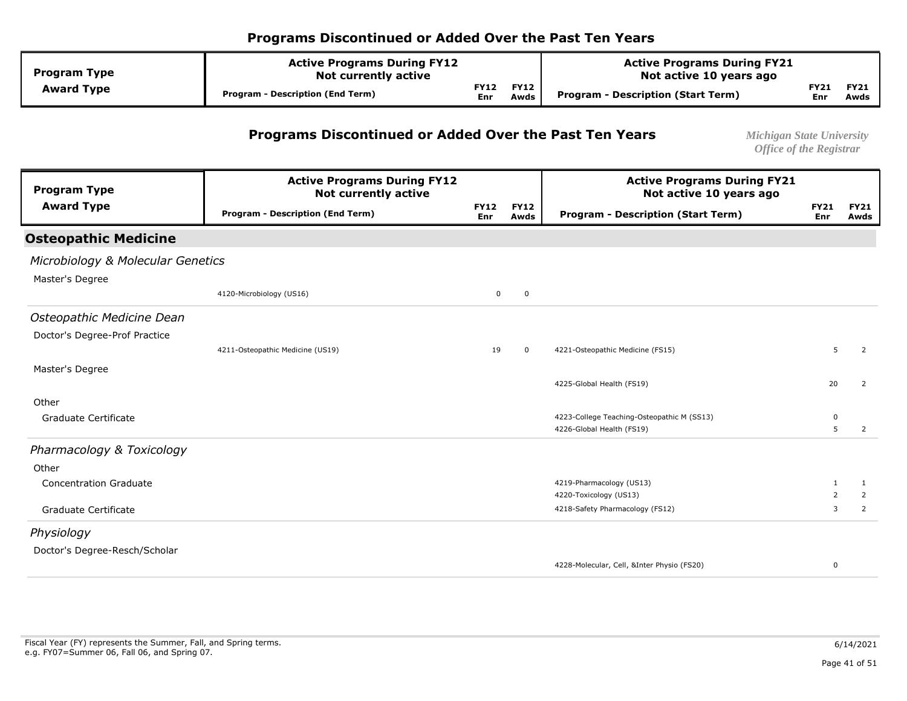## Programs Discontinued or Added Over the Past Ten Years

*Michigan State University*
*Office of the Registrar*

| Program Type / Award Type | Active Programs During FY12 Not currently active: Program - Description (End Term) | FY12 Enr | FY12 Awds | Active Programs During FY21 Not active 10 years ago: Program - Description (Start Term) | FY21 Enr | FY21 Awds |
|---|---|---|---|---|---|---|
| **Osteopathic Medicine** | | | | | | |
| *Microbiology & Molecular Genetics* | | | | | | |
| Master's Degree | 4120-Microbiology (US16) | 0 | 0 | | | |
| *Osteopathic Medicine Dean* | | | | | | |
| Doctor's Degree-Prof Practice | 4211-Osteopathic Medicine (US19) | 19 | 0 | 4221-Osteopathic Medicine (FS15) | 5 | 2 |
| Master's Degree | | | | 4225-Global Health (FS19) | 20 | 2 |
| Other | | | | | | |
| Graduate Certificate | | | | 4223-College Teaching-Osteopathic M (SS13) | 0 | |
| | | | | 4226-Global Health (FS19) | 5 | 2 |
| *Pharmacology & Toxicology* | | | | | | |
| Other | | | | | | |
| Concentration Graduate | | | | 4219-Pharmacology (US13) | 1 | 1 |
| | | | | 4220-Toxicology (US13) | 2 | 2 |
| Graduate Certificate | | | | 4218-Safety Pharmacology (FS12) | 3 | 2 |
| *Physiology* | | | | | | |
| Doctor's Degree-Resch/Scholar | | | | 4228-Molecular, Cell, &Inter Physio (FS20) | 0 | |

Fiscal Year (FY) represents the Summer, Fall, and Spring terms.
e.g. FY07=Summer 06, Fall 06, and Spring 07.

6/14/2021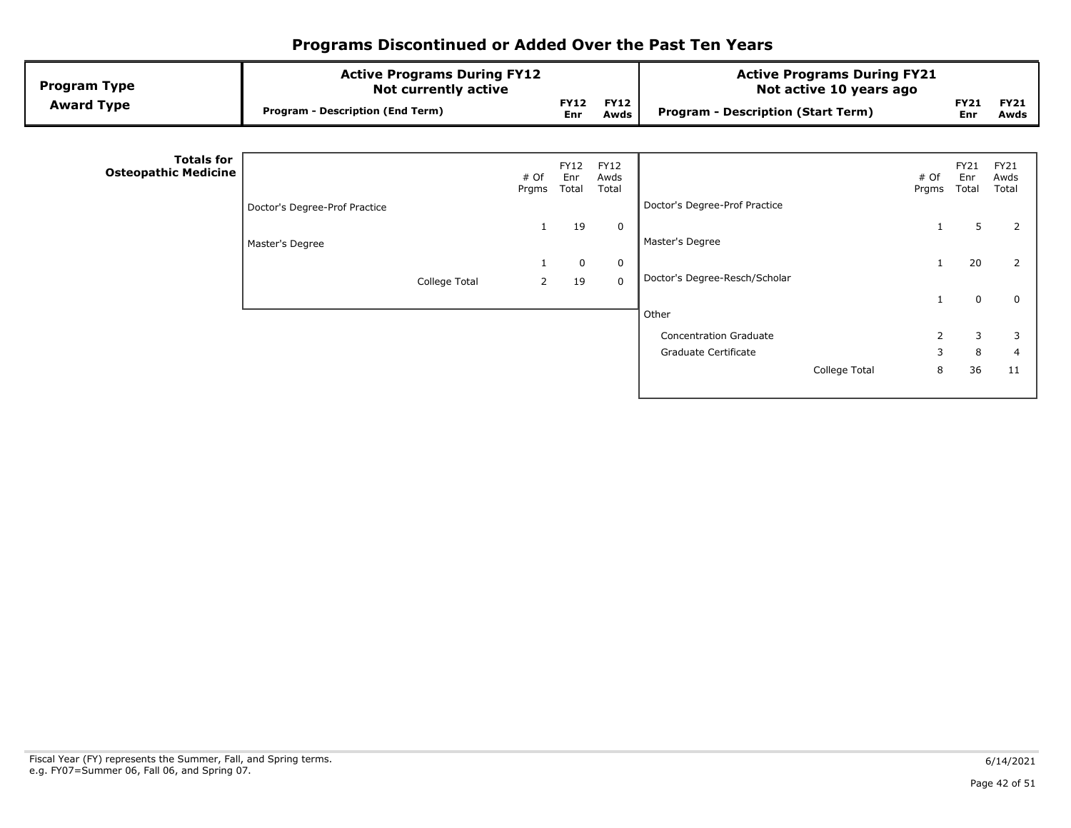# Programs Discontinued or Added Over the Past Ten Years

| Program Type / Award Type | Active Programs During FY12 Not currently active — Program - Description (End Term) | FY12 Enr | FY12 Awds | Active Programs During FY21 Not active 10 years ago — Program - Description (Start Term) | FY21 Enr | FY21 Awds |
|---|---|---|---|---|---|---|

**Totals for Osteopathic Medicine**

Active Programs During FY12, Not currently active:

| | # Of Prgms | FY12 Enr Total | FY12 Awds Total |
|---|---|---|---|
| Doctor's Degree-Prof Practice | 1 | 19 | 0 |
| Master's Degree | 1 | 0 | 0 |
| College Total | 2 | 19 | 0 |

Active Programs During FY21, Not active 10 years ago:

| | # Of Prgms | FY21 Enr Total | FY21 Awds Total |
|---|---|---|---|
| Doctor's Degree-Prof Practice | 1 | 5 | 2 |
| Master's Degree | 1 | 20 | 2 |
| Doctor's Degree-Resch/Scholar | 1 | 0 | 0 |
| Other | | | |
| Concentration Graduate | 2 | 3 | 3 |
| Graduate Certificate | 3 | 8 | 4 |
| College Total | 8 | 36 | 11 |

Fiscal Year (FY) represents the Summer, Fall, and Spring terms.
e.g. FY07=Summer 06, Fall 06, and Spring 07.

6/14/2021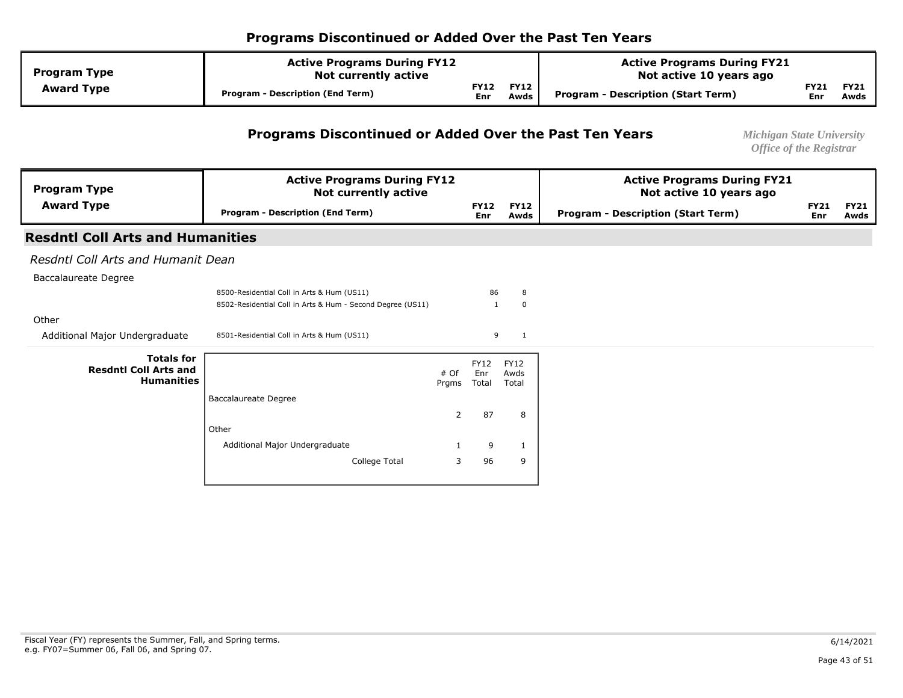## Programs Discontinued or Added Over the Past Ten Years

| Program Type / Award Type | Active Programs During FY12 Not currently active: Program - Description (End Term) | FY12 Enr | FY12 Awds | Active Programs During FY21 Not active 10 years ago: Program - Description (Start Term) | FY21 Enr | FY21 Awds |
|---|---|---|---|---|---|---|

## Programs Discontinued or Added Over the Past Ten Years

*Michigan State University*
*Office of the Registrar*

| Program Type / Award Type | Active Programs During FY12 Not currently active: Program - Description (End Term) | FY12 Enr | FY12 Awds | Active Programs During FY21 Not active 10 years ago: Program - Description (Start Term) | FY21 Enr | FY21 Awds |
|---|---|---|---|---|---|---|

### Resdntl Coll Arts and Humanities

*Resdntl Coll Arts and Humanit Dean*

| Program Type / Award Type | Program - Description (End Term) | FY12 Enr | FY12 Awds | Program - Description (Start Term) | FY21 Enr | FY21 Awds |
|---|---|---|---|---|---|---|
| Baccalaureate Degree | | | | | | |
| | 8500-Residential Coll in Arts & Hum (US11) | 86 | 8 | | | |
| | 8502-Residential Coll in Arts & Hum - Second Degree (US11) | 1 | 0 | | | |
| Other | | | | | | |
| Additional Major Undergraduate | 8501-Residential Coll in Arts & Hum (US11) | 9 | 1 | | | |

**Totals for Resdntl Coll Arts and Humanities**

| | # Of Prgms | FY12 Enr Total | FY12 Awds Total |
|---|---|---|---|
| Baccalaureate Degree | | | |
| | 2 | 87 | 8 |
| Other | | | |
| Additional Major Undergraduate | 1 | 9 | 1 |
| College Total | 3 | 96 | 9 |

Fiscal Year (FY) represents the Summer, Fall, and Spring terms.
e.g. FY07=Summer 06, Fall 06, and Spring 07.

6/14/2021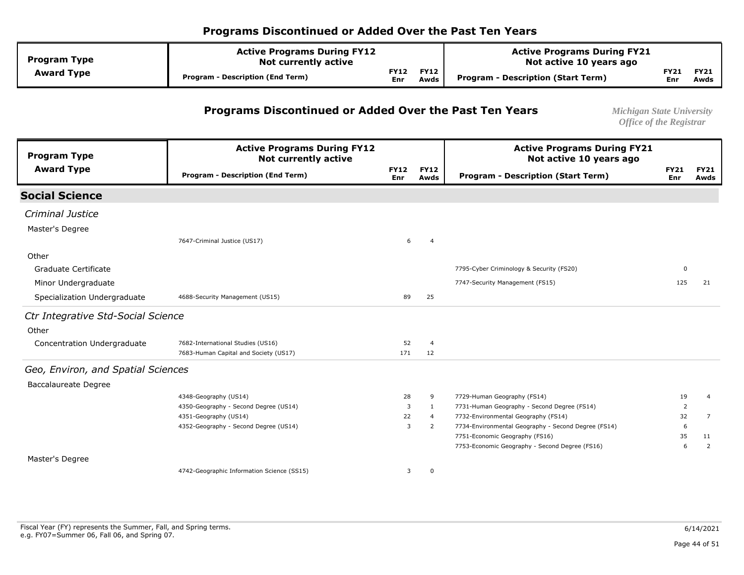# Programs Discontinued or Added Over the Past Ten Years

*Michigan State University*
*Office of the Registrar*

| Program Type / Award Type | Active Programs During FY12 Not currently active: Program - Description (End Term) | FY12 Enr | FY12 Awds | Active Programs During FY21 Not active 10 years ago: Program - Description (Start Term) | FY21 Enr | FY21 Awds |
|---|---|---|---|---|---|---|
| **Social Science** | | | | | | |
| *Criminal Justice* | | | | | | |
| Master's Degree | | | | | | |
| | 7647-Criminal Justice (US17) | 6 | 4 | | | |
| Other | | | | | | |
| Graduate Certificate | | | | 7795-Cyber Criminology & Security (FS20) | 0 | |
| Minor Undergraduate | | | | 7747-Security Management (FS15) | 125 | 21 |
| Specialization Undergraduate | 4688-Security Management (US15) | 89 | 25 | | | |
| *Ctr Integrative Std-Social Science* | | | | | | |
| Other | | | | | | |
| Concentration Undergraduate | 7682-International Studies (US16) | 52 | 4 | | | |
| | 7683-Human Capital and Society (US17) | 171 | 12 | | | |
| *Geo, Environ, and Spatial Sciences* | | | | | | |
| Baccalaureate Degree | | | | | | |
| | 4348-Geography (US14) | 28 | 9 | 7729-Human Geography (FS14) | 19 | 4 |
| | 4350-Geography - Second Degree (US14) | 3 | 1 | 7731-Human Geography - Second Degree (FS14) | 2 | |
| | 4351-Geography (US14) | 22 | 4 | 7732-Environmental Geography (FS14) | 32 | 7 |
| | 4352-Geography - Second Degree (US14) | 3 | 2 | 7734-Environmental Geography - Second Degree (FS14) | 6 | |
| | | | | 7751-Economic Geography (FS16) | 35 | 11 |
| | | | | 7753-Economic Geography - Second Degree (FS16) | 6 | 2 |
| Master's Degree | | | | | | |
| | 4742-Geographic Information Science (SS15) | 3 | 0 | | | |

Fiscal Year (FY) represents the Summer, Fall, and Spring terms.
e.g. FY07=Summer 06, Fall 06, and Spring 07.

6/14/2021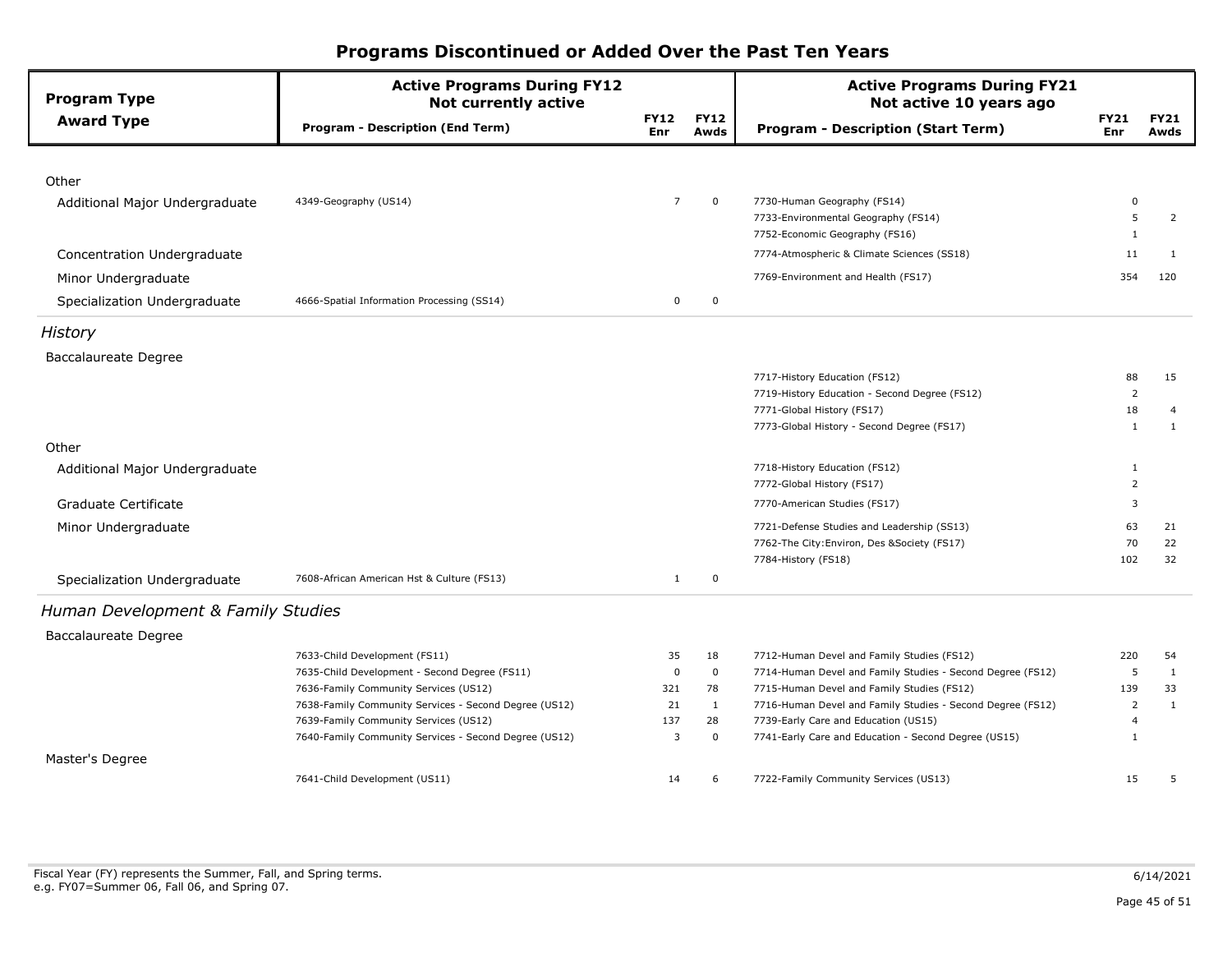# Programs Discontinued or Added Over the Past Ten Years

| Program Type / Award Type | Active Programs During FY12 Not currently active — Program - Description (End Term) | FY12 Enr | FY12 Awds | Active Programs During FY21 Not active 10 years ago — Program - Description (Start Term) | FY21 Enr | FY21 Awds |
|---|---|---|---|---|---|---|
| **Other** | | | | | | |
| Additional Major Undergraduate | 4349-Geography (US14) | 7 | 0 | 7730-Human Geography (FS14) | 0 | |
| | | | | 7733-Environmental Geography (FS14) | 5 | 2 |
| | | | | 7752-Economic Geography (FS16) | 1 | |
| Concentration Undergraduate | | | | 7774-Atmospheric & Climate Sciences (SS18) | 11 | 1 |
| Minor Undergraduate | | | | 7769-Environment and Health (FS17) | 354 | 120 |
| Specialization Undergraduate | 4666-Spatial Information Processing (SS14) | 0 | 0 | | | |
| ***History*** | | | | | | |
| **Baccalaureate Degree** | | | | | | |
| | | | | 7717-History Education (FS12) | 88 | 15 |
| | | | | 7719-History Education - Second Degree (FS12) | 2 | |
| | | | | 7771-Global History (FS17) | 18 | 4 |
| | | | | 7773-Global History - Second Degree (FS17) | 1 | 1 |
| **Other** | | | | | | |
| Additional Major Undergraduate | | | | 7718-History Education (FS12) | 1 | |
| | | | | 7772-Global History (FS17) | 2 | |
| Graduate Certificate | | | | 7770-American Studies (FS17) | 3 | |
| Minor Undergraduate | | | | 7721-Defense Studies and Leadership (SS13) | 63 | 21 |
| | | | | 7762-The City:Environ, Des &Society (FS17) | 70 | 22 |
| | | | | 7784-History (FS18) | 102 | 32 |
| Specialization Undergraduate | 7608-African American Hst & Culture (FS13) | 1 | 0 | | | |
| ***Human Development & Family Studies*** | | | | | | |
| **Baccalaureate Degree** | | | | | | |
| | 7633-Child Development (FS11) | 35 | 18 | 7712-Human Devel and Family Studies (FS12) | 220 | 54 |
| | 7635-Child Development - Second Degree (FS11) | 0 | 0 | 7714-Human Devel and Family Studies - Second Degree (FS12) | 5 | 1 |
| | 7636-Family Community Services (US12) | 321 | 78 | 7715-Human Devel and Family Studies (FS12) | 139 | 33 |
| | 7638-Family Community Services - Second Degree (US12) | 21 | 1 | 7716-Human Devel and Family Studies - Second Degree (FS12) | 2 | 1 |
| | 7639-Family Community Services (US12) | 137 | 28 | 7739-Early Care and Education (US15) | 4 | |
| | 7640-Family Community Services - Second Degree (US12) | 3 | 0 | 7741-Early Care and Education - Second Degree (US15) | 1 | |
| **Master's Degree** | | | | | | |
| | 7641-Child Development (US11) | 14 | 6 | 7722-Family Community Services (US13) | 15 | 5 |

Fiscal Year (FY) represents the Summer, Fall, and Spring terms.
e.g. FY07=Summer 06, Fall 06, and Spring 07.

6/14/2021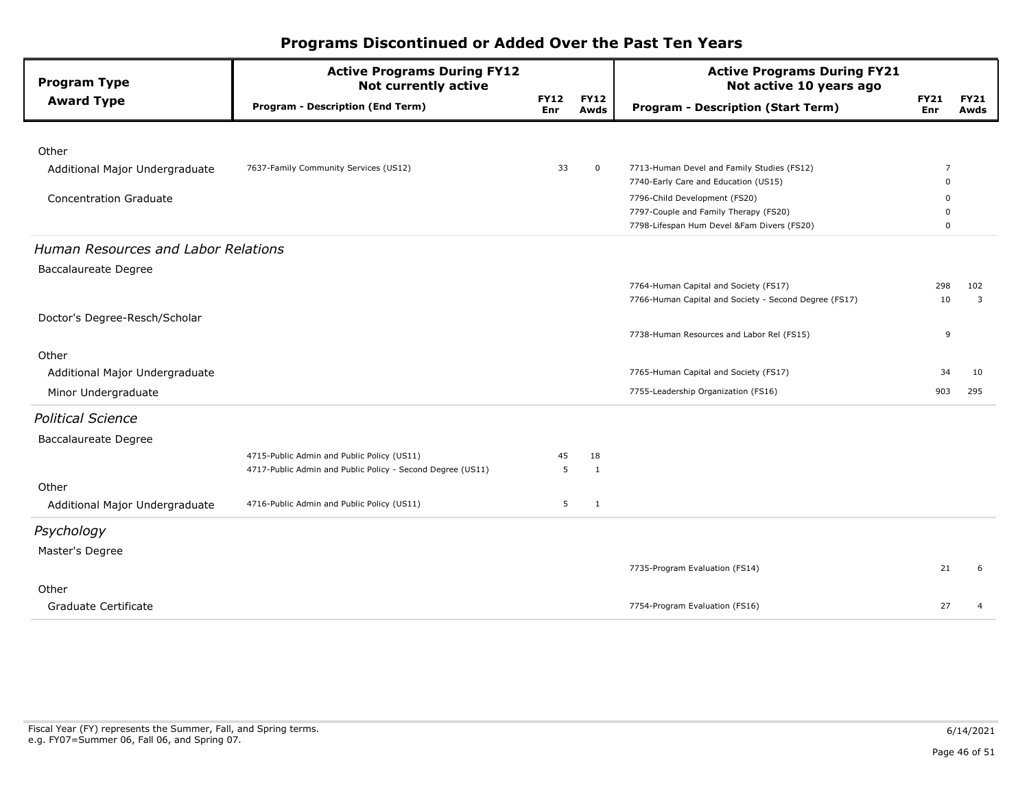# Programs Discontinued or Added Over the Past Ten Years

| Program Type / Award Type | Active Programs During FY12 Not currently active — Program - Description (End Term) | FY12 Enr | FY12 Awds | Active Programs During FY21 Not active 10 years ago — Program - Description (Start Term) | FY21 Enr | FY21 Awds |
|---|---|---|---|---|---|---|
| **Other** | | | | | | |
| Additional Major Undergraduate | 7637-Family Community Services (US12) | 33 | 0 | 7713-Human Devel and Family Studies (FS12) | 7 | |
| | | | | 7740-Early Care and Education (US15) | 0 | |
| Concentration Graduate | | | | 7796-Child Development (FS20) | 0 | |
| | | | | 7797-Couple and Family Therapy (FS20) | 0 | |
| | | | | 7798-Lifespan Hum Devel &Fam Divers (FS20) | 0 | |
| ***Human Resources and Labor Relations*** | | | | | | |
| Baccalaureate Degree | | | | | | |
| | | | | 7764-Human Capital and Society (FS17) | 298 | 102 |
| | | | | 7766-Human Capital and Society - Second Degree (FS17) | 10 | 3 |
| Doctor's Degree-Resch/Scholar | | | | | | |
| | | | | 7738-Human Resources and Labor Rel (FS15) | 9 | |
| **Other** | | | | | | |
| Additional Major Undergraduate | | | | 7765-Human Capital and Society (FS17) | 34 | 10 |
| Minor Undergraduate | | | | 7755-Leadership Organization (FS16) | 903 | 295 |
| ***Political Science*** | | | | | | |
| Baccalaureate Degree | | | | | | |
| | 4715-Public Admin and Public Policy (US11) | 45 | 18 | | | |
| | 4717-Public Admin and Public Policy - Second Degree (US11) | 5 | 1 | | | |
| **Other** | | | | | | |
| Additional Major Undergraduate | 4716-Public Admin and Public Policy (US11) | 5 | 1 | | | |
| ***Psychology*** | | | | | | |
| Master's Degree | | | | | | |
| | | | | 7735-Program Evaluation (FS14) | 21 | 6 |
| **Other** | | | | | | |
| Graduate Certificate | | | | 7754-Program Evaluation (FS16) | 27 | 4 |

Fiscal Year (FY) represents the Summer, Fall, and Spring terms.
e.g. FY07=Summer 06, Fall 06, and Spring 07.

6/14/2021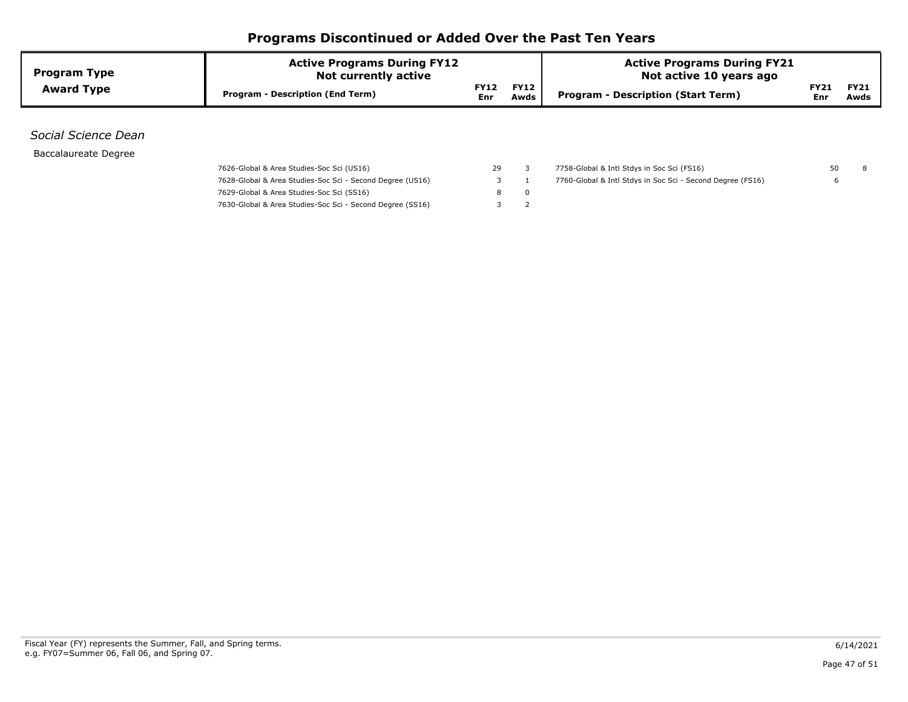# Programs Discontinued or Added Over the Past Ten Years

| Program Type / Award Type | Active Programs During FY12 Not currently active: Program - Description (End Term) | FY12 Enr | FY12 Awds | Active Programs During FY21 Not active 10 years ago: Program - Description (Start Term) | FY21 Enr | FY21 Awds |
|---|---|---|---|---|---|---|
| *Social Science Dean* | | | | | | |
| Baccalaureate Degree | | | | | | |
| | 7626-Global & Area Studies-Soc Sci (US16) | 29 | 3 | 7758-Global & Intl Stdys in Soc Sci (FS16) | 50 | 8 |
| | 7628-Global & Area Studies-Soc Sci - Second Degree (US16) | 3 | 1 | 7760-Global & Intl Stdys in Soc Sci - Second Degree (FS16) | 6 | |
| | 7629-Global & Area Studies-Soc Sci (SS16) | 8 | 0 | | | |
| | 7630-Global & Area Studies-Soc Sci - Second Degree (SS16) | 3 | 2 | | | |

Fiscal Year (FY) represents the Summer, Fall, and Spring terms.
e.g. FY07=Summer 06, Fall 06, and Spring 07.

6/14/2021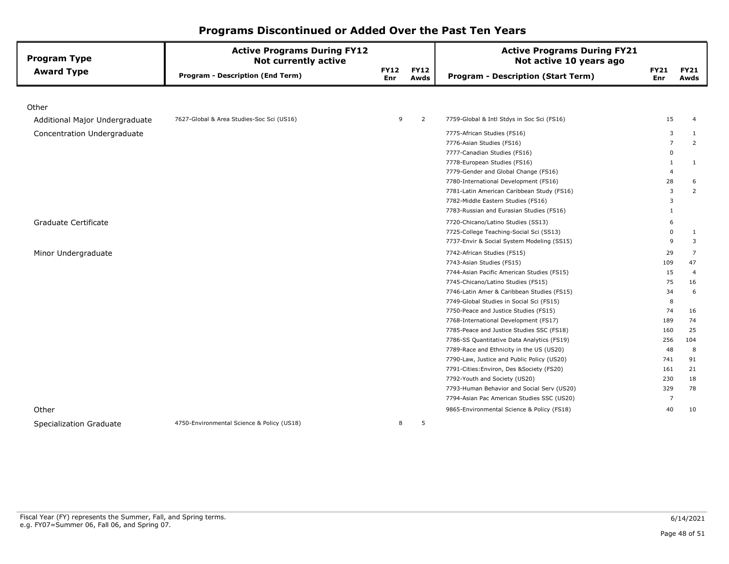# Programs Discontinued or Added Over the Past Ten Years

| Program Type / Award Type | Active Programs During FY12 Not currently active: Program - Description (End Term) | FY12 Enr | FY12 Awds | Active Programs During FY21 Not active 10 years ago: Program - Description (Start Term) | FY21 Enr | FY21 Awds |
|---|---|---|---|---|---|---|
| **Other** | | | | | | |
| Additional Major Undergraduate | 7627-Global & Area Studies-Soc Sci (US16) | 9 | 2 | 7759-Global & Intl Stdys in Soc Sci (FS16) | 15 | 4 |
| Concentration Undergraduate | | | | 7775-African Studies (FS16) | 3 | 1 |
| | | | | 7776-Asian Studies (FS16) | 7 | 2 |
| | | | | 7777-Canadian Studies (FS16) | 0 | |
| | | | | 7778-European Studies (FS16) | 1 | 1 |
| | | | | 7779-Gender and Global Change (FS16) | 4 | |
| | | | | 7780-International Development (FS16) | 28 | 6 |
| | | | | 7781-Latin American Caribbean Study (FS16) | 3 | 2 |
| | | | | 7782-Middle Eastern Studies (FS16) | 3 | |
| | | | | 7783-Russian and Eurasian Studies (FS16) | 1 | |
| Graduate Certificate | | | | 7720-Chicano/Latino Studies (SS13) | 6 | |
| | | | | 7725-College Teaching-Social Sci (SS13) | 0 | 1 |
| | | | | 7737-Envir & Social System Modeling (SS15) | 9 | 3 |
| Minor Undergraduate | | | | 7742-African Studies (FS15) | 29 | 7 |
| | | | | 7743-Asian Studies (FS15) | 109 | 47 |
| | | | | 7744-Asian Pacific American Studies (FS15) | 15 | 4 |
| | | | | 7745-Chicano/Latino Studies (FS15) | 75 | 16 |
| | | | | 7746-Latin Amer & Caribbean Studies (FS15) | 34 | 6 |
| | | | | 7749-Global Studies in Social Sci (FS15) | 8 | |
| | | | | 7750-Peace and Justice Studies (FS15) | 74 | 16 |
| | | | | 7768-International Development (FS17) | 189 | 74 |
| | | | | 7785-Peace and Justice Studies SSC (FS18) | 160 | 25 |
| | | | | 7786-SS Quantitative Data Analytics (FS19) | 256 | 104 |
| | | | | 7789-Race and Ethnicity in the US (US20) | 48 | 8 |
| | | | | 7790-Law, Justice and Public Policy (US20) | 741 | 91 |
| | | | | 7791-Cities:Environ, Des &Society (FS20) | 161 | 21 |
| | | | | 7792-Youth and Society (US20) | 230 | 18 |
| | | | | 7793-Human Behavior and Social Serv (US20) | 329 | 78 |
| | | | | 7794-Asian Pac American Studies SSC (US20) | 7 | |
| Other | | | | 9865-Environmental Science & Policy (FS18) | 40 | 10 |
| Specialization Graduate | 4750-Environmental Science & Policy (US18) | 8 | 5 | | | |

Fiscal Year (FY) represents the Summer, Fall, and Spring terms.
e.g. FY07=Summer 06, Fall 06, and Spring 07.

6/14/2021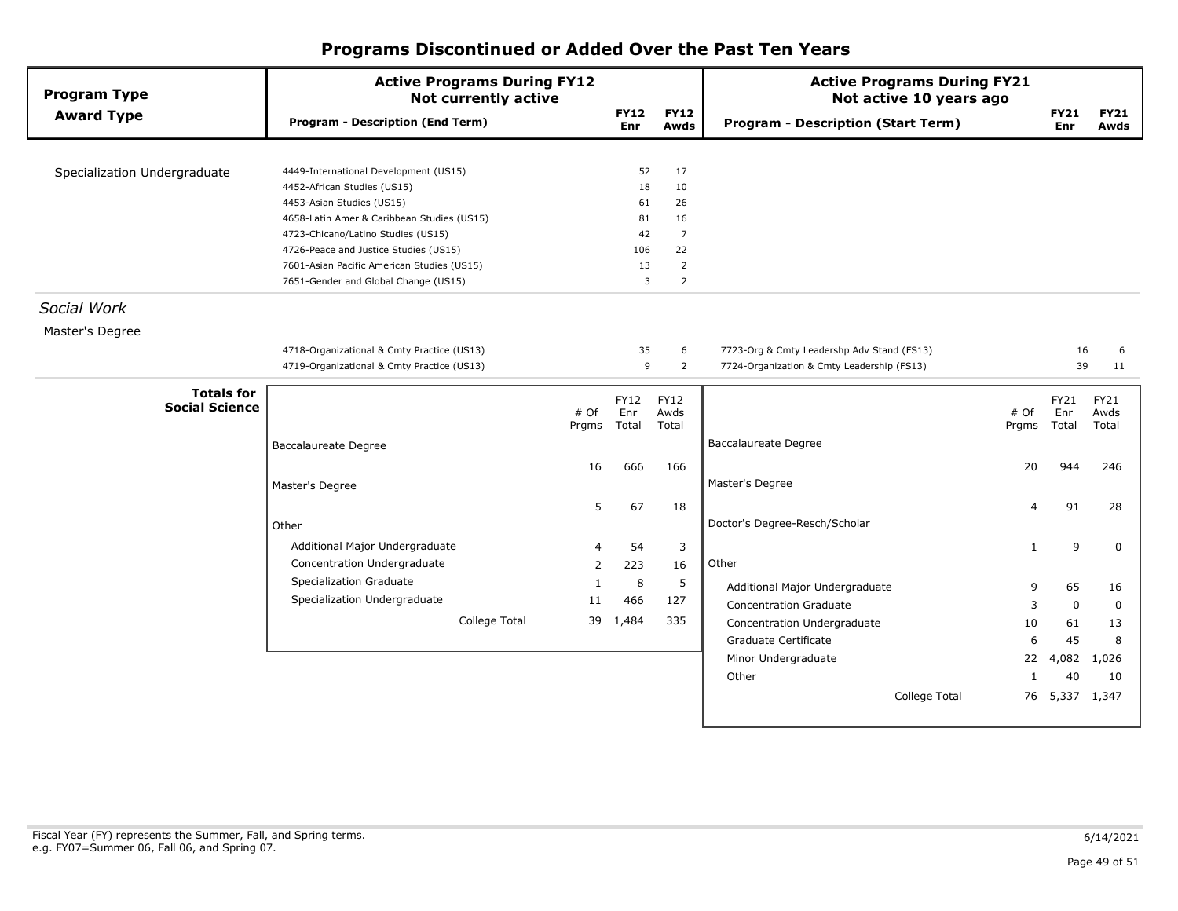# Programs Discontinued or Added Over the Past Ten Years

| Program Type / Award Type | Active Programs During FY12 Not currently active: Program - Description (End Term) | FY12 Enr | FY12 Awds | Active Programs During FY21 Not active 10 years ago: Program - Description (Start Term) | FY21 Enr | FY21 Awds |
|---|---|---|---|---|---|---|
| Specialization Undergraduate | 4449-International Development (US15) | 52 | 17 | | | |
| | 4452-African Studies (US15) | 18 | 10 | | | |
| | 4453-Asian Studies (US15) | 61 | 26 | | | |
| | 4658-Latin Amer & Caribbean Studies (US15) | 81 | 16 | | | |
| | 4723-Chicano/Latino Studies (US15) | 42 | 7 | | | |
| | 4726-Peace and Justice Studies (US15) | 106 | 22 | | | |
| | 7601-Asian Pacific American Studies (US15) | 13 | 2 | | | |
| | 7651-Gender and Global Change (US15) | 3 | 2 | | | |
| ***Social Work*** | | | | | | |
| Master's Degree | 4718-Organizational & Cmty Practice (US13) | 35 | 6 | 7723-Org & Cmty Leadershp Adv Stand (FS13) | 16 | 6 |
| | 4719-Organizational & Cmty Practice (US13) | 9 | 2 | 7724-Organization & Cmty Leadership (FS13) | 39 | 11 |

**Totals for Social Science**

| Active Programs During FY12 Not currently active | # Of Prgms | FY12 Enr Total | FY12 Awds Total |
|---|---|---|---|
| Baccalaureate Degree | 16 | 666 | 166 |
| Master's Degree | 5 | 67 | 18 |
| Other | | | |
| Additional Major Undergraduate | 4 | 54 | 3 |
| Concentration Undergraduate | 2 | 223 | 16 |
| Specialization Graduate | 1 | 8 | 5 |
| Specialization Undergraduate | 11 | 466 | 127 |
| College Total | 39 | 1,484 | 335 |

| Active Programs During FY21 Not active 10 years ago | # Of Prgms | FY21 Enr Total | FY21 Awds Total |
|---|---|---|---|
| Baccalaureate Degree | 20 | 944 | 246 |
| Master's Degree | 4 | 91 | 28 |
| Doctor's Degree-Resch/Scholar | 1 | 9 | 0 |
| Other | | | |
| Additional Major Undergraduate | 9 | 65 | 16 |
| Concentration Graduate | 3 | 0 | 0 |
| Concentration Undergraduate | 10 | 61 | 13 |
| Graduate Certificate | 6 | 45 | 8 |
| Minor Undergraduate | 22 | 4,082 | 1,026 |
| Other | 1 | 40 | 10 |
| College Total | 76 | 5,337 | 1,347 |

Fiscal Year (FY) represents the Summer, Fall, and Spring terms.
e.g. FY07=Summer 06, Fall 06, and Spring 07.

6/14/2021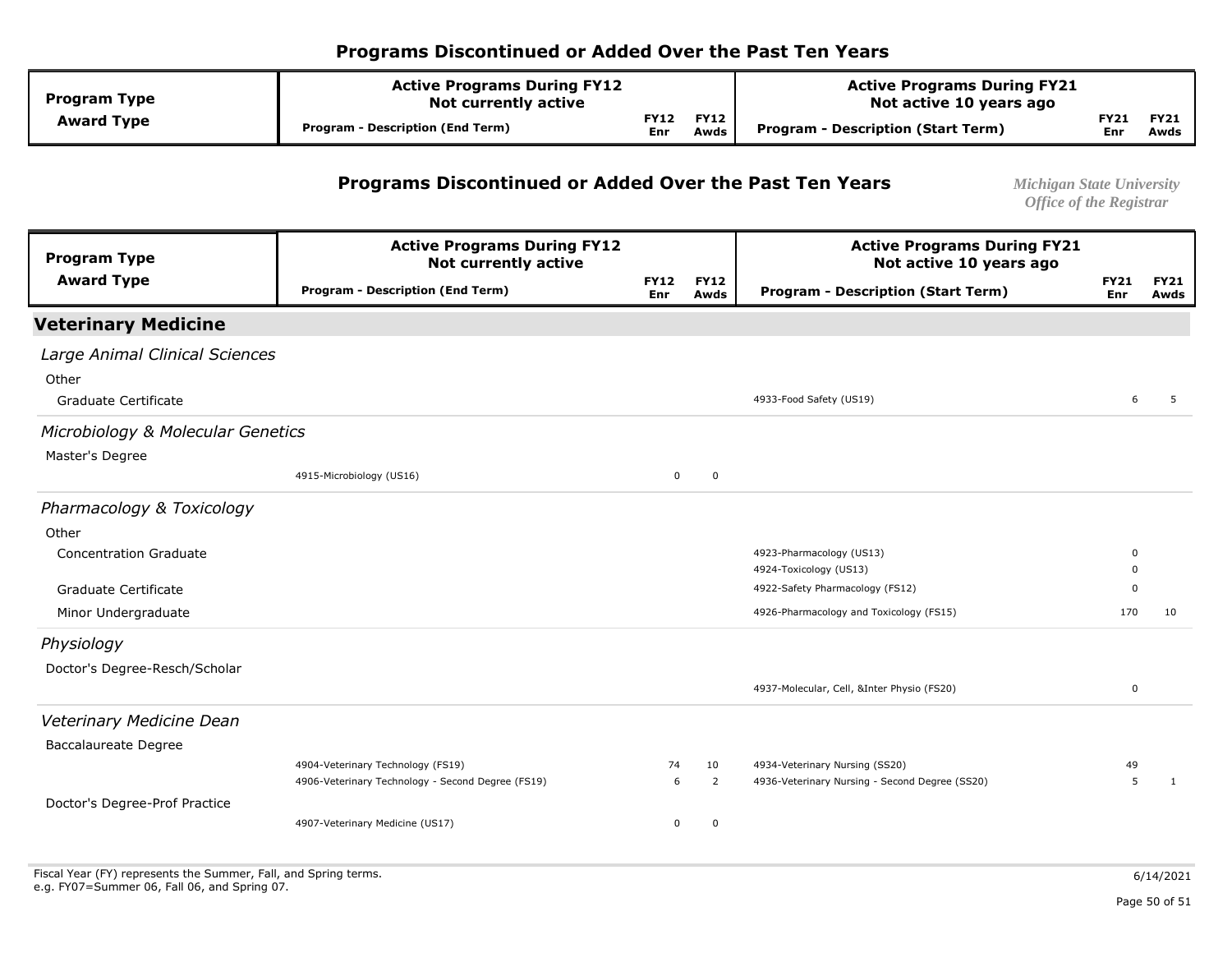## Programs Discontinued or Added Over the Past Ten Years

| Program Type / Award Type | Active Programs During FY12 Not currently active: Program - Description (End Term) | FY12 Enr | FY12 Awds | Active Programs During FY21 Not active 10 years ago: Program - Description (Start Term) | FY21 Enr | FY21 Awds |
|---|---|---|---|---|---|---|
| **Veterinary Medicine** | | | | | | |
| *Large Animal Clinical Sciences* | | | | | | |
| Other | | | | | | |
| Graduate Certificate | | | | 4933-Food Safety (US19) | 6 | 5 |
| *Microbiology & Molecular Genetics* | | | | | | |
| Master's Degree | 4915-Microbiology (US16) | 0 | 0 | | | |
| *Pharmacology & Toxicology* | | | | | | |
| Other | | | | | | |
| Concentration Graduate | | | | 4923-Pharmacology (US13) | 0 | |
| | | | | 4924-Toxicology (US13) | 0 | |
| Graduate Certificate | | | | 4922-Safety Pharmacology (FS12) | 0 | |
| Minor Undergraduate | | | | 4926-Pharmacology and Toxicology (FS15) | 170 | 10 |
| *Physiology* | | | | | | |
| Doctor's Degree-Resch/Scholar | | | | 4937-Molecular, Cell, &Inter Physio (FS20) | 0 | |
| *Veterinary Medicine Dean* | | | | | | |
| Baccalaureate Degree | 4904-Veterinary Technology (FS19) | 74 | 10 | 4934-Veterinary Nursing (SS20) | 49 | |
| | 4906-Veterinary Technology - Second Degree (FS19) | 6 | 2 | 4936-Veterinary Nursing - Second Degree (SS20) | 5 | 1 |
| Doctor's Degree-Prof Practice | 4907-Veterinary Medicine (US17) | 0 | 0 | | | |

Fiscal Year (FY) represents the Summer, Fall, and Spring terms.
e.g. FY07=Summer 06, Fall 06, and Spring 07.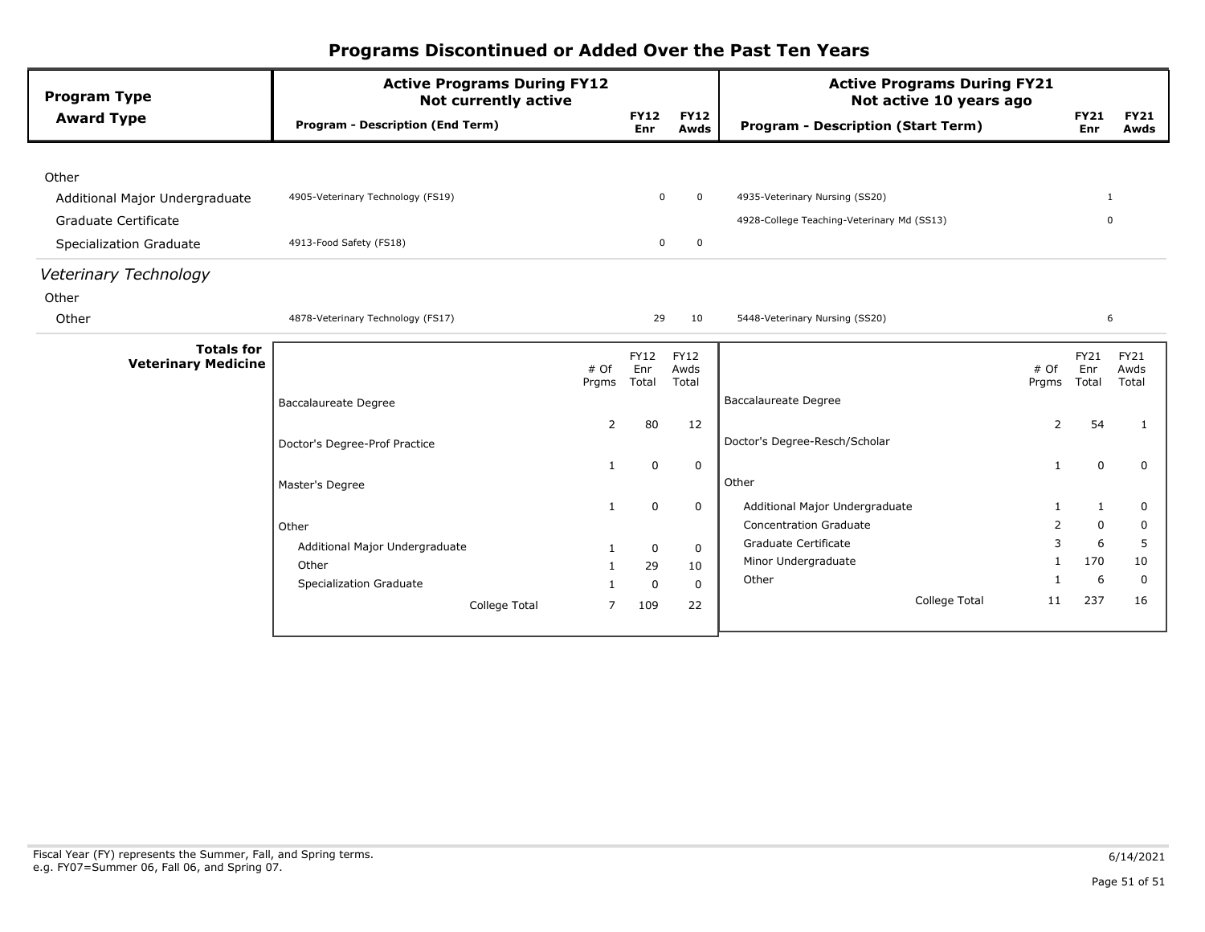# Programs Discontinued or Added Over the Past Ten Years

| Program Type / Award Type | Active Programs During FY12 Not currently active — Program - Description (End Term) | FY12 Enr | FY12 Awds | Active Programs During FY21 Not active 10 years ago — Program - Description (Start Term) | FY21 Enr | FY21 Awds |
|---|---|---|---|---|---|---|
| Other | | | | | | |
| Additional Major Undergraduate | 4905-Veterinary Technology (FS19) | 0 | 0 | 4935-Veterinary Nursing (SS20) | 1 | |
| Graduate Certificate | | | | 4928-College Teaching-Veterinary Md (SS13) | 0 | |
| Specialization Graduate | 4913-Food Safety (FS18) | 0 | 0 | | | |
| *Veterinary Technology* | | | | | | |
| Other | | | | | | |
| Other | 4878-Veterinary Technology (FS17) | 29 | 10 | 5448-Veterinary Nursing (SS20) | 6 | |

**Totals for Veterinary Medicine**

| FY12 | # Of Prgms | FY12 Enr Total | FY12 Awds Total |
|---|---|---|---|
| Baccalaureate Degree | 2 | 80 | 12 |
| Doctor's Degree-Prof Practice | 1 | 0 | 0 |
| Master's Degree | 1 | 0 | 0 |
| Other | | | |
| Additional Major Undergraduate | 1 | 0 | 0 |
| Other | 1 | 29 | 10 |
| Specialization Graduate | 1 | 0 | 0 |
| College Total | 7 | 109 | 22 |

| FY21 | # Of Prgms | FY21 Enr Total | FY21 Awds Total |
|---|---|---|---|
| Baccalaureate Degree | 2 | 54 | 1 |
| Doctor's Degree-Resch/Scholar | 1 | 0 | 0 |
| Other | | | |
| Additional Major Undergraduate | 1 | 1 | 0 |
| Concentration Graduate | 2 | 0 | 0 |
| Graduate Certificate | 3 | 6 | 5 |
| Minor Undergraduate | 1 | 170 | 10 |
| Other | 1 | 6 | 0 |
| College Total | 11 | 237 | 16 |

Fiscal Year (FY) represents the Summer, Fall, and Spring terms.
e.g. FY07=Summer 06, Fall 06, and Spring 07.

6/14/2021